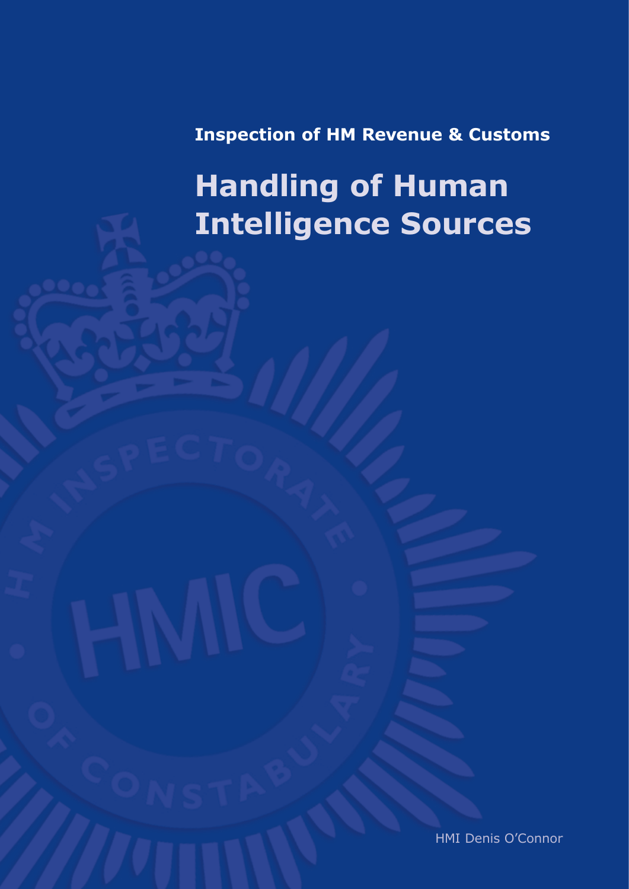**Inspection of HM Revenue & Customs**

# Handling of Human Intelligence Sources

HMI Denis O'Connor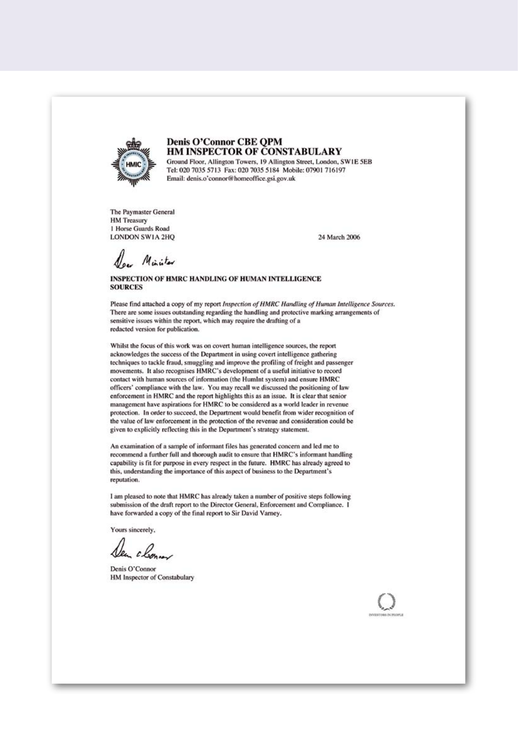**Denis O'Connor CBE QPM**
**HM INSPECTOR OF CONSTABULARY**

Ground Floor, Allington Towers, 19 Allington Street, London, SW1E 5EB
Tel: 020 7035 5713 Fax: 020 7035 5184 Mobile: 07901 716197
Email: denis.o'connor@homeoffice.gsi.gov.uk

The Paymaster General
HM Treasury
1 Horse Guards Road
LONDON SW1A 2HQ

24 March 2006

Dear Minister

**INSPECTION OF HMRC HANDLING OF HUMAN INTELLIGENCE SOURCES**

Please find attached a copy of my report *Inspection of HMRC Handling of Human Intelligence Sources*. There are some issues outstanding regarding the handling and protective marking arrangements of sensitive issues within the report, which may require the drafting of a redacted version for publication.

Whilst the focus of this work was on covert human intelligence sources, the report acknowledges the success of the Department in using covert intelligence gathering techniques to tackle fraud, smuggling and improve the profiling of freight and passenger movements. It also recognises HMRC's development of a useful initiative to record contact with human sources of information (the HumInt system) and ensure HMRC officers' compliance with the law. You may recall we discussed the positioning of law enforcement in HMRC and the report highlights this as an issue. It is clear that senior management have aspirations for HMRC to be considered as a world leader in revenue protection. In order to succeed, the Department would benefit from wider recognition of the value of law enforcement in the protection of the revenue and consideration could be given to explicitly reflecting this in the Department's strategy statement.

An examination of a sample of informant files has generated concern and led me to recommend a further full and thorough audit to ensure that HMRC's informant handling capability is fit for purpose in every respect in the future. HMRC has already agreed to this, understanding the importance of this aspect of business to the Department's reputation.

I am pleased to note that HMRC has already taken a number of positive steps following submission of the draft report to the Director General, Enforcement and Compliance. I have forwarded a copy of the final report to Sir David Varney.

Yours sincerely,

Denis O'Connor
HM Inspector of Constabulary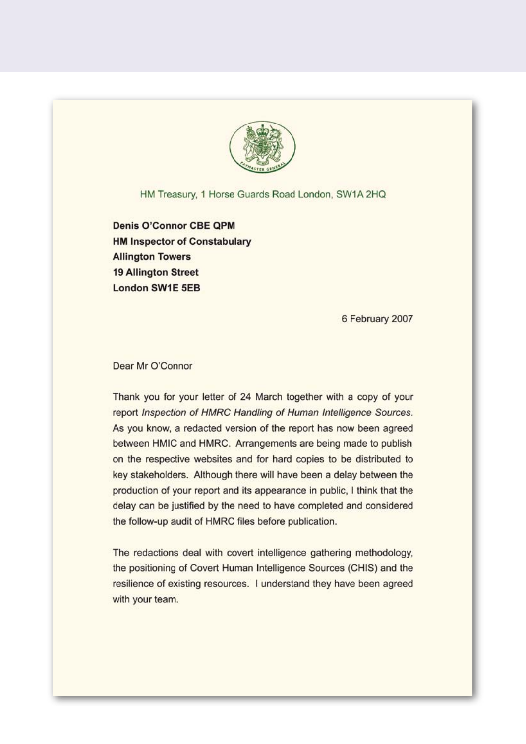HM Treasury, 1 Horse Guards Road London, SW1A 2HQ

**Denis O'Connor CBE QPM**
**HM Inspector of Constabulary**
**Allington Towers**
**19 Allington Street**
**London SW1E 5EB**

6 February 2007

Dear Mr O'Connor

Thank you for your letter of 24 March together with a copy of your report *Inspection of HMRC Handling of Human Intelligence Sources*. As you know, a redacted version of the report has now been agreed between HMIC and HMRC. Arrangements are being made to publish on the respective websites and for hard copies to be distributed to key stakeholders. Although there will have been a delay between the production of your report and its appearance in public, I think that the delay can be justified by the need to have completed and considered the follow-up audit of HMRC files before publication.

The redactions deal with covert intelligence gathering methodology, the positioning of Covert Human Intelligence Sources (CHIS) and the resilience of existing resources. I understand they have been agreed with your team.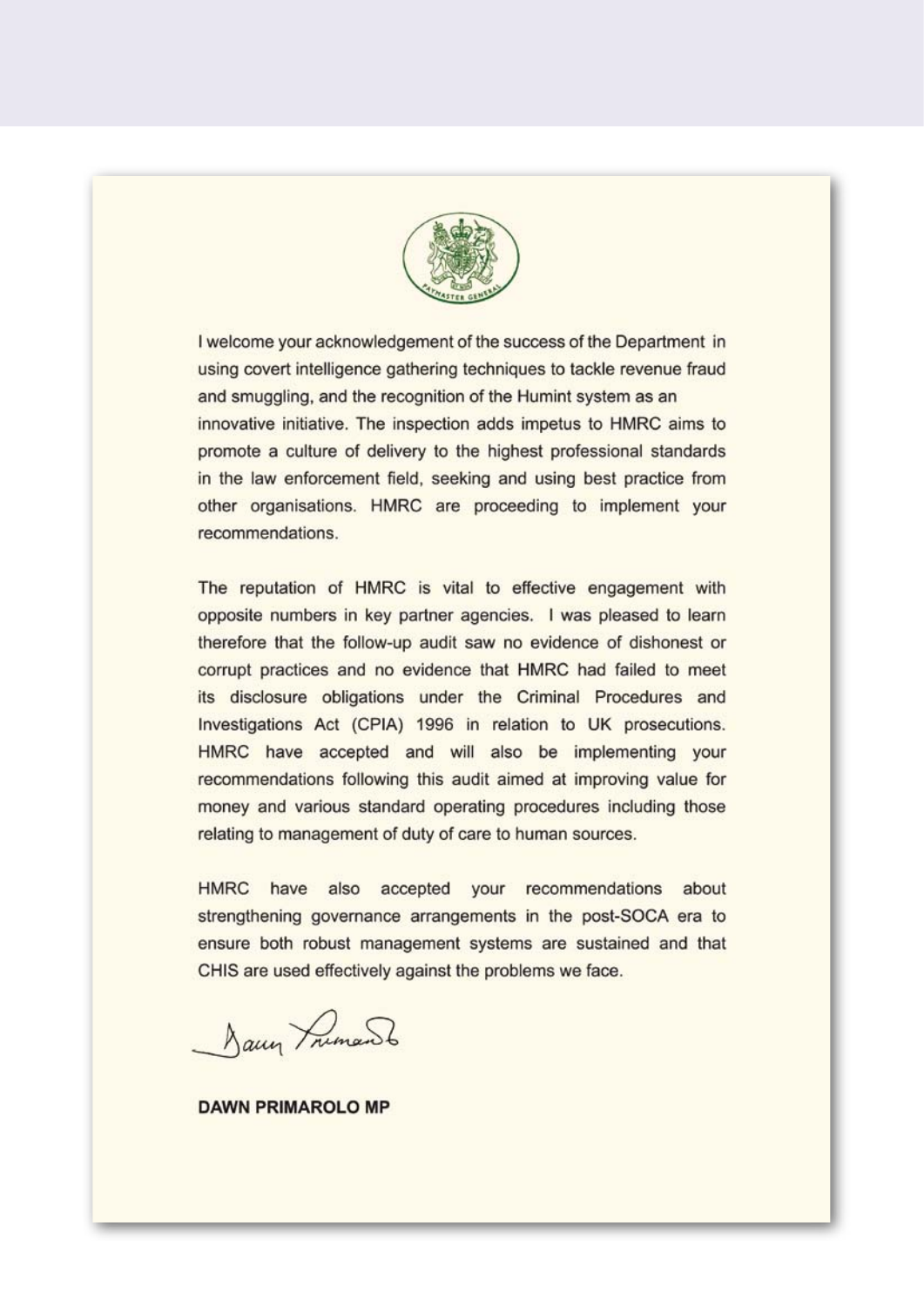I welcome your acknowledgement of the success of the Department in using covert intelligence gathering techniques to tackle revenue fraud and smuggling, and the recognition of the Humint system as an innovative initiative. The inspection adds impetus to HMRC aims to promote a culture of delivery to the highest professional standards in the law enforcement field, seeking and using best practice from other organisations. HMRC are proceeding to implement your recommendations.

The reputation of HMRC is vital to effective engagement with opposite numbers in key partner agencies. I was pleased to learn therefore that the follow-up audit saw no evidence of dishonest or corrupt practices and no evidence that HMRC had failed to meet its disclosure obligations under the Criminal Procedures and Investigations Act (CPIA) 1996 in relation to UK prosecutions. HMRC have accepted and will also be implementing your recommendations following this audit aimed at improving value for money and various standard operating procedures including those relating to management of duty of care to human sources.

HMRC have also accepted your recommendations about strengthening governance arrangements in the post-SOCA era to ensure both robust management systems are sustained and that CHIS are used effectively against the problems we face.

**DAWN PRIMAROLO MP**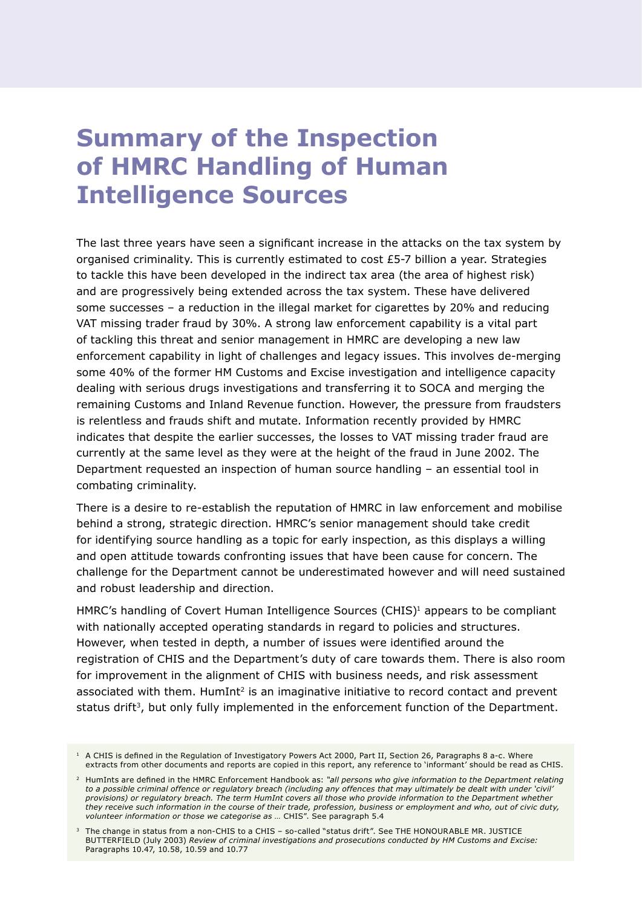# Summary of the Inspection of HMRC Handling of Human Intelligence Sources

The last three years have seen a significant increase in the attacks on the tax system by organised criminality. This is currently estimated to cost £5-7 billion a year. Strategies to tackle this have been developed in the indirect tax area (the area of highest risk) and are progressively being extended across the tax system. These have delivered some successes – a reduction in the illegal market for cigarettes by 20% and reducing VAT missing trader fraud by 30%. A strong law enforcement capability is a vital part of tackling this threat and senior management in HMRC are developing a new law enforcement capability in light of challenges and legacy issues. This involves de-merging some 40% of the former HM Customs and Excise investigation and intelligence capacity dealing with serious drugs investigations and transferring it to SOCA and merging the remaining Customs and Inland Revenue function. However, the pressure from fraudsters is relentless and frauds shift and mutate. Information recently provided by HMRC indicates that despite the earlier successes, the losses to VAT missing trader fraud are currently at the same level as they were at the height of the fraud in June 2002. The Department requested an inspection of human source handling – an essential tool in combating criminality.

There is a desire to re-establish the reputation of HMRC in law enforcement and mobilise behind a strong, strategic direction. HMRC's senior management should take credit for identifying source handling as a topic for early inspection, as this displays a willing and open attitude towards confronting issues that have been cause for concern. The challenge for the Department cannot be underestimated however and will need sustained and robust leadership and direction.

HMRC's handling of Covert Human Intelligence Sources (CHIS)[1] appears to be compliant with nationally accepted operating standards in regard to policies and structures. However, when tested in depth, a number of issues were identified around the registration of CHIS and the Department's duty of care towards them. There is also room for improvement in the alignment of CHIS with business needs, and risk assessment associated with them. HumInt[2] is an imaginative initiative to record contact and prevent status drift[3], but only fully implemented in the enforcement function of the Department.

[1] A CHIS is defined in the Regulation of Investigatory Powers Act 2000, Part II, Section 26, Paragraphs 8 a-c. Where extracts from other documents and reports are copied in this report, any reference to 'informant' should be read as CHIS.

[2] HumInts are defined in the HMRC Enforcement Handbook as: *"all persons who give information to the Department relating to a possible criminal offence or regulatory breach (including any offences that may ultimately be dealt with under 'civil' provisions) or regulatory breach. The term HumInt covers all those who provide information to the Department whether they receive such information in the course of their trade, profession, business or employment and who, out of civic duty, volunteer information or those we categorise as …* CHIS". See paragraph 5.4

[3] The change in status from a non-CHIS to a CHIS – so-called "status drift". See THE HONOURABLE MR. JUSTICE BUTTERFIELD (July 2003) *Review of criminal investigations and prosecutions conducted by HM Customs and Excise:* Paragraphs 10.47, 10.58, 10.59 and 10.77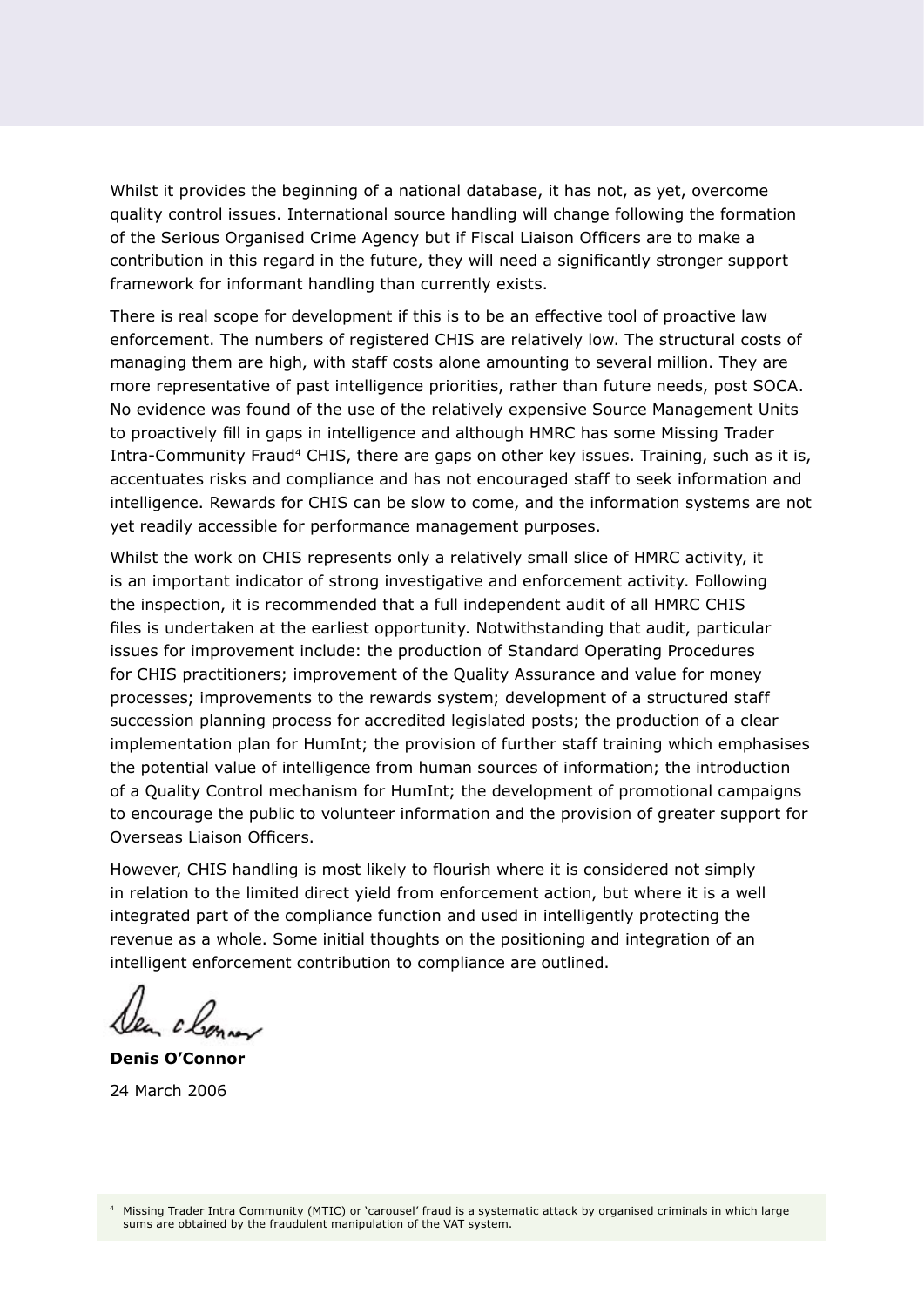Whilst it provides the beginning of a national database, it has not, as yet, overcome quality control issues. International source handling will change following the formation of the Serious Organised Crime Agency but if Fiscal Liaison Officers are to make a contribution in this regard in the future, they will need a significantly stronger support framework for informant handling than currently exists.

There is real scope for development if this is to be an effective tool of proactive law enforcement. The numbers of registered CHIS are relatively low. The structural costs of managing them are high, with staff costs alone amounting to several million. They are more representative of past intelligence priorities, rather than future needs, post SOCA. No evidence was found of the use of the relatively expensive Source Management Units to proactively fill in gaps in intelligence and although HMRC has some Missing Trader Intra-Community Fraud[4] CHIS, there are gaps on other key issues. Training, such as it is, accentuates risks and compliance and has not encouraged staff to seek information and intelligence. Rewards for CHIS can be slow to come, and the information systems are not yet readily accessible for performance management purposes.

Whilst the work on CHIS represents only a relatively small slice of HMRC activity, it is an important indicator of strong investigative and enforcement activity. Following the inspection, it is recommended that a full independent audit of all HMRC CHIS files is undertaken at the earliest opportunity. Notwithstanding that audit, particular issues for improvement include: the production of Standard Operating Procedures for CHIS practitioners; improvement of the Quality Assurance and value for money processes; improvements to the rewards system; development of a structured staff succession planning process for accredited legislated posts; the production of a clear implementation plan for HumInt; the provision of further staff training which emphasises the potential value of intelligence from human sources of information; the introduction of a Quality Control mechanism for HumInt; the development of promotional campaigns to encourage the public to volunteer information and the provision of greater support for Overseas Liaison Officers.

However, CHIS handling is most likely to flourish where it is considered not simply in relation to the limited direct yield from enforcement action, but where it is a well integrated part of the compliance function and used in intelligently protecting the revenue as a whole. Some initial thoughts on the positioning and integration of an intelligent enforcement contribution to compliance are outlined.

**Denis O'Connor**

24 March 2006

[4] Missing Trader Intra Community (MTIC) or 'carousel' fraud is a systematic attack by organised criminals in which large sums are obtained by the fraudulent manipulation of the VAT system.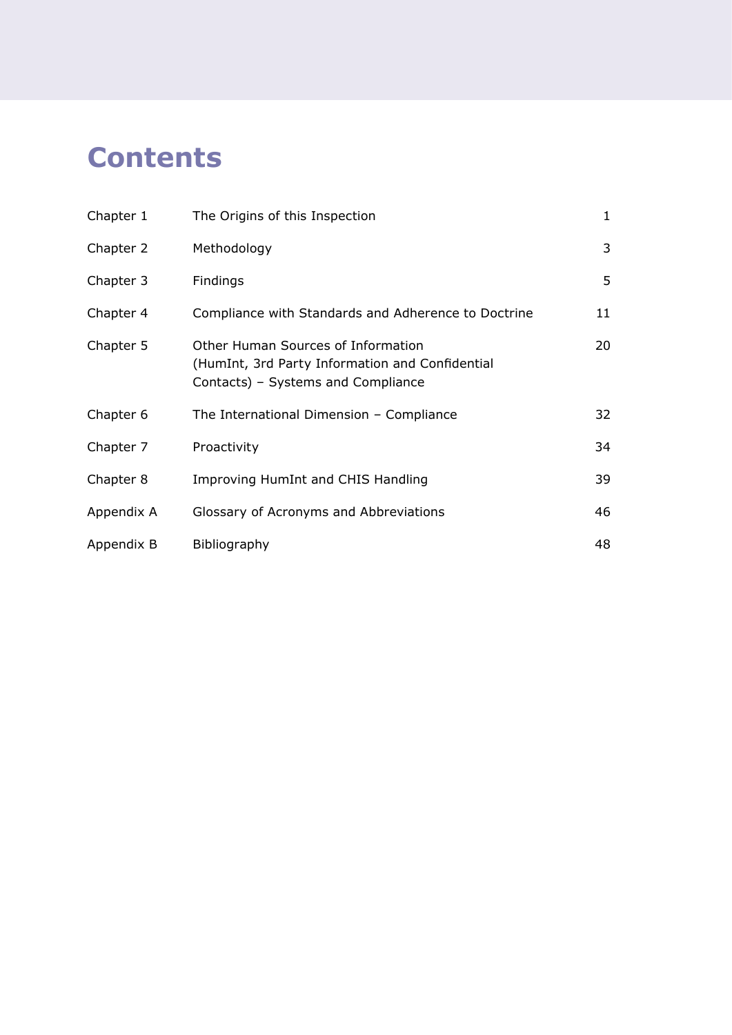# Contents

| | | |
|---|---|---|
| Chapter 1 | The Origins of this Inspection | 1 |
| Chapter 2 | Methodology | 3 |
| Chapter 3 | Findings | 5 |
| Chapter 4 | Compliance with Standards and Adherence to Doctrine | 11 |
| Chapter 5 | Other Human Sources of Information (HumInt, 3rd Party Information and Confidential Contacts) – Systems and Compliance | 20 |
| Chapter 6 | The International Dimension – Compliance | 32 |
| Chapter 7 | Proactivity | 34 |
| Chapter 8 | Improving HumInt and CHIS Handling | 39 |
| Appendix A | Glossary of Acronyms and Abbreviations | 46 |
| Appendix B | Bibliography | 48 |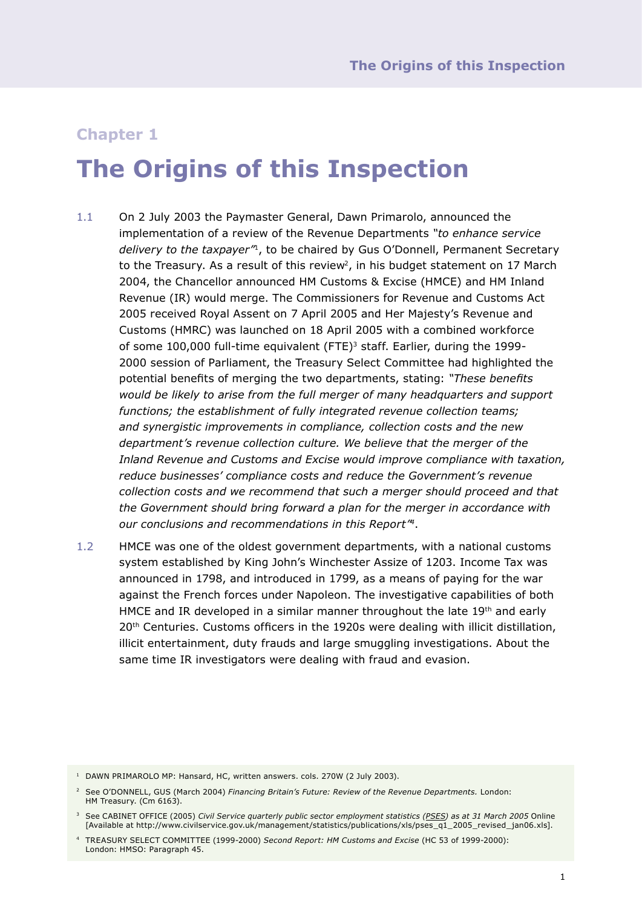## Chapter 1

# The Origins of this Inspection

1.1 On 2 July 2003 the Paymaster General, Dawn Primarolo, announced the implementation of a review of the Revenue Departments *"to enhance service delivery to the taxpayer"*[1], to be chaired by Gus O'Donnell, Permanent Secretary to the Treasury. As a result of this review[2], in his budget statement on 17 March 2004, the Chancellor announced HM Customs & Excise (HMCE) and HM Inland Revenue (IR) would merge. The Commissioners for Revenue and Customs Act 2005 received Royal Assent on 7 April 2005 and Her Majesty's Revenue and Customs (HMRC) was launched on 18 April 2005 with a combined workforce of some 100,000 full-time equivalent (FTE)[3] staff. Earlier, during the 1999-2000 session of Parliament, the Treasury Select Committee had highlighted the potential benefits of merging the two departments, stating: *"These benefits would be likely to arise from the full merger of many headquarters and support functions; the establishment of fully integrated revenue collection teams; and synergistic improvements in compliance, collection costs and the new department's revenue collection culture. We believe that the merger of the Inland Revenue and Customs and Excise would improve compliance with taxation, reduce businesses' compliance costs and reduce the Government's revenue collection costs and we recommend that such a merger should proceed and that the Government should bring forward a plan for the merger in accordance with our conclusions and recommendations in this Report"*[4].

1.2 HMCE was one of the oldest government departments, with a national customs system established by King John's Winchester Assize of 1203. Income Tax was announced in 1798, and introduced in 1799, as a means of paying for the war against the French forces under Napoleon. The investigative capabilities of both HMCE and IR developed in a similar manner throughout the late 19th and early 20th Centuries. Customs officers in the 1920s were dealing with illicit distillation, illicit entertainment, duty frauds and large smuggling investigations. About the same time IR investigators were dealing with fraud and evasion.

[1] DAWN PRIMAROLO MP: Hansard, HC, written answers. cols. 270W (2 July 2003).

[2] See O'DONNELL, GUS (March 2004) *Financing Britain's Future: Review of the Revenue Departments.* London: HM Treasury. (Cm 6163).

[3] See CABINET OFFICE (2005) *Civil Service quarterly public sector employment statistics (PSES) as at 31 March 2005* Online [Available at http://www.civilservice.gov.uk/management/statistics/publications/xls/pses_q1_2005_revised_jan06.xls].

[4] TREASURY SELECT COMMITTEE (1999-2000) *Second Report: HM Customs and Excise* (HC 53 of 1999-2000): London: HMSO: Paragraph 45.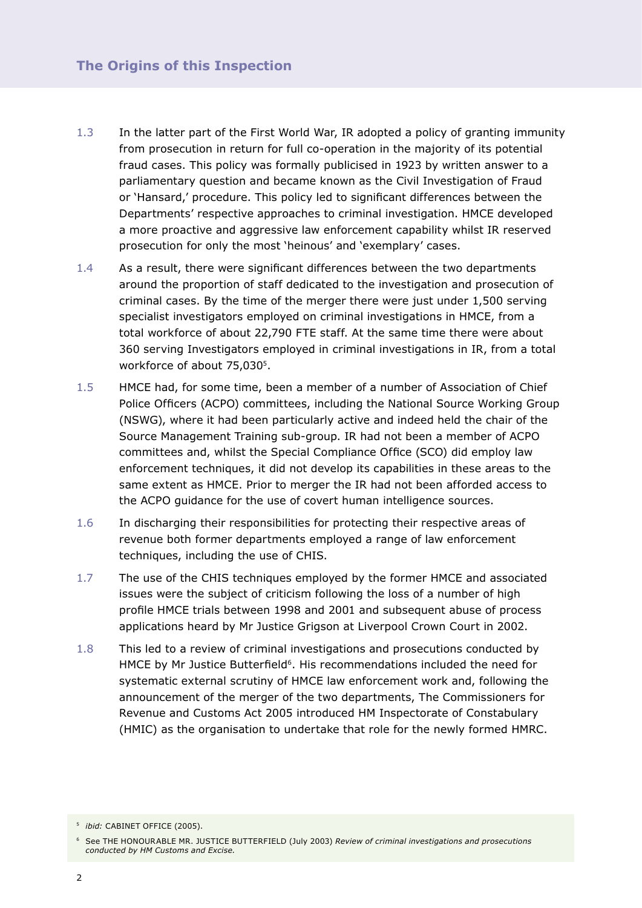## The Origins of this Inspection

1.3 In the latter part of the First World War, IR adopted a policy of granting immunity from prosecution in return for full co-operation in the majority of its potential fraud cases. This policy was formally publicised in 1923 by written answer to a parliamentary question and became known as the Civil Investigation of Fraud or 'Hansard,' procedure. This policy led to significant differences between the Departments' respective approaches to criminal investigation. HMCE developed a more proactive and aggressive law enforcement capability whilst IR reserved prosecution for only the most 'heinous' and 'exemplary' cases.

1.4 As a result, there were significant differences between the two departments around the proportion of staff dedicated to the investigation and prosecution of criminal cases. By the time of the merger there were just under 1,500 serving specialist investigators employed on criminal investigations in HMCE, from a total workforce of about 22,790 FTE staff. At the same time there were about 360 serving Investigators employed in criminal investigations in IR, from a total workforce of about 75,030[5].

1.5 HMCE had, for some time, been a member of a number of Association of Chief Police Officers (ACPO) committees, including the National Source Working Group (NSWG), where it had been particularly active and indeed held the chair of the Source Management Training sub-group. IR had not been a member of ACPO committees and, whilst the Special Compliance Office (SCO) did employ law enforcement techniques, it did not develop its capabilities in these areas to the same extent as HMCE. Prior to merger the IR had not been afforded access to the ACPO guidance for the use of covert human intelligence sources.

1.6 In discharging their responsibilities for protecting their respective areas of revenue both former departments employed a range of law enforcement techniques, including the use of CHIS.

1.7 The use of the CHIS techniques employed by the former HMCE and associated issues were the subject of criticism following the loss of a number of high profile HMCE trials between 1998 and 2001 and subsequent abuse of process applications heard by Mr Justice Grigson at Liverpool Crown Court in 2002.

1.8 This led to a review of criminal investigations and prosecutions conducted by HMCE by Mr Justice Butterfield[6]. His recommendations included the need for systematic external scrutiny of HMCE law enforcement work and, following the announcement of the merger of the two departments, The Commissioners for Revenue and Customs Act 2005 introduced HM Inspectorate of Constabulary (HMIC) as the organisation to undertake that role for the newly formed HMRC.

[5] *ibid:* CABINET OFFICE (2005).

[6] See THE HONOURABLE MR. JUSTICE BUTTERFIELD (July 2003) *Review of criminal investigations and prosecutions conducted by HM Customs and Excise.*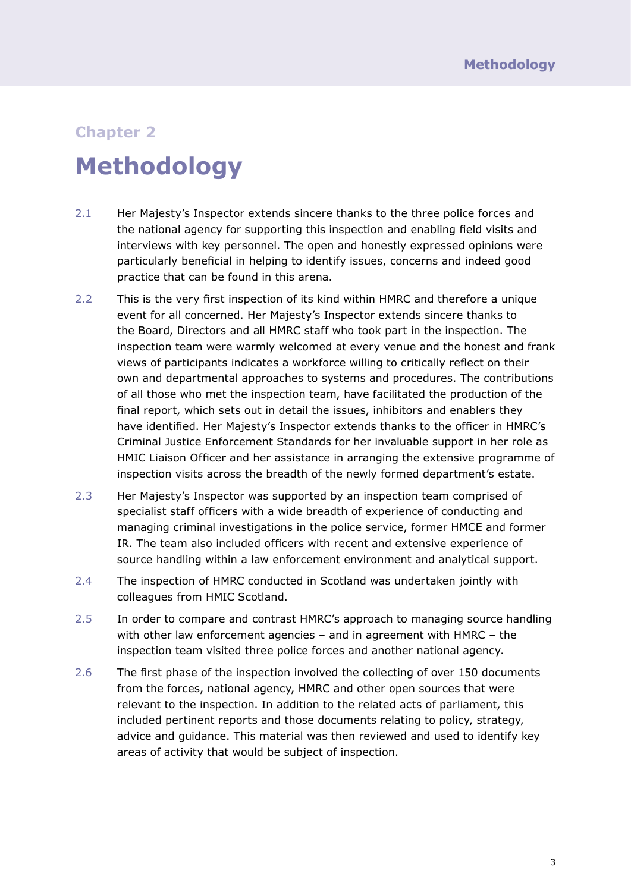## Chapter 2

# Methodology

2.1 Her Majesty's Inspector extends sincere thanks to the three police forces and the national agency for supporting this inspection and enabling field visits and interviews with key personnel. The open and honestly expressed opinions were particularly beneficial in helping to identify issues, concerns and indeed good practice that can be found in this arena.

2.2 This is the very first inspection of its kind within HMRC and therefore a unique event for all concerned. Her Majesty's Inspector extends sincere thanks to the Board, Directors and all HMRC staff who took part in the inspection. The inspection team were warmly welcomed at every venue and the honest and frank views of participants indicates a workforce willing to critically reflect on their own and departmental approaches to systems and procedures. The contributions of all those who met the inspection team, have facilitated the production of the final report, which sets out in detail the issues, inhibitors and enablers they have identified. Her Majesty's Inspector extends thanks to the officer in HMRC's Criminal Justice Enforcement Standards for her invaluable support in her role as HMIC Liaison Officer and her assistance in arranging the extensive programme of inspection visits across the breadth of the newly formed department's estate.

2.3 Her Majesty's Inspector was supported by an inspection team comprised of specialist staff officers with a wide breadth of experience of conducting and managing criminal investigations in the police service, former HMCE and former IR. The team also included officers with recent and extensive experience of source handling within a law enforcement environment and analytical support.

2.4 The inspection of HMRC conducted in Scotland was undertaken jointly with colleagues from HMIC Scotland.

2.5 In order to compare and contrast HMRC's approach to managing source handling with other law enforcement agencies – and in agreement with HMRC – the inspection team visited three police forces and another national agency.

2.6 The first phase of the inspection involved the collecting of over 150 documents from the forces, national agency, HMRC and other open sources that were relevant to the inspection. In addition to the related acts of parliament, this included pertinent reports and those documents relating to policy, strategy, advice and guidance. This material was then reviewed and used to identify key areas of activity that would be subject of inspection.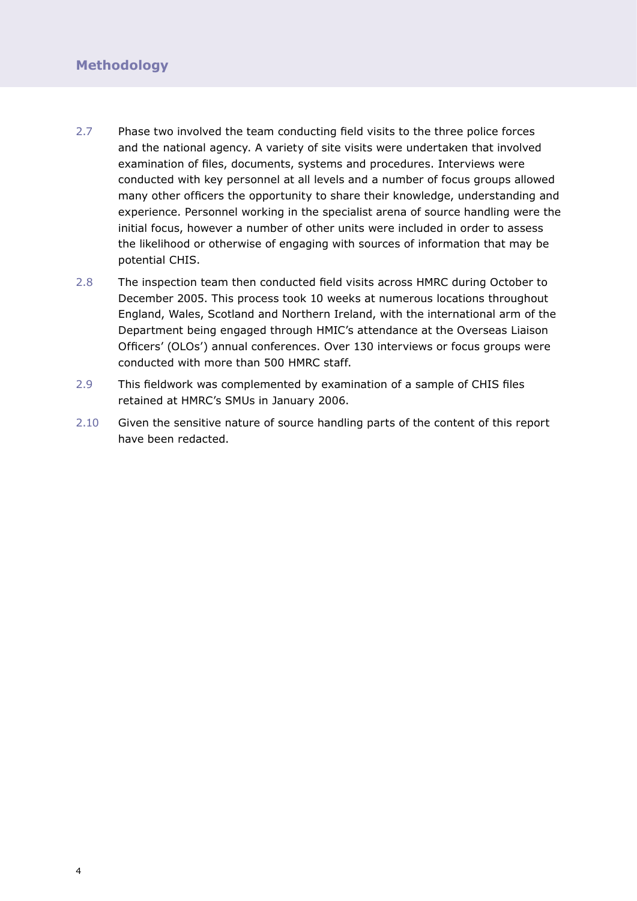## Methodology

2.7 Phase two involved the team conducting field visits to the three police forces and the national agency. A variety of site visits were undertaken that involved examination of files, documents, systems and procedures. Interviews were conducted with key personnel at all levels and a number of focus groups allowed many other officers the opportunity to share their knowledge, understanding and experience. Personnel working in the specialist arena of source handling were the initial focus, however a number of other units were included in order to assess the likelihood or otherwise of engaging with sources of information that may be potential CHIS.

2.8 The inspection team then conducted field visits across HMRC during October to December 2005. This process took 10 weeks at numerous locations throughout England, Wales, Scotland and Northern Ireland, with the international arm of the Department being engaged through HMIC's attendance at the Overseas Liaison Officers' (OLOs') annual conferences. Over 130 interviews or focus groups were conducted with more than 500 HMRC staff.

2.9 This fieldwork was complemented by examination of a sample of CHIS files retained at HMRC's SMUs in January 2006.

2.10 Given the sensitive nature of source handling parts of the content of this report have been redacted.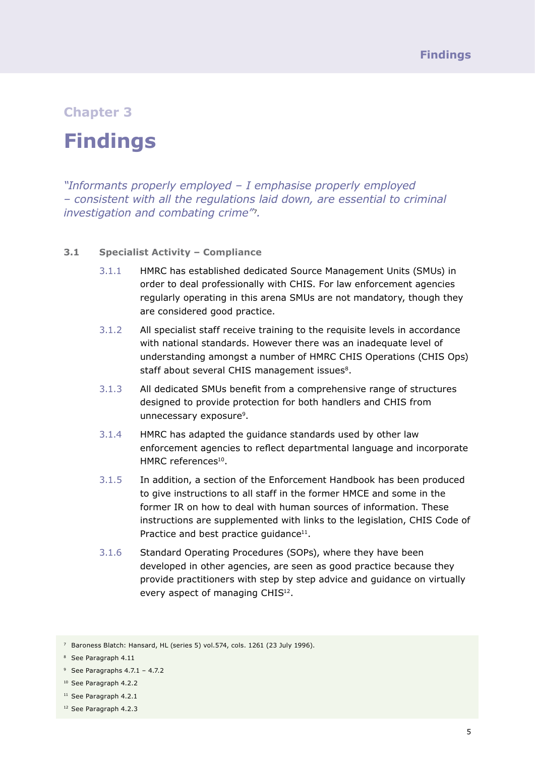## Chapter 3

# Findings

*"Informants properly employed – I emphasise properly employed – consistent with all the regulations laid down, are essential to criminal investigation and combating crime"*[7].

### 3.1 Specialist Activity – Compliance

3.1.1 HMRC has established dedicated Source Management Units (SMUs) in order to deal professionally with CHIS. For law enforcement agencies regularly operating in this arena SMUs are not mandatory, though they are considered good practice.

3.1.2 All specialist staff receive training to the requisite levels in accordance with national standards. However there was an inadequate level of understanding amongst a number of HMRC CHIS Operations (CHIS Ops) staff about several CHIS management issues[8].

3.1.3 All dedicated SMUs benefit from a comprehensive range of structures designed to provide protection for both handlers and CHIS from unnecessary exposure[9].

3.1.4 HMRC has adapted the guidance standards used by other law enforcement agencies to reflect departmental language and incorporate HMRC references[10].

3.1.5 In addition, a section of the Enforcement Handbook has been produced to give instructions to all staff in the former HMCE and some in the former IR on how to deal with human sources of information. These instructions are supplemented with links to the legislation, CHIS Code of Practice and best practice guidance[11].

3.1.6 Standard Operating Procedures (SOPs), where they have been developed in other agencies, are seen as good practice because they provide practitioners with step by step advice and guidance on virtually every aspect of managing CHIS[12].

---

[7] Baroness Blatch: Hansard, HL (series 5) vol.574, cols. 1261 (23 July 1996).

[8] See Paragraph 4.11

[9] See Paragraphs 4.7.1 – 4.7.2

[10] See Paragraph 4.2.2

[11] See Paragraph 4.2.1

[12] See Paragraph 4.2.3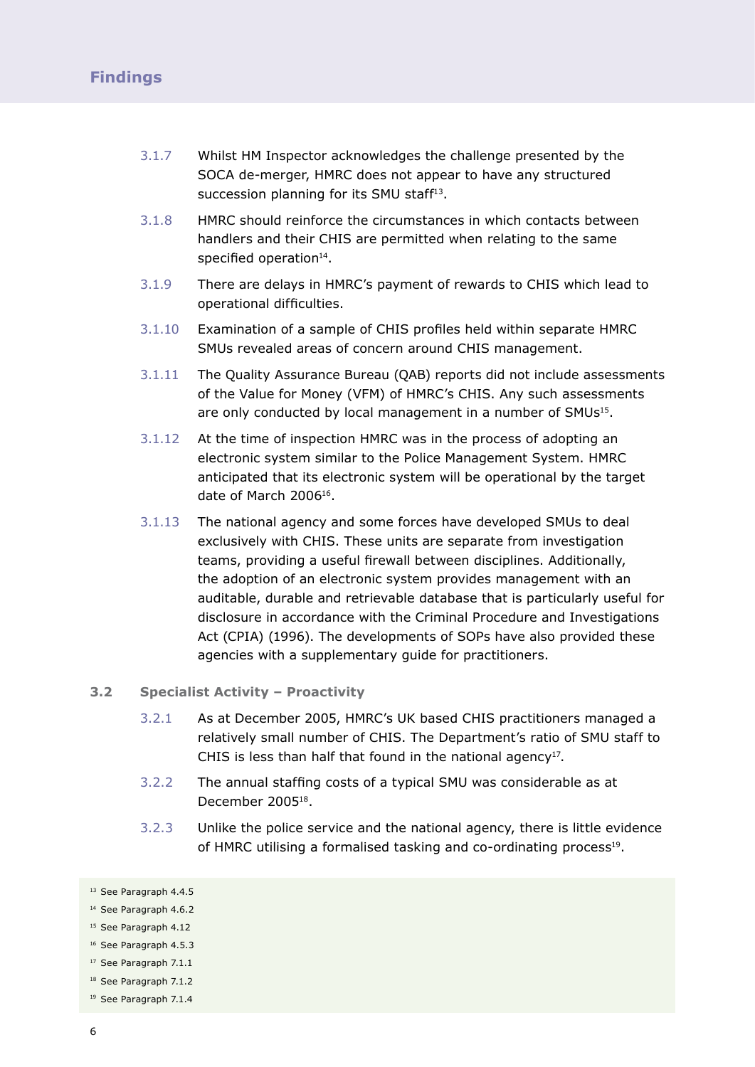## Findings

3.1.7 Whilst HM Inspector acknowledges the challenge presented by the SOCA de-merger, HMRC does not appear to have any structured succession planning for its SMU staff[13].

3.1.8 HMRC should reinforce the circumstances in which contacts between handlers and their CHIS are permitted when relating to the same specified operation[14].

3.1.9 There are delays in HMRC's payment of rewards to CHIS which lead to operational difficulties.

3.1.10 Examination of a sample of CHIS profiles held within separate HMRC SMUs revealed areas of concern around CHIS management.

3.1.11 The Quality Assurance Bureau (QAB) reports did not include assessments of the Value for Money (VFM) of HMRC's CHIS. Any such assessments are only conducted by local management in a number of SMUs[15].

3.1.12 At the time of inspection HMRC was in the process of adopting an electronic system similar to the Police Management System. HMRC anticipated that its electronic system will be operational by the target date of March 2006[16].

3.1.13 The national agency and some forces have developed SMUs to deal exclusively with CHIS. These units are separate from investigation teams, providing a useful firewall between disciplines. Additionally, the adoption of an electronic system provides management with an auditable, durable and retrievable database that is particularly useful for disclosure in accordance with the Criminal Procedure and Investigations Act (CPIA) (1996). The developments of SOPs have also provided these agencies with a supplementary guide for practitioners.

### 3.2 Specialist Activity – Proactivity

3.2.1 As at December 2005, HMRC's UK based CHIS practitioners managed a relatively small number of CHIS. The Department's ratio of SMU staff to CHIS is less than half that found in the national agency[17].

3.2.2 The annual staffing costs of a typical SMU was considerable as at December 2005[18].

3.2.3 Unlike the police service and the national agency, there is little evidence of HMRC utilising a formalised tasking and co-ordinating process[19].

[13] See Paragraph 4.4.5
[14] See Paragraph 4.6.2
[15] See Paragraph 4.12
[16] See Paragraph 4.5.3
[17] See Paragraph 7.1.1
[18] See Paragraph 7.1.2
[19] See Paragraph 7.1.4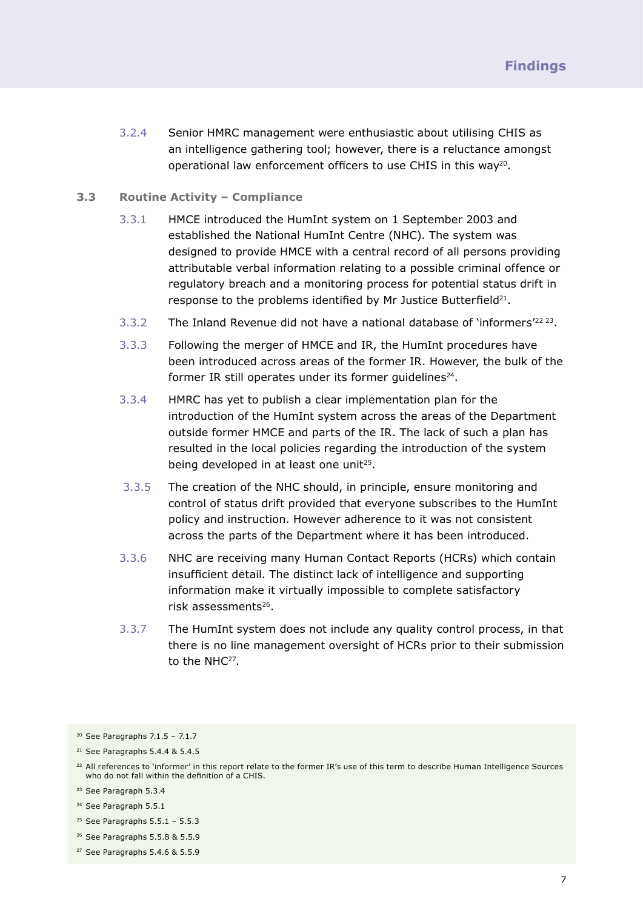3.2.4 Senior HMRC management were enthusiastic about utilising CHIS as an intelligence gathering tool; however, there is a reluctance amongst operational law enforcement officers to use CHIS in this way[20].

### 3.3 Routine Activity – Compliance

3.3.1 HMCE introduced the HumInt system on 1 September 2003 and established the National HumInt Centre (NHC). The system was designed to provide HMCE with a central record of all persons providing attributable verbal information relating to a possible criminal offence or regulatory breach and a monitoring process for potential status drift in response to the problems identified by Mr Justice Butterfield[21].

3.3.2 The Inland Revenue did not have a national database of 'informers'[22] [23].

3.3.3 Following the merger of HMCE and IR, the HumInt procedures have been introduced across areas of the former IR. However, the bulk of the former IR still operates under its former guidelines[24].

3.3.4 HMRC has yet to publish a clear implementation plan for the introduction of the HumInt system across the areas of the Department outside former HMCE and parts of the IR. The lack of such a plan has resulted in the local policies regarding the introduction of the system being developed in at least one unit[25].

3.3.5 The creation of the NHC should, in principle, ensure monitoring and control of status drift provided that everyone subscribes to the HumInt policy and instruction. However adherence to it was not consistent across the parts of the Department where it has been introduced.

3.3.6 NHC are receiving many Human Contact Reports (HCRs) which contain insufficient detail. The distinct lack of intelligence and supporting information make it virtually impossible to complete satisfactory risk assessments[26].

3.3.7 The HumInt system does not include any quality control process, in that there is no line management oversight of HCRs prior to their submission to the NHC[27].

---

[20] See Paragraphs 7.1.5 – 7.1.7

[21] See Paragraphs 5.4.4 & 5.4.5

[22] All references to 'informer' in this report relate to the former IR's use of this term to describe Human Intelligence Sources who do not fall within the definition of a CHIS.

[23] See Paragraph 5.3.4

[24] See Paragraph 5.5.1

[25] See Paragraphs 5.5.1 – 5.5.3

[26] See Paragraphs 5.5.8 & 5.5.9

[27] See Paragraphs 5.4.6 & 5.5.9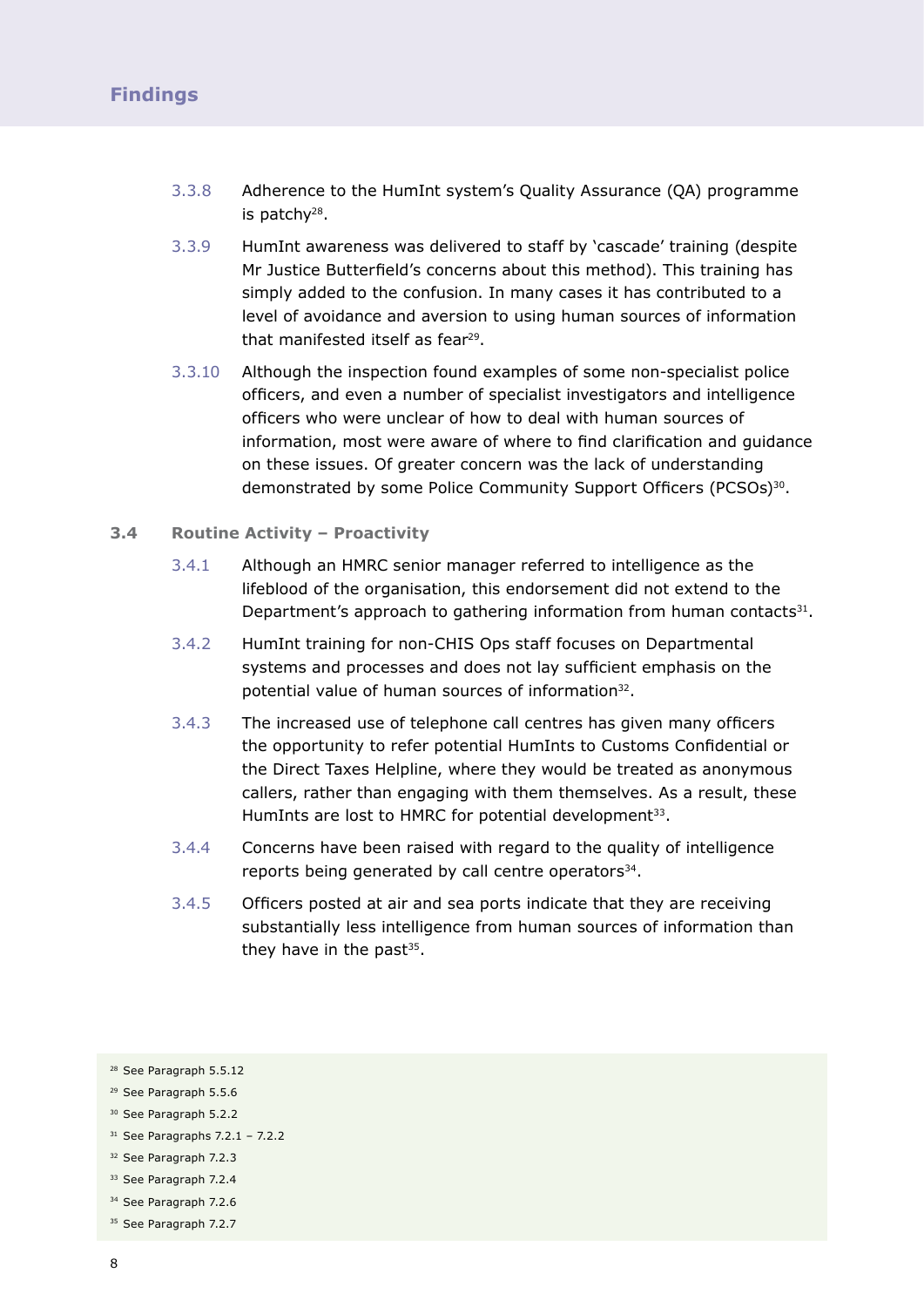3.3.8 Adherence to the HumInt system's Quality Assurance (QA) programme is patchy[28].

3.3.9 HumInt awareness was delivered to staff by 'cascade' training (despite Mr Justice Butterfield's concerns about this method). This training has simply added to the confusion. In many cases it has contributed to a level of avoidance and aversion to using human sources of information that manifested itself as fear[29].

3.3.10 Although the inspection found examples of some non-specialist police officers, and even a number of specialist investigators and intelligence officers who were unclear of how to deal with human sources of information, most were aware of where to find clarification and guidance on these issues. Of greater concern was the lack of understanding demonstrated by some Police Community Support Officers (PCSOs)[30].

### 3.4 Routine Activity – Proactivity

3.4.1 Although an HMRC senior manager referred to intelligence as the lifeblood of the organisation, this endorsement did not extend to the Department's approach to gathering information from human contacts[31].

3.4.2 HumInt training for non-CHIS Ops staff focuses on Departmental systems and processes and does not lay sufficient emphasis on the potential value of human sources of information[32].

3.4.3 The increased use of telephone call centres has given many officers the opportunity to refer potential HumInts to Customs Confidential or the Direct Taxes Helpline, where they would be treated as anonymous callers, rather than engaging with them themselves. As a result, these HumInts are lost to HMRC for potential development[33].

3.4.4 Concerns have been raised with regard to the quality of intelligence reports being generated by call centre operators[34].

3.4.5 Officers posted at air and sea ports indicate that they are receiving substantially less intelligence from human sources of information than they have in the past[35].

---

[28] See Paragraph 5.5.12

[29] See Paragraph 5.5.6

[30] See Paragraph 5.2.2

[31] See Paragraphs 7.2.1 – 7.2.2

[32] See Paragraph 7.2.3

[33] See Paragraph 7.2.4

[34] See Paragraph 7.2.6

[35] See Paragraph 7.2.7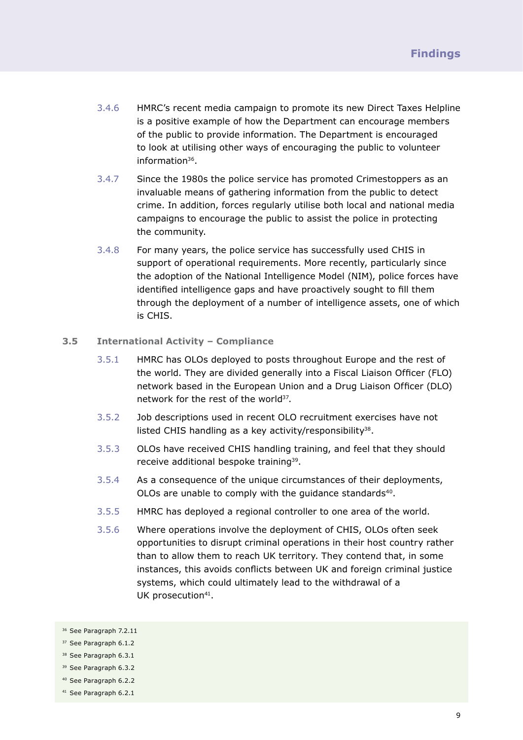3.4.6 HMRC's recent media campaign to promote its new Direct Taxes Helpline is a positive example of how the Department can encourage members of the public to provide information. The Department is encouraged to look at utilising other ways of encouraging the public to volunteer information[36].

3.4.7 Since the 1980s the police service has promoted Crimestoppers as an invaluable means of gathering information from the public to detect crime. In addition, forces regularly utilise both local and national media campaigns to encourage the public to assist the police in protecting the community.

3.4.8 For many years, the police service has successfully used CHIS in support of operational requirements. More recently, particularly since the adoption of the National Intelligence Model (NIM), police forces have identified intelligence gaps and have proactively sought to fill them through the deployment of a number of intelligence assets, one of which is CHIS.

### 3.5 International Activity – Compliance

3.5.1 HMRC has OLOs deployed to posts throughout Europe and the rest of the world. They are divided generally into a Fiscal Liaison Officer (FLO) network based in the European Union and a Drug Liaison Officer (DLO) network for the rest of the world[37].

3.5.2 Job descriptions used in recent OLO recruitment exercises have not listed CHIS handling as a key activity/responsibility[38].

3.5.3 OLOs have received CHIS handling training, and feel that they should receive additional bespoke training[39].

3.5.4 As a consequence of the unique circumstances of their deployments, OLOs are unable to comply with the guidance standards[40].

3.5.5 HMRC has deployed a regional controller to one area of the world.

3.5.6 Where operations involve the deployment of CHIS, OLOs often seek opportunities to disrupt criminal operations in their host country rather than to allow them to reach UK territory. They contend that, in some instances, this avoids conflicts between UK and foreign criminal justice systems, which could ultimately lead to the withdrawal of a UK prosecution[41].

[36] See Paragraph 7.2.11
[37] See Paragraph 6.1.2
[38] See Paragraph 6.3.1
[39] See Paragraph 6.3.2
[40] See Paragraph 6.2.2
[41] See Paragraph 6.2.1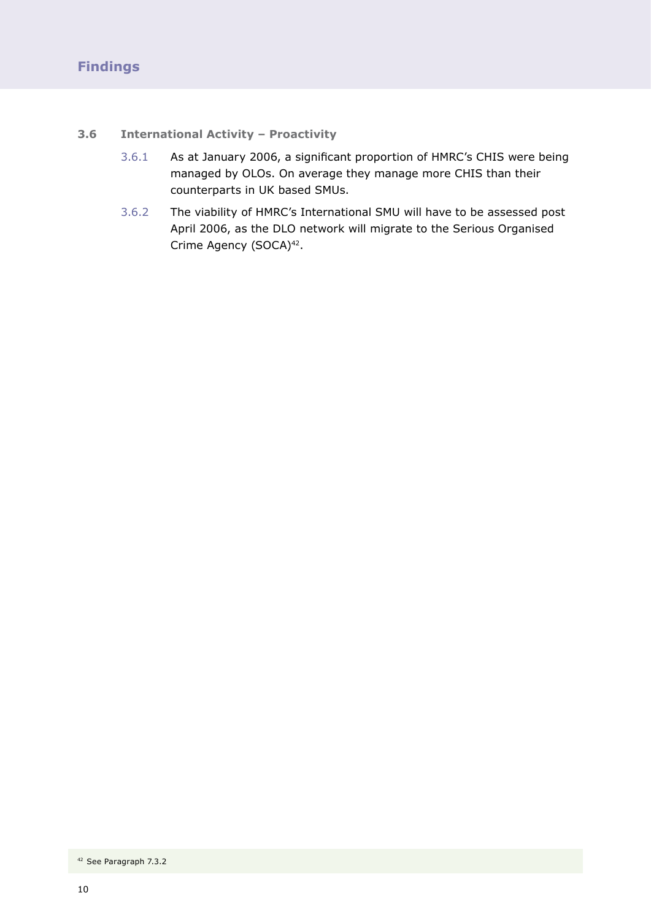## 3.6 International Activity – Proactivity

3.6.1 As at January 2006, a significant proportion of HMRC's CHIS were being managed by OLOs. On average they manage more CHIS than their counterparts in UK based SMUs.

3.6.2 The viability of HMRC's International SMU will have to be assessed post April 2006, as the DLO network will migrate to the Serious Organised Crime Agency (SOCA)[42].

[42] See Paragraph 7.3.2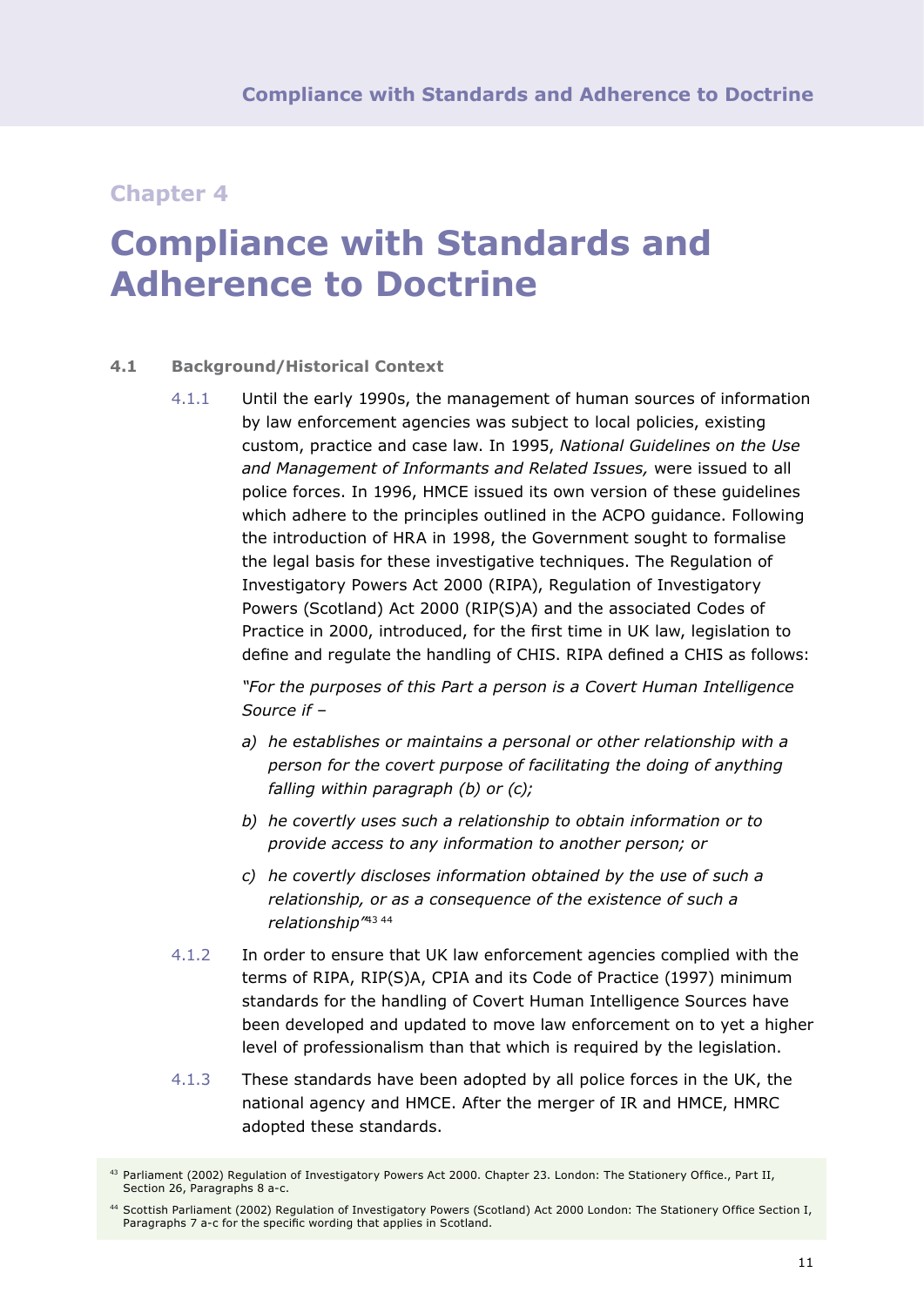Chapter 4

# Compliance with Standards and Adherence to Doctrine

## 4.1 Background/Historical Context

4.1.1 Until the early 1990s, the management of human sources of information by law enforcement agencies was subject to local policies, existing custom, practice and case law. In 1995, *National Guidelines on the Use and Management of Informants and Related Issues,* were issued to all police forces. In 1996, HMCE issued its own version of these guidelines which adhere to the principles outlined in the ACPO guidance. Following the introduction of HRA in 1998, the Government sought to formalise the legal basis for these investigative techniques. The Regulation of Investigatory Powers Act 2000 (RIPA), Regulation of Investigatory Powers (Scotland) Act 2000 (RIP(S)A) and the associated Codes of Practice in 2000, introduced, for the first time in UK law, legislation to define and regulate the handling of CHIS. RIPA defined a CHIS as follows:

*"For the purposes of this Part a person is a Covert Human Intelligence Source if –*

*a) he establishes or maintains a personal or other relationship with a person for the covert purpose of facilitating the doing of anything falling within paragraph (b) or (c);*

*b) he covertly uses such a relationship to obtain information or to provide access to any information to another person; or*

*c) he covertly discloses information obtained by the use of such a relationship, or as a consequence of the existence of such a relationship"*[43] [44]

4.1.2 In order to ensure that UK law enforcement agencies complied with the terms of RIPA, RIP(S)A, CPIA and its Code of Practice (1997) minimum standards for the handling of Covert Human Intelligence Sources have been developed and updated to move law enforcement on to yet a higher level of professionalism than that which is required by the legislation.

4.1.3 These standards have been adopted by all police forces in the UK, the national agency and HMCE. After the merger of IR and HMCE, HMRC adopted these standards.

[43] Parliament (2002) Regulation of Investigatory Powers Act 2000. Chapter 23. London: The Stationery Office., Part II, Section 26, Paragraphs 8 a-c.

[44] Scottish Parliament (2002) Regulation of Investigatory Powers (Scotland) Act 2000 London: The Stationery Office Section I, Paragraphs 7 a-c for the specific wording that applies in Scotland.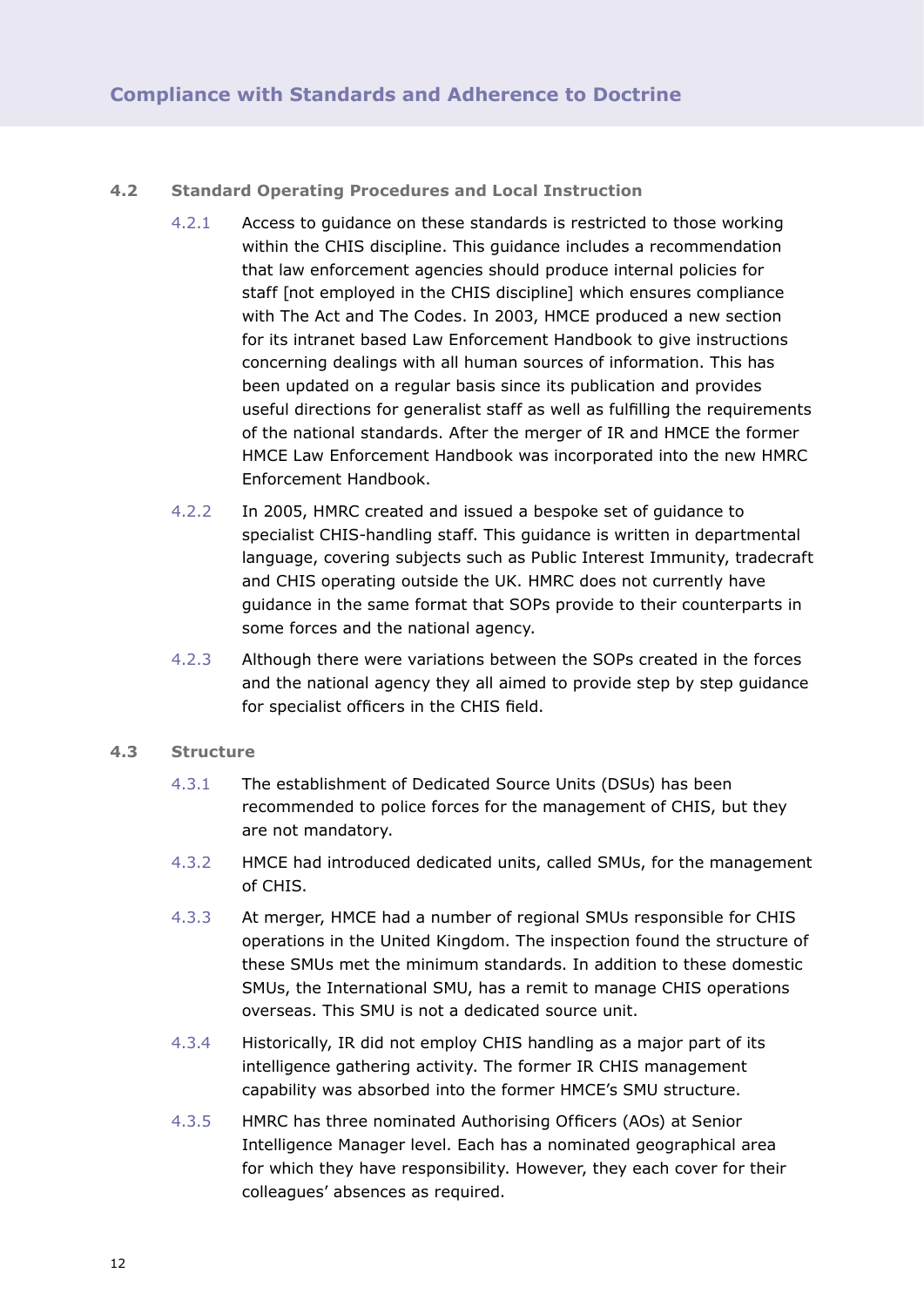### 4.2 Standard Operating Procedures and Local Instruction

4.2.1 Access to guidance on these standards is restricted to those working within the CHIS discipline. This guidance includes a recommendation that law enforcement agencies should produce internal policies for staff [not employed in the CHIS discipline] which ensures compliance with The Act and The Codes. In 2003, HMCE produced a new section for its intranet based Law Enforcement Handbook to give instructions concerning dealings with all human sources of information. This has been updated on a regular basis since its publication and provides useful directions for generalist staff as well as fulfilling the requirements of the national standards. After the merger of IR and HMCE the former HMCE Law Enforcement Handbook was incorporated into the new HMRC Enforcement Handbook.

4.2.2 In 2005, HMRC created and issued a bespoke set of guidance to specialist CHIS-handling staff. This guidance is written in departmental language, covering subjects such as Public Interest Immunity, tradecraft and CHIS operating outside the UK. HMRC does not currently have guidance in the same format that SOPs provide to their counterparts in some forces and the national agency.

4.2.3 Although there were variations between the SOPs created in the forces and the national agency they all aimed to provide step by step guidance for specialist officers in the CHIS field.

### 4.3 Structure

4.3.1 The establishment of Dedicated Source Units (DSUs) has been recommended to police forces for the management of CHIS, but they are not mandatory.

4.3.2 HMCE had introduced dedicated units, called SMUs, for the management of CHIS.

4.3.3 At merger, HMCE had a number of regional SMUs responsible for CHIS operations in the United Kingdom. The inspection found the structure of these SMUs met the minimum standards. In addition to these domestic SMUs, the International SMU, has a remit to manage CHIS operations overseas. This SMU is not a dedicated source unit.

4.3.4 Historically, IR did not employ CHIS handling as a major part of its intelligence gathering activity. The former IR CHIS management capability was absorbed into the former HMCE's SMU structure.

4.3.5 HMRC has three nominated Authorising Officers (AOs) at Senior Intelligence Manager level. Each has a nominated geographical area for which they have responsibility. However, they each cover for their colleagues' absences as required.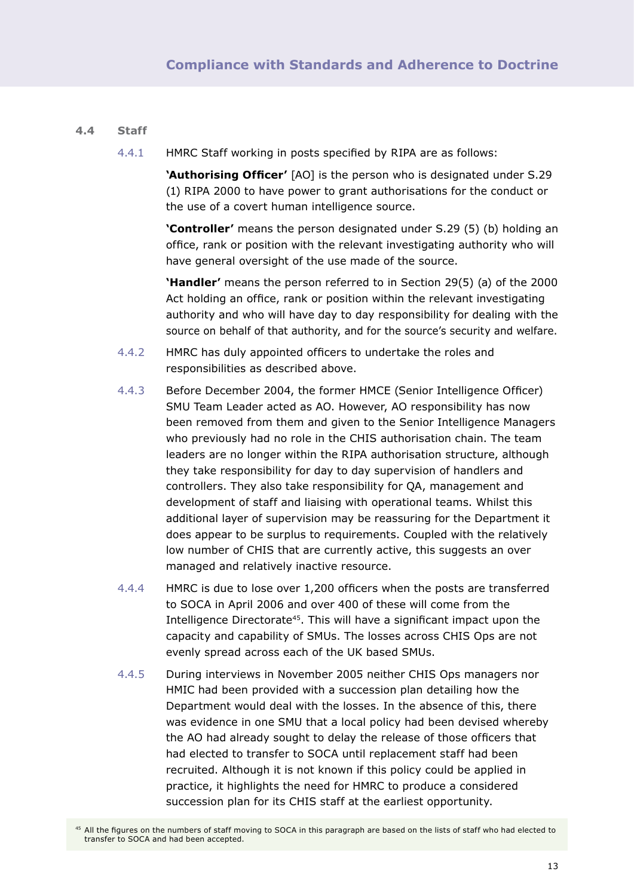### 4.4 Staff

4.4.1 HMRC Staff working in posts specified by RIPA are as follows:

**'Authorising Officer'** [AO] is the person who is designated under S.29 (1) RIPA 2000 to have power to grant authorisations for the conduct or the use of a covert human intelligence source.

**'Controller'** means the person designated under S.29 (5) (b) holding an office, rank or position with the relevant investigating authority who will have general oversight of the use made of the source.

**'Handler'** means the person referred to in Section 29(5) (a) of the 2000 Act holding an office, rank or position within the relevant investigating authority and who will have day to day responsibility for dealing with the source on behalf of that authority, and for the source's security and welfare.

4.4.2 HMRC has duly appointed officers to undertake the roles and responsibilities as described above.

4.4.3 Before December 2004, the former HMCE (Senior Intelligence Officer) SMU Team Leader acted as AO. However, AO responsibility has now been removed from them and given to the Senior Intelligence Managers who previously had no role in the CHIS authorisation chain. The team leaders are no longer within the RIPA authorisation structure, although they take responsibility for day to day supervision of handlers and controllers. They also take responsibility for QA, management and development of staff and liaising with operational teams. Whilst this additional layer of supervision may be reassuring for the Department it does appear to be surplus to requirements. Coupled with the relatively low number of CHIS that are currently active, this suggests an over managed and relatively inactive resource.

4.4.4 HMRC is due to lose over 1,200 officers when the posts are transferred to SOCA in April 2006 and over 400 of these will come from the Intelligence Directorate[45]. This will have a significant impact upon the capacity and capability of SMUs. The losses across CHIS Ops are not evenly spread across each of the UK based SMUs.

4.4.5 During interviews in November 2005 neither CHIS Ops managers nor HMIC had been provided with a succession plan detailing how the Department would deal with the losses. In the absence of this, there was evidence in one SMU that a local policy had been devised whereby the AO had already sought to delay the release of those officers that had elected to transfer to SOCA until replacement staff had been recruited. Although it is not known if this policy could be applied in practice, it highlights the need for HMRC to produce a considered succession plan for its CHIS staff at the earliest opportunity.

[45] All the figures on the numbers of staff moving to SOCA in this paragraph are based on the lists of staff who had elected to transfer to SOCA and had been accepted.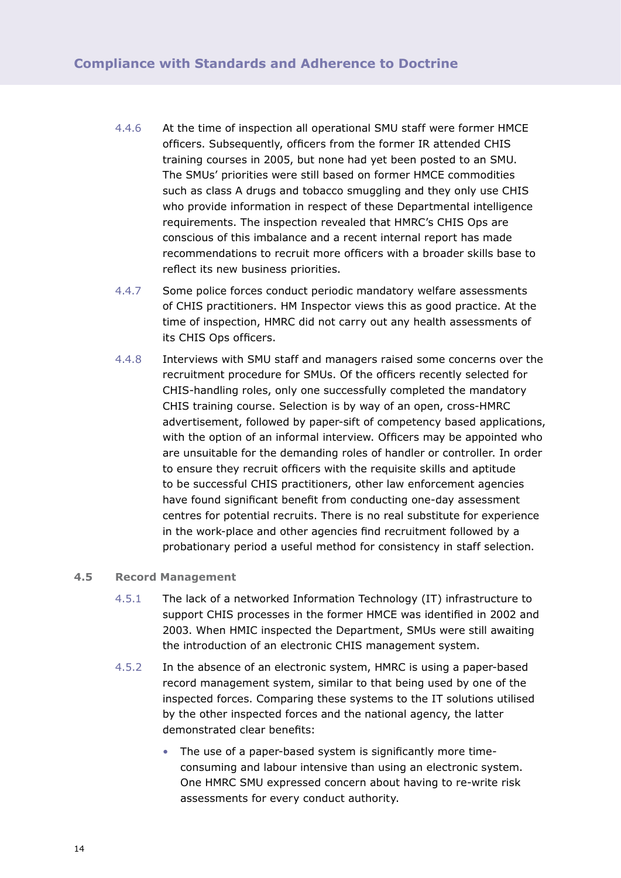4.4.6 At the time of inspection all operational SMU staff were former HMCE officers. Subsequently, officers from the former IR attended CHIS training courses in 2005, but none had yet been posted to an SMU. The SMUs' priorities were still based on former HMCE commodities such as class A drugs and tobacco smuggling and they only use CHIS who provide information in respect of these Departmental intelligence requirements. The inspection revealed that HMRC's CHIS Ops are conscious of this imbalance and a recent internal report has made recommendations to recruit more officers with a broader skills base to reflect its new business priorities.

4.4.7 Some police forces conduct periodic mandatory welfare assessments of CHIS practitioners. HM Inspector views this as good practice. At the time of inspection, HMRC did not carry out any health assessments of its CHIS Ops officers.

4.4.8 Interviews with SMU staff and managers raised some concerns over the recruitment procedure for SMUs. Of the officers recently selected for CHIS-handling roles, only one successfully completed the mandatory CHIS training course. Selection is by way of an open, cross-HMRC advertisement, followed by paper-sift of competency based applications, with the option of an informal interview. Officers may be appointed who are unsuitable for the demanding roles of handler or controller. In order to ensure they recruit officers with the requisite skills and aptitude to be successful CHIS practitioners, other law enforcement agencies have found significant benefit from conducting one-day assessment centres for potential recruits. There is no real substitute for experience in the work-place and other agencies find recruitment followed by a probationary period a useful method for consistency in staff selection.

## 4.5 Record Management

4.5.1 The lack of a networked Information Technology (IT) infrastructure to support CHIS processes in the former HMCE was identified in 2002 and 2003. When HMIC inspected the Department, SMUs were still awaiting the introduction of an electronic CHIS management system.

4.5.2 In the absence of an electronic system, HMRC is using a paper-based record management system, similar to that being used by one of the inspected forces. Comparing these systems to the IT solutions utilised by the other inspected forces and the national agency, the latter demonstrated clear benefits:

- The use of a paper-based system is significantly more time-consuming and labour intensive than using an electronic system. One HMRC SMU expressed concern about having to re-write risk assessments for every conduct authority.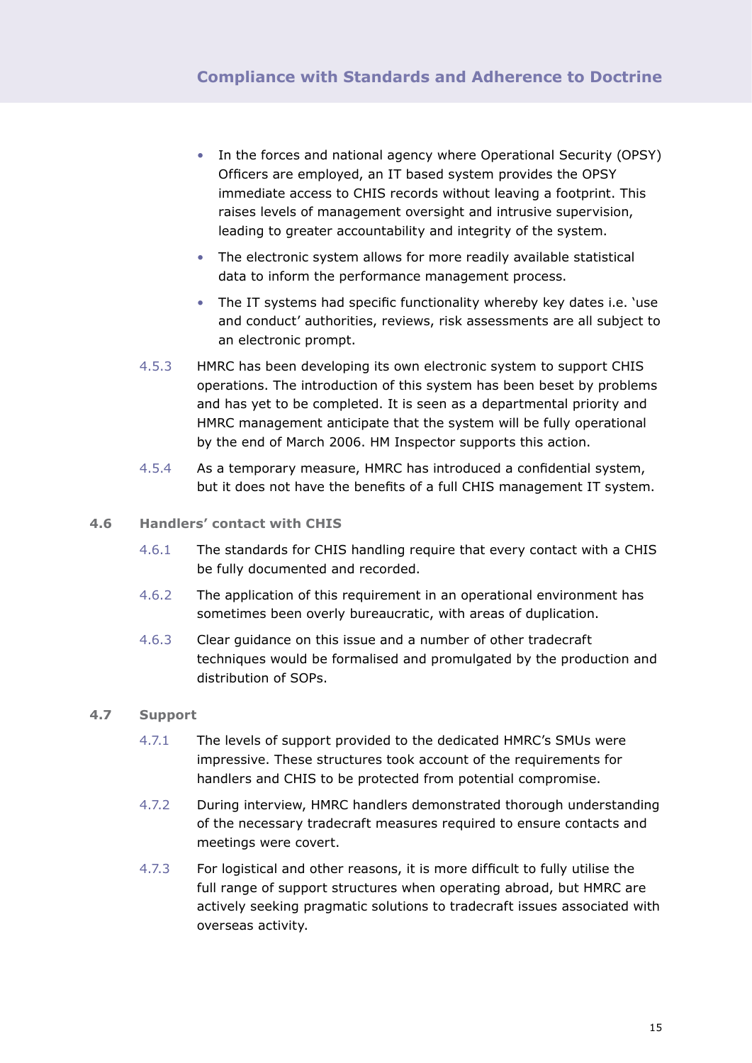- In the forces and national agency where Operational Security (OPSY) Officers are employed, an IT based system provides the OPSY immediate access to CHIS records without leaving a footprint. This raises levels of management oversight and intrusive supervision, leading to greater accountability and integrity of the system.
- The electronic system allows for more readily available statistical data to inform the performance management process.
- The IT systems had specific functionality whereby key dates i.e. 'use and conduct' authorities, reviews, risk assessments are all subject to an electronic prompt.

4.5.3 HMRC has been developing its own electronic system to support CHIS operations. The introduction of this system has been beset by problems and has yet to be completed. It is seen as a departmental priority and HMRC management anticipate that the system will be fully operational by the end of March 2006. HM Inspector supports this action.

4.5.4 As a temporary measure, HMRC has introduced a confidential system, but it does not have the benefits of a full CHIS management IT system.

## 4.6 Handlers' contact with CHIS

4.6.1 The standards for CHIS handling require that every contact with a CHIS be fully documented and recorded.

4.6.2 The application of this requirement in an operational environment has sometimes been overly bureaucratic, with areas of duplication.

4.6.3 Clear guidance on this issue and a number of other tradecraft techniques would be formalised and promulgated by the production and distribution of SOPs.

## 4.7 Support

4.7.1 The levels of support provided to the dedicated HMRC's SMUs were impressive. These structures took account of the requirements for handlers and CHIS to be protected from potential compromise.

4.7.2 During interview, HMRC handlers demonstrated thorough understanding of the necessary tradecraft measures required to ensure contacts and meetings were covert.

4.7.3 For logistical and other reasons, it is more difficult to fully utilise the full range of support structures when operating abroad, but HMRC are actively seeking pragmatic solutions to tradecraft issues associated with overseas activity.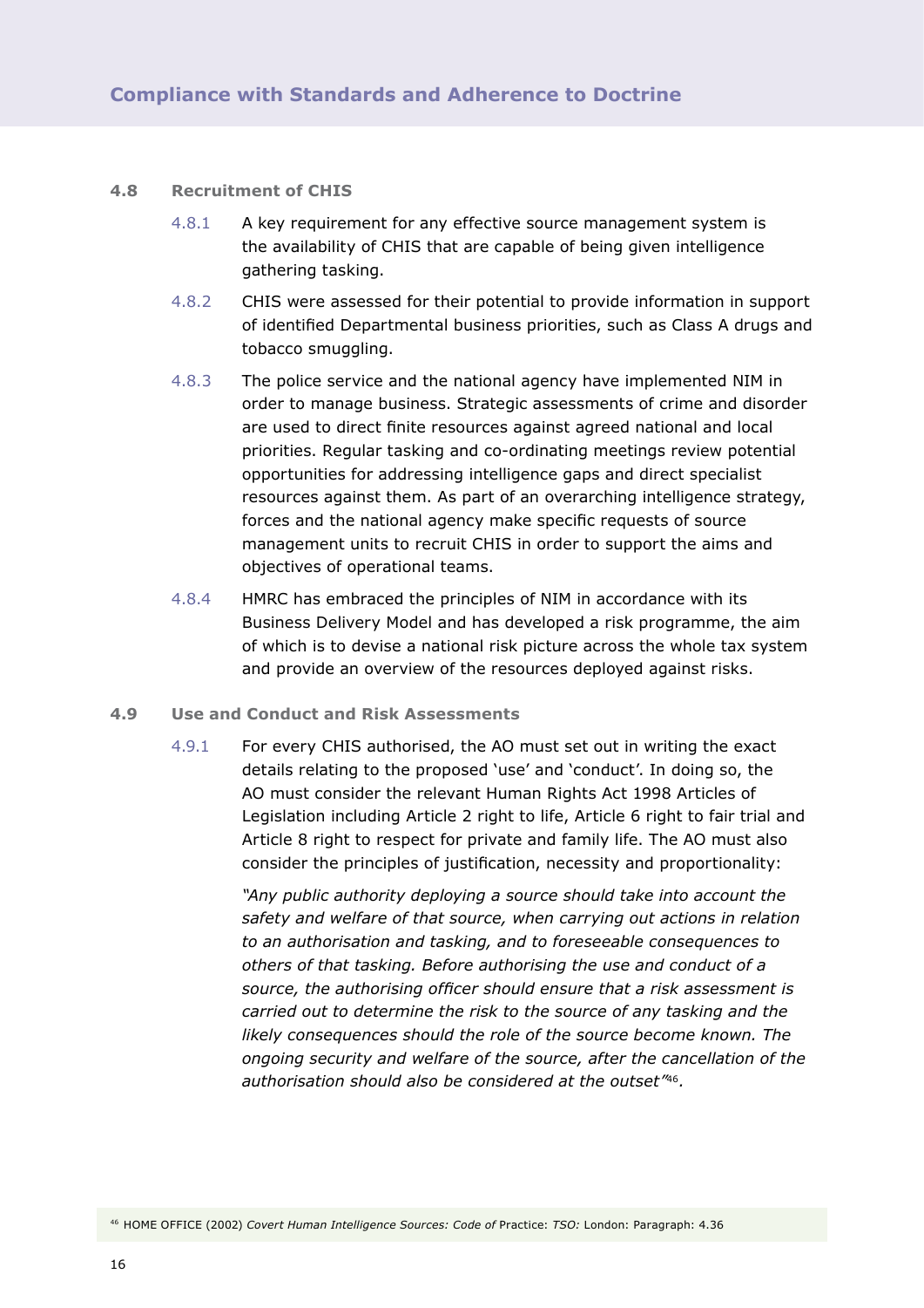### 4.8 Recruitment of CHIS

4.8.1 A key requirement for any effective source management system is the availability of CHIS that are capable of being given intelligence gathering tasking.

4.8.2 CHIS were assessed for their potential to provide information in support of identified Departmental business priorities, such as Class A drugs and tobacco smuggling.

4.8.3 The police service and the national agency have implemented NIM in order to manage business. Strategic assessments of crime and disorder are used to direct finite resources against agreed national and local priorities. Regular tasking and co-ordinating meetings review potential opportunities for addressing intelligence gaps and direct specialist resources against them. As part of an overarching intelligence strategy, forces and the national agency make specific requests of source management units to recruit CHIS in order to support the aims and objectives of operational teams.

4.8.4 HMRC has embraced the principles of NIM in accordance with its Business Delivery Model and has developed a risk programme, the aim of which is to devise a national risk picture across the whole tax system and provide an overview of the resources deployed against risks.

### 4.9 Use and Conduct and Risk Assessments

4.9.1 For every CHIS authorised, the AO must set out in writing the exact details relating to the proposed 'use' and 'conduct'. In doing so, the AO must consider the relevant Human Rights Act 1998 Articles of Legislation including Article 2 right to life, Article 6 right to fair trial and Article 8 right to respect for private and family life. The AO must also consider the principles of justification, necessity and proportionality:

*"Any public authority deploying a source should take into account the safety and welfare of that source, when carrying out actions in relation to an authorisation and tasking, and to foreseeable consequences to others of that tasking. Before authorising the use and conduct of a source, the authorising officer should ensure that a risk assessment is carried out to determine the risk to the source of any tasking and the likely consequences should the role of the source become known. The ongoing security and welfare of the source, after the cancellation of the authorisation should also be considered at the outset"*[46].

[46] HOME OFFICE (2002) *Covert Human Intelligence Sources: Code of* Practice: *TSO:* London: Paragraph: 4.36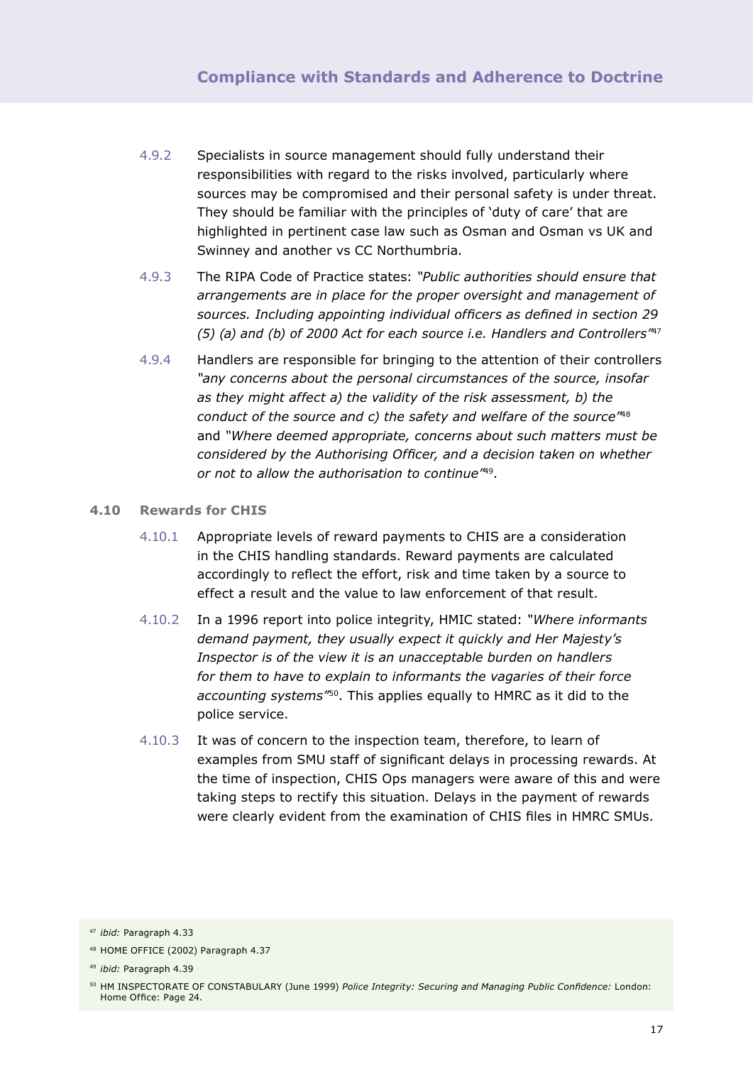4.9.2 Specialists in source management should fully understand their responsibilities with regard to the risks involved, particularly where sources may be compromised and their personal safety is under threat. They should be familiar with the principles of 'duty of care' that are highlighted in pertinent case law such as Osman and Osman vs UK and Swinney and another vs CC Northumbria.

4.9.3 The RIPA Code of Practice states: *"Public authorities should ensure that arrangements are in place for the proper oversight and management of sources. Including appointing individual officers as defined in section 29 (5) (a) and (b) of 2000 Act for each source i.e. Handlers and Controllers"*[47]

4.9.4 Handlers are responsible for bringing to the attention of their controllers *"any concerns about the personal circumstances of the source, insofar as they might affect a) the validity of the risk assessment, b) the conduct of the source and c) the safety and welfare of the source"*[48] and *"Where deemed appropriate, concerns about such matters must be considered by the Authorising Officer, and a decision taken on whether or not to allow the authorisation to continue"*[49].

## 4.10 Rewards for CHIS

4.10.1 Appropriate levels of reward payments to CHIS are a consideration in the CHIS handling standards. Reward payments are calculated accordingly to reflect the effort, risk and time taken by a source to effect a result and the value to law enforcement of that result.

4.10.2 In a 1996 report into police integrity, HMIC stated: *"Where informants demand payment, they usually expect it quickly and Her Majesty's Inspector is of the view it is an unacceptable burden on handlers for them to have to explain to informants the vagaries of their force accounting systems"*[50]. This applies equally to HMRC as it did to the police service.

4.10.3 It was of concern to the inspection team, therefore, to learn of examples from SMU staff of significant delays in processing rewards. At the time of inspection, CHIS Ops managers were aware of this and were taking steps to rectify this situation. Delays in the payment of rewards were clearly evident from the examination of CHIS files in HMRC SMUs.

---

[47] *ibid:* Paragraph 4.33

[48] HOME OFFICE (2002) Paragraph 4.37

[49] *ibid:* Paragraph 4.39

[50] HM INSPECTORATE OF CONSTABULARY (June 1999) *Police Integrity: Securing and Managing Public Confidence:* London: Home Office: Page 24.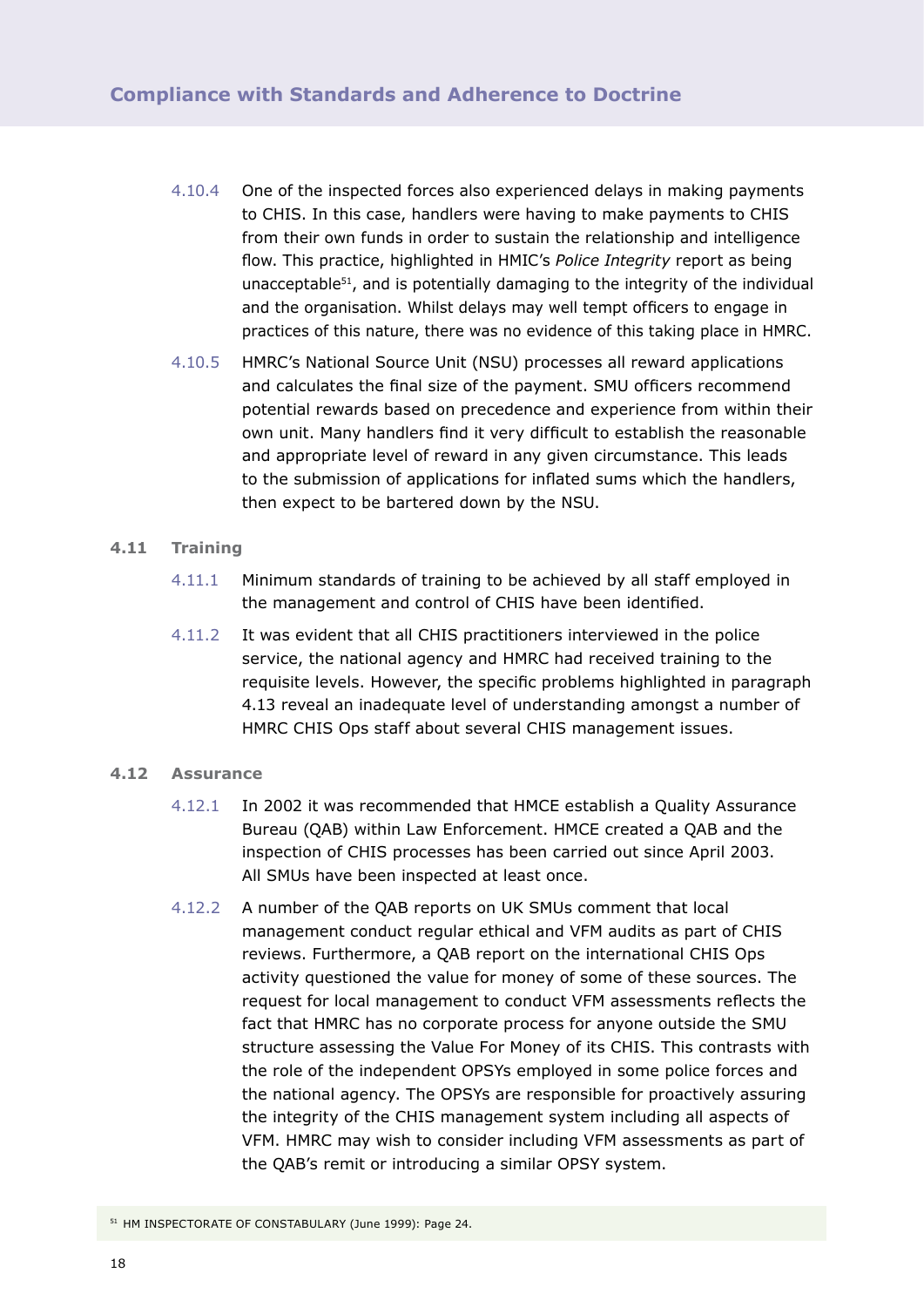4.10.4 One of the inspected forces also experienced delays in making payments to CHIS. In this case, handlers were having to make payments to CHIS from their own funds in order to sustain the relationship and intelligence flow. This practice, highlighted in HMIC's *Police Integrity* report as being unacceptable[51], and is potentially damaging to the integrity of the individual and the organisation. Whilst delays may well tempt officers to engage in practices of this nature, there was no evidence of this taking place in HMRC.

4.10.5 HMRC's National Source Unit (NSU) processes all reward applications and calculates the final size of the payment. SMU officers recommend potential rewards based on precedence and experience from within their own unit. Many handlers find it very difficult to establish the reasonable and appropriate level of reward in any given circumstance. This leads to the submission of applications for inflated sums which the handlers, then expect to be bartered down by the NSU.

### 4.11 Training

4.11.1 Minimum standards of training to be achieved by all staff employed in the management and control of CHIS have been identified.

4.11.2 It was evident that all CHIS practitioners interviewed in the police service, the national agency and HMRC had received training to the requisite levels. However, the specific problems highlighted in paragraph 4.13 reveal an inadequate level of understanding amongst a number of HMRC CHIS Ops staff about several CHIS management issues.

### 4.12 Assurance

4.12.1 In 2002 it was recommended that HMCE establish a Quality Assurance Bureau (QAB) within Law Enforcement. HMCE created a QAB and the inspection of CHIS processes has been carried out since April 2003. All SMUs have been inspected at least once.

4.12.2 A number of the QAB reports on UK SMUs comment that local management conduct regular ethical and VFM audits as part of CHIS reviews. Furthermore, a QAB report on the international CHIS Ops activity questioned the value for money of some of these sources. The request for local management to conduct VFM assessments reflects the fact that HMRC has no corporate process for anyone outside the SMU structure assessing the Value For Money of its CHIS. This contrasts with the role of the independent OPSYs employed in some police forces and the national agency. The OPSYs are responsible for proactively assuring the integrity of the CHIS management system including all aspects of VFM. HMRC may wish to consider including VFM assessments as part of the QAB's remit or introducing a similar OPSY system.

[51] HM INSPECTORATE OF CONSTABULARY (June 1999): Page 24.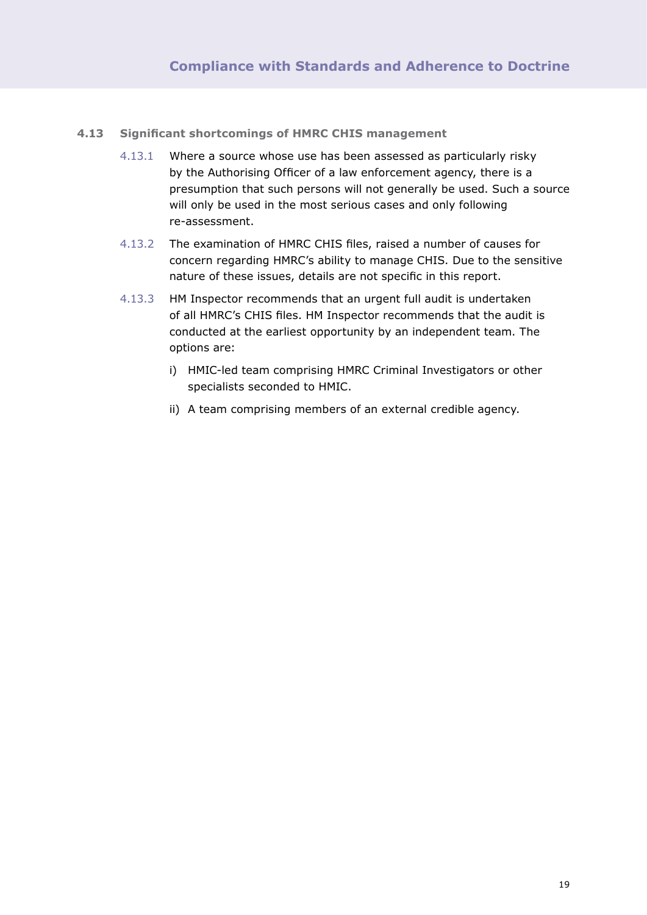### 4.13 Significant shortcomings of HMRC CHIS management

4.13.1 Where a source whose use has been assessed as particularly risky by the Authorising Officer of a law enforcement agency, there is a presumption that such persons will not generally be used. Such a source will only be used in the most serious cases and only following re-assessment.

4.13.2 The examination of HMRC CHIS files, raised a number of causes for concern regarding HMRC's ability to manage CHIS. Due to the sensitive nature of these issues, details are not specific in this report.

4.13.3 HM Inspector recommends that an urgent full audit is undertaken of all HMRC's CHIS files. HM Inspector recommends that the audit is conducted at the earliest opportunity by an independent team. The options are:

i) HMIC-led team comprising HMRC Criminal Investigators or other specialists seconded to HMIC.

ii) A team comprising members of an external credible agency.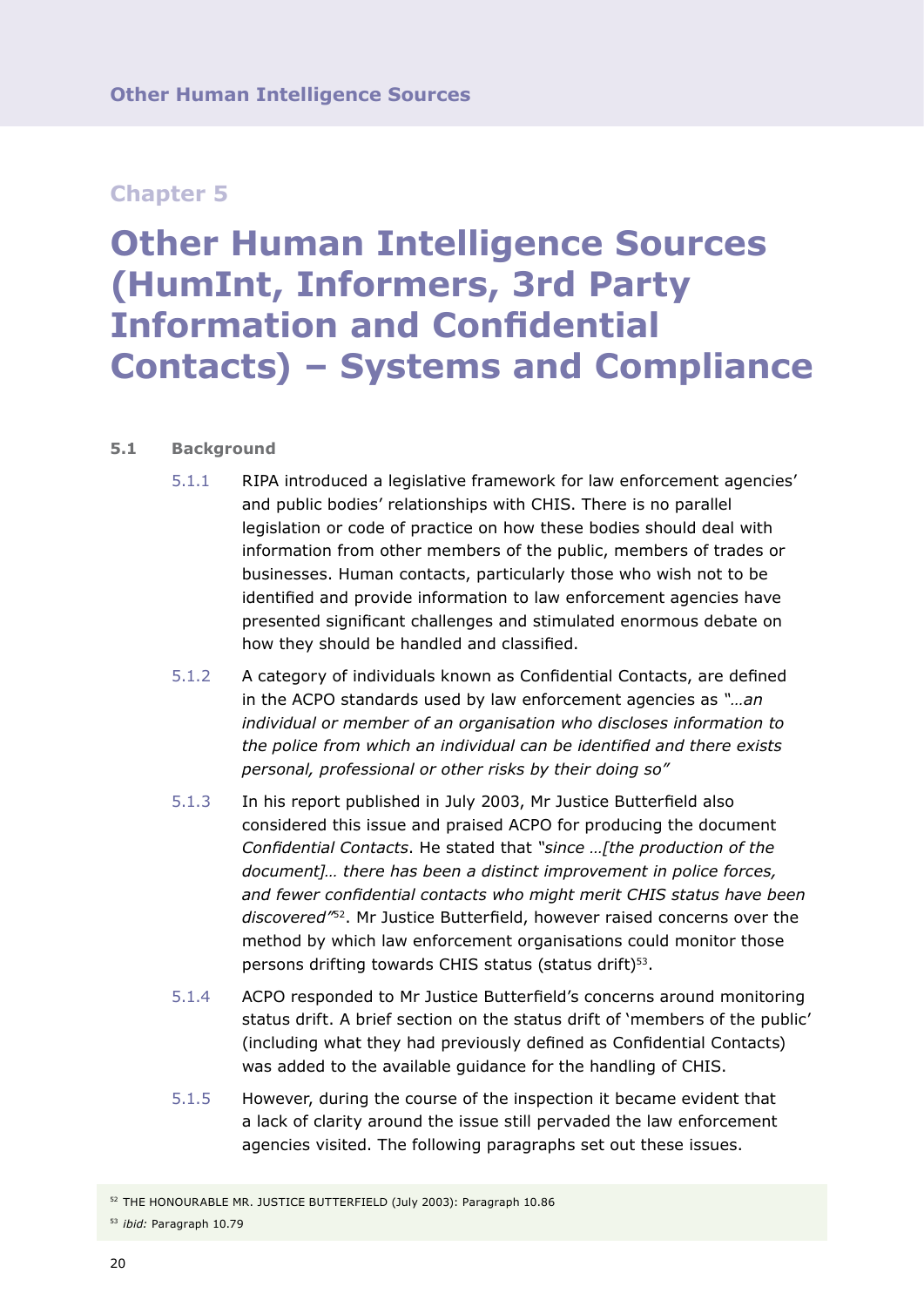## Chapter 5

# Other Human Intelligence Sources (HumInt, Informers, 3rd Party Information and Confidential Contacts) – Systems and Compliance

### 5.1 Background

5.1.1 RIPA introduced a legislative framework for law enforcement agencies' and public bodies' relationships with CHIS. There is no parallel legislation or code of practice on how these bodies should deal with information from other members of the public, members of trades or businesses. Human contacts, particularly those who wish not to be identified and provide information to law enforcement agencies have presented significant challenges and stimulated enormous debate on how they should be handled and classified.

5.1.2 A category of individuals known as Confidential Contacts, are defined in the ACPO standards used by law enforcement agencies as *"…an individual or member of an organisation who discloses information to the police from which an individual can be identified and there exists personal, professional or other risks by their doing so"*

5.1.3 In his report published in July 2003, Mr Justice Butterfield also considered this issue and praised ACPO for producing the document *Confidential Contacts*. He stated that *"since …[the production of the document]… there has been a distinct improvement in police forces, and fewer confidential contacts who might merit CHIS status have been discovered"*[52]. Mr Justice Butterfield, however raised concerns over the method by which law enforcement organisations could monitor those persons drifting towards CHIS status (status drift)[53].

5.1.4 ACPO responded to Mr Justice Butterfield's concerns around monitoring status drift. A brief section on the status drift of 'members of the public' (including what they had previously defined as Confidential Contacts) was added to the available guidance for the handling of CHIS.

5.1.5 However, during the course of the inspection it became evident that a lack of clarity around the issue still pervaded the law enforcement agencies visited. The following paragraphs set out these issues.

[52] THE HONOURABLE MR. JUSTICE BUTTERFIELD (July 2003): Paragraph 10.86

[53] *ibid:* Paragraph 10.79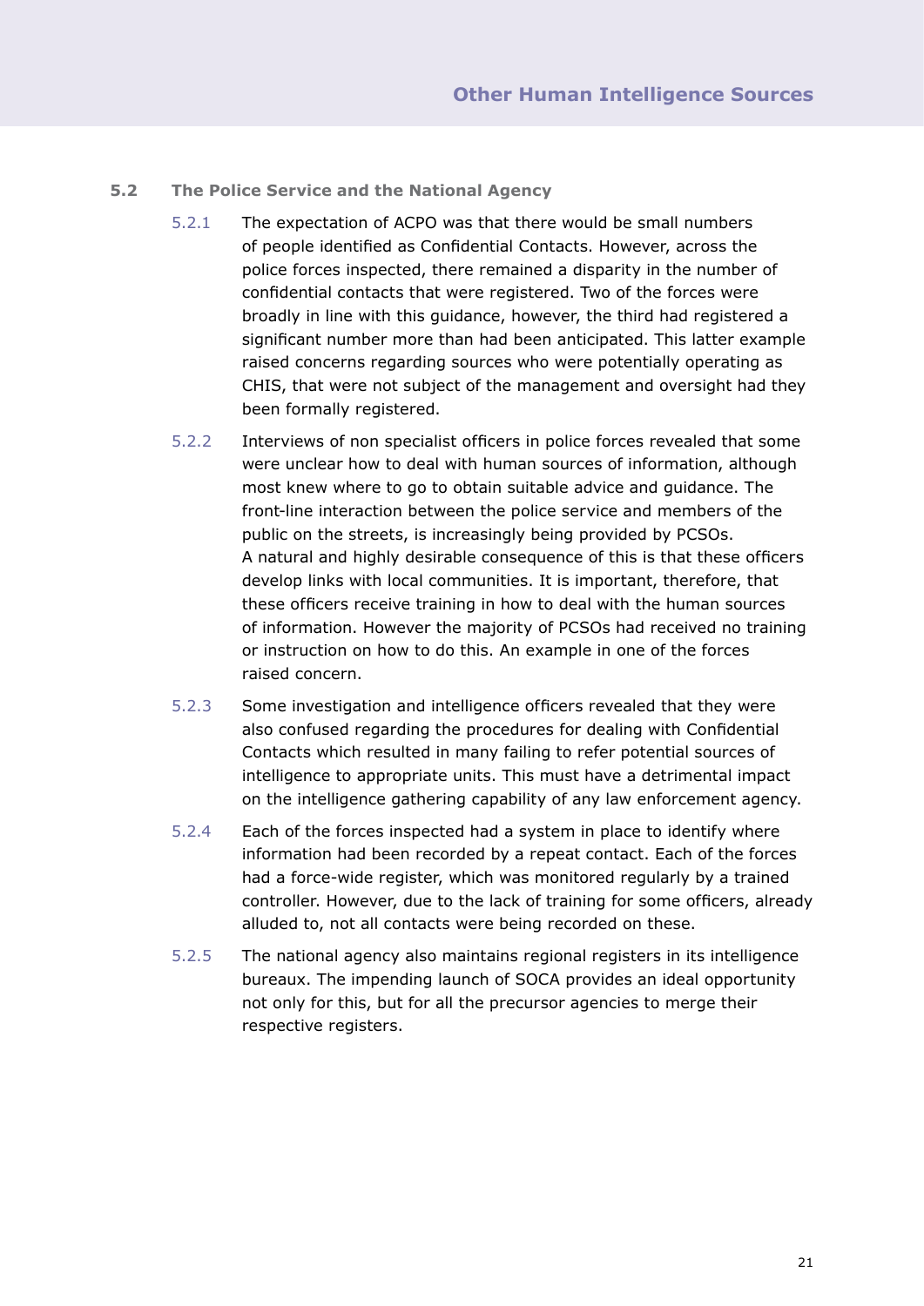## 5.2 The Police Service and the National Agency

5.2.1 The expectation of ACPO was that there would be small numbers of people identified as Confidential Contacts. However, across the police forces inspected, there remained a disparity in the number of confidential contacts that were registered. Two of the forces were broadly in line with this guidance, however, the third had registered a significant number more than had been anticipated. This latter example raised concerns regarding sources who were potentially operating as CHIS, that were not subject of the management and oversight had they been formally registered.

5.2.2 Interviews of non specialist officers in police forces revealed that some were unclear how to deal with human sources of information, although most knew where to go to obtain suitable advice and guidance. The front-line interaction between the police service and members of the public on the streets, is increasingly being provided by PCSOs. A natural and highly desirable consequence of this is that these officers develop links with local communities. It is important, therefore, that these officers receive training in how to deal with the human sources of information. However the majority of PCSOs had received no training or instruction on how to do this. An example in one of the forces raised concern.

5.2.3 Some investigation and intelligence officers revealed that they were also confused regarding the procedures for dealing with Confidential Contacts which resulted in many failing to refer potential sources of intelligence to appropriate units. This must have a detrimental impact on the intelligence gathering capability of any law enforcement agency.

5.2.4 Each of the forces inspected had a system in place to identify where information had been recorded by a repeat contact. Each of the forces had a force-wide register, which was monitored regularly by a trained controller. However, due to the lack of training for some officers, already alluded to, not all contacts were being recorded on these.

5.2.5 The national agency also maintains regional registers in its intelligence bureaux. The impending launch of SOCA provides an ideal opportunity not only for this, but for all the precursor agencies to merge their respective registers.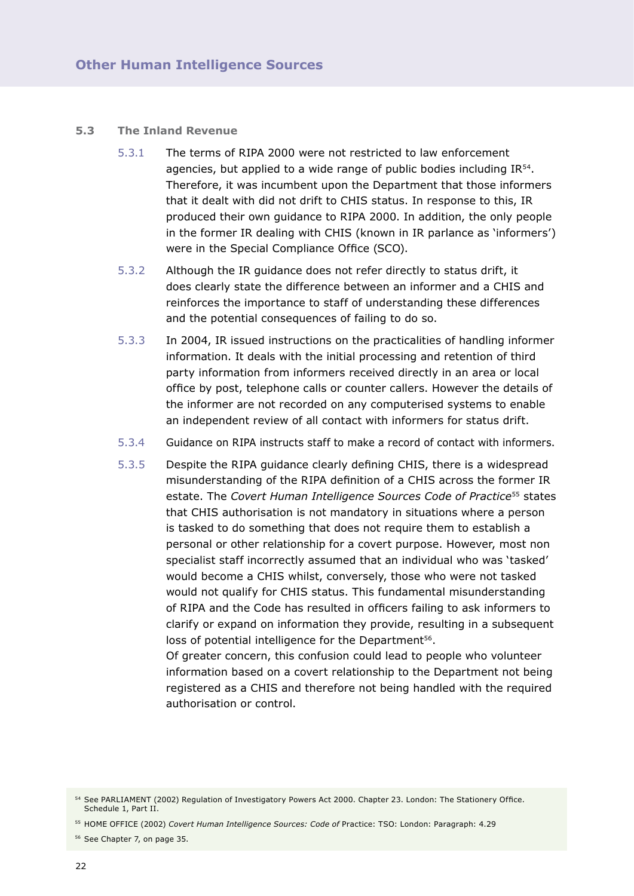### 5.3 The Inland Revenue

5.3.1 The terms of RIPA 2000 were not restricted to law enforcement agencies, but applied to a wide range of public bodies including IR[54]. Therefore, it was incumbent upon the Department that those informers that it dealt with did not drift to CHIS status. In response to this, IR produced their own guidance to RIPA 2000. In addition, the only people in the former IR dealing with CHIS (known in IR parlance as 'informers') were in the Special Compliance Office (SCO).

5.3.2 Although the IR guidance does not refer directly to status drift, it does clearly state the difference between an informer and a CHIS and reinforces the importance to staff of understanding these differences and the potential consequences of failing to do so.

5.3.3 In 2004, IR issued instructions on the practicalities of handling informer information. It deals with the initial processing and retention of third party information from informers received directly in an area or local office by post, telephone calls or counter callers. However the details of the informer are not recorded on any computerised systems to enable an independent review of all contact with informers for status drift.

5.3.4 Guidance on RIPA instructs staff to make a record of contact with informers.

5.3.5 Despite the RIPA guidance clearly defining CHIS, there is a widespread misunderstanding of the RIPA definition of a CHIS across the former IR estate. The *Covert Human Intelligence Sources Code of Practice*[55] states that CHIS authorisation is not mandatory in situations where a person is tasked to do something that does not require them to establish a personal or other relationship for a covert purpose. However, most non specialist staff incorrectly assumed that an individual who was 'tasked' would become a CHIS whilst, conversely, those who were not tasked would not qualify for CHIS status. This fundamental misunderstanding of RIPA and the Code has resulted in officers failing to ask informers to clarify or expand on information they provide, resulting in a subsequent loss of potential intelligence for the Department[56].
Of greater concern, this confusion could lead to people who volunteer information based on a covert relationship to the Department not being registered as a CHIS and therefore not being handled with the required authorisation or control.

---

[54] See PARLIAMENT (2002) Regulation of Investigatory Powers Act 2000. Chapter 23. London: The Stationery Office. Schedule 1, Part II.

[55] HOME OFFICE (2002) *Covert Human Intelligence Sources: Code of* Practice: TSO: London: Paragraph: 4.29

[56] See Chapter 7, on page 35.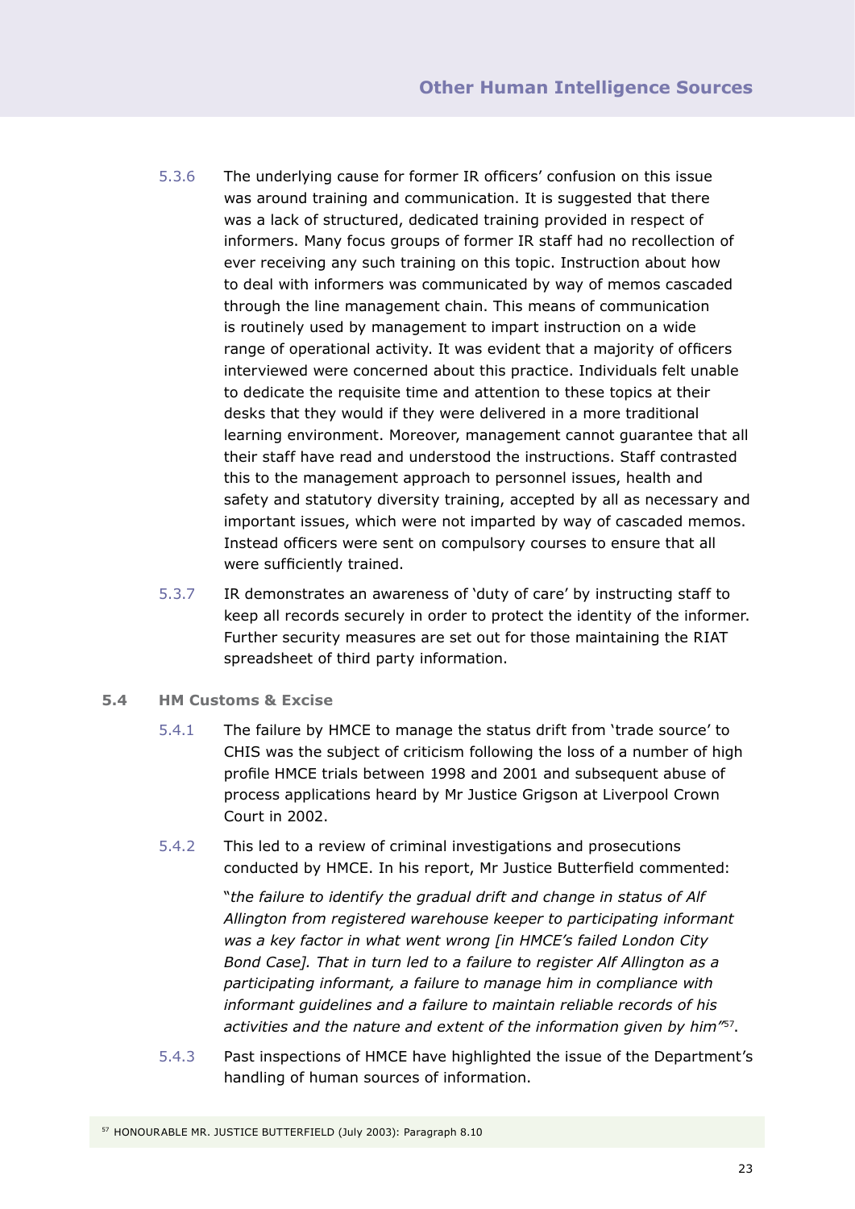5.3.6 The underlying cause for former IR officers' confusion on this issue was around training and communication. It is suggested that there was a lack of structured, dedicated training provided in respect of informers. Many focus groups of former IR staff had no recollection of ever receiving any such training on this topic. Instruction about how to deal with informers was communicated by way of memos cascaded through the line management chain. This means of communication is routinely used by management to impart instruction on a wide range of operational activity. It was evident that a majority of officers interviewed were concerned about this practice. Individuals felt unable to dedicate the requisite time and attention to these topics at their desks that they would if they were delivered in a more traditional learning environment. Moreover, management cannot guarantee that all their staff have read and understood the instructions. Staff contrasted this to the management approach to personnel issues, health and safety and statutory diversity training, accepted by all as necessary and important issues, which were not imparted by way of cascaded memos. Instead officers were sent on compulsory courses to ensure that all were sufficiently trained.

5.3.7 IR demonstrates an awareness of 'duty of care' by instructing staff to keep all records securely in order to protect the identity of the informer. Further security measures are set out for those maintaining the RIAT spreadsheet of third party information.

## 5.4 HM Customs & Excise

5.4.1 The failure by HMCE to manage the status drift from 'trade source' to CHIS was the subject of criticism following the loss of a number of high profile HMCE trials between 1998 and 2001 and subsequent abuse of process applications heard by Mr Justice Grigson at Liverpool Crown Court in 2002.

5.4.2 This led to a review of criminal investigations and prosecutions conducted by HMCE. In his report, Mr Justice Butterfield commented:

> "*the failure to identify the gradual drift and change in status of Alf Allington from registered warehouse keeper to participating informant was a key factor in what went wrong [in HMCE's failed London City Bond Case]. That in turn led to a failure to register Alf Allington as a participating informant, a failure to manage him in compliance with informant guidelines and a failure to maintain reliable records of his activities and the nature and extent of the information given by him*"[57].

5.4.3 Past inspections of HMCE have highlighted the issue of the Department's handling of human sources of information.

[57] HONOURABLE MR. JUSTICE BUTTERFIELD (July 2003): Paragraph 8.10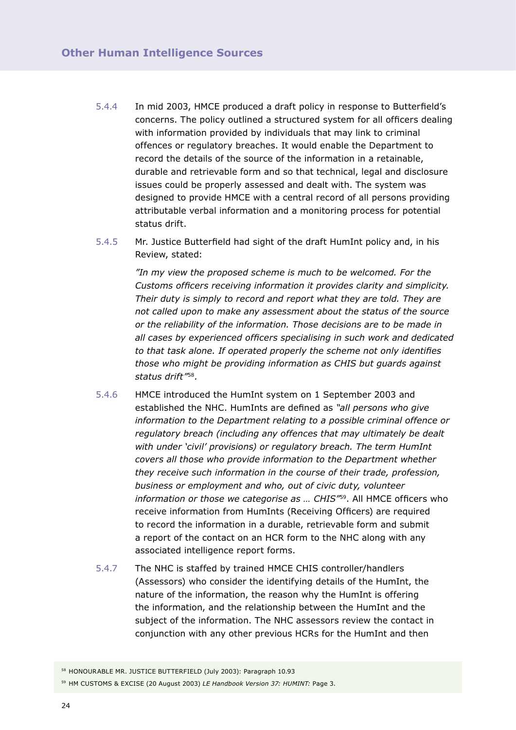5.4.4 In mid 2003, HMCE produced a draft policy in response to Butterfield's concerns. The policy outlined a structured system for all officers dealing with information provided by individuals that may link to criminal offences or regulatory breaches. It would enable the Department to record the details of the source of the information in a retainable, durable and retrievable form and so that technical, legal and disclosure issues could be properly assessed and dealt with. The system was designed to provide HMCE with a central record of all persons providing attributable verbal information and a monitoring process for potential status drift.

5.4.5 Mr. Justice Butterfield had sight of the draft HumInt policy and, in his Review, stated:

> *"In my view the proposed scheme is much to be welcomed. For the Customs officers receiving information it provides clarity and simplicity. Their duty is simply to record and report what they are told. They are not called upon to make any assessment about the status of the source or the reliability of the information. Those decisions are to be made in all cases by experienced officers specialising in such work and dedicated to that task alone. If operated properly the scheme not only identifies those who might be providing information as CHIS but guards against status drift"*[58].

5.4.6 HMCE introduced the HumInt system on 1 September 2003 and established the NHC. HumInts are defined as *"all persons who give information to the Department relating to a possible criminal offence or regulatory breach (including any offences that may ultimately be dealt with under 'civil' provisions) or regulatory breach. The term HumInt covers all those who provide information to the Department whether they receive such information in the course of their trade, profession, business or employment and who, out of civic duty, volunteer information or those we categorise as … CHIS"*[59]. All HMCE officers who receive information from HumInts (Receiving Officers) are required to record the information in a durable, retrievable form and submit a report of the contact on an HCR form to the NHC along with any associated intelligence report forms.

5.4.7 The NHC is staffed by trained HMCE CHIS controller/handlers (Assessors) who consider the identifying details of the HumInt, the nature of the information, the reason why the HumInt is offering the information, and the relationship between the HumInt and the subject of the information. The NHC assessors review the contact in conjunction with any other previous HCRs for the HumInt and then

[58] HONOURABLE MR. JUSTICE BUTTERFIELD (July 2003): Paragraph 10.93

[59] HM CUSTOMS & EXCISE (20 August 2003) *LE Handbook Version 37: HUMINT:* Page 3.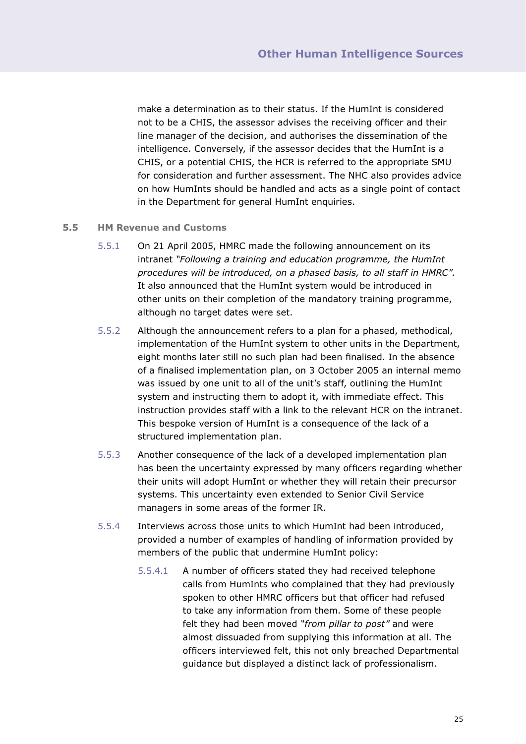make a determination as to their status. If the HumInt is considered not to be a CHIS, the assessor advises the receiving officer and their line manager of the decision, and authorises the dissemination of the intelligence. Conversely, if the assessor decides that the HumInt is a CHIS, or a potential CHIS, the HCR is referred to the appropriate SMU for consideration and further assessment. The NHC also provides advice on how HumInts should be handled and acts as a single point of contact in the Department for general HumInt enquiries.

## 5.5 HM Revenue and Customs

5.5.1 On 21 April 2005, HMRC made the following announcement on its intranet *"Following a training and education programme, the HumInt procedures will be introduced, on a phased basis, to all staff in HMRC".* It also announced that the HumInt system would be introduced in other units on their completion of the mandatory training programme, although no target dates were set.

5.5.2 Although the announcement refers to a plan for a phased, methodical, implementation of the HumInt system to other units in the Department, eight months later still no such plan had been finalised. In the absence of a finalised implementation plan, on 3 October 2005 an internal memo was issued by one unit to all of the unit's staff, outlining the HumInt system and instructing them to adopt it, with immediate effect. This instruction provides staff with a link to the relevant HCR on the intranet. This bespoke version of HumInt is a consequence of the lack of a structured implementation plan.

5.5.3 Another consequence of the lack of a developed implementation plan has been the uncertainty expressed by many officers regarding whether their units will adopt HumInt or whether they will retain their precursor systems. This uncertainty even extended to Senior Civil Service managers in some areas of the former IR.

5.5.4 Interviews across those units to which HumInt had been introduced, provided a number of examples of handling of information provided by members of the public that undermine HumInt policy:

5.5.4.1 A number of officers stated they had received telephone calls from HumInts who complained that they had previously spoken to other HMRC officers but that officer had refused to take any information from them. Some of these people felt they had been moved *"from pillar to post"* and were almost dissuaded from supplying this information at all. The officers interviewed felt, this not only breached Departmental guidance but displayed a distinct lack of professionalism.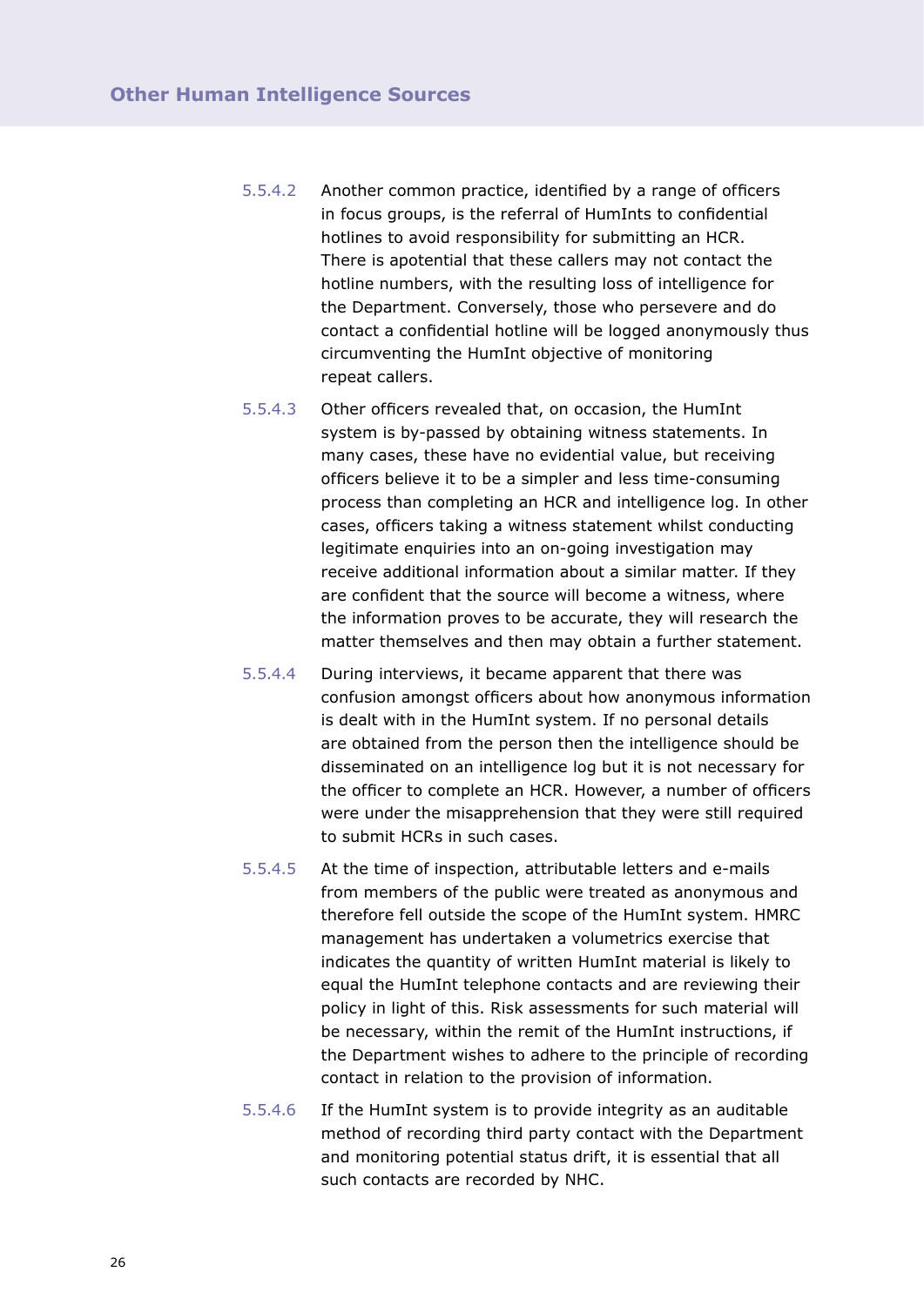5.5.4.2 Another common practice, identified by a range of officers in focus groups, is the referral of HumInts to confidential hotlines to avoid responsibility for submitting an HCR. There is apotential that these callers may not contact the hotline numbers, with the resulting loss of intelligence for the Department. Conversely, those who persevere and do contact a confidential hotline will be logged anonymously thus circumventing the HumInt objective of monitoring repeat callers.

5.5.4.3 Other officers revealed that, on occasion, the HumInt system is by-passed by obtaining witness statements. In many cases, these have no evidential value, but receiving officers believe it to be a simpler and less time-consuming process than completing an HCR and intelligence log. In other cases, officers taking a witness statement whilst conducting legitimate enquiries into an on-going investigation may receive additional information about a similar matter. If they are confident that the source will become a witness, where the information proves to be accurate, they will research the matter themselves and then may obtain a further statement.

5.5.4.4 During interviews, it became apparent that there was confusion amongst officers about how anonymous information is dealt with in the HumInt system. If no personal details are obtained from the person then the intelligence should be disseminated on an intelligence log but it is not necessary for the officer to complete an HCR. However, a number of officers were under the misapprehension that they were still required to submit HCRs in such cases.

5.5.4.5 At the time of inspection, attributable letters and e-mails from members of the public were treated as anonymous and therefore fell outside the scope of the HumInt system. HMRC management has undertaken a volumetrics exercise that indicates the quantity of written HumInt material is likely to equal the HumInt telephone contacts and are reviewing their policy in light of this. Risk assessments for such material will be necessary, within the remit of the HumInt instructions, if the Department wishes to adhere to the principle of recording contact in relation to the provision of information.

5.5.4.6 If the HumInt system is to provide integrity as an auditable method of recording third party contact with the Department and monitoring potential status drift, it is essential that all such contacts are recorded by NHC.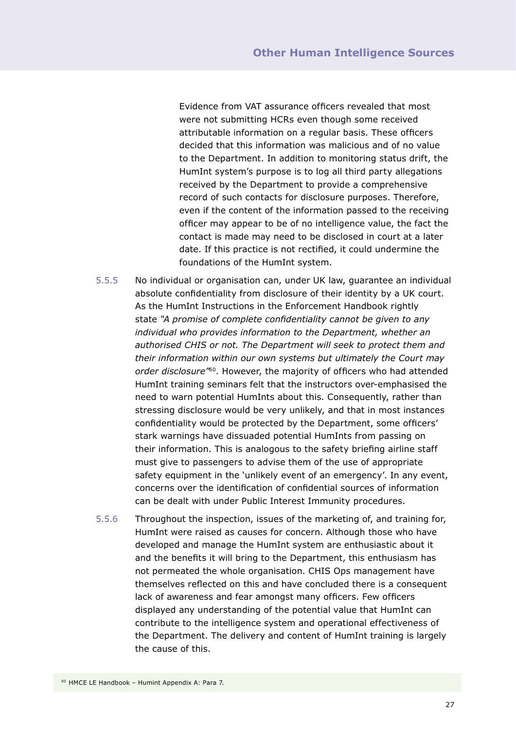Evidence from VAT assurance officers revealed that most were not submitting HCRs even though some received attributable information on a regular basis. These officers decided that this information was malicious and of no value to the Department. In addition to monitoring status drift, the HumInt system's purpose is to log all third party allegations received by the Department to provide a comprehensive record of such contacts for disclosure purposes. Therefore, even if the content of the information passed to the receiving officer may appear to be of no intelligence value, the fact the contact is made may need to be disclosed in court at a later date. If this practice is not rectified, it could undermine the foundations of the HumInt system.

5.5.5 No individual or organisation can, under UK law, guarantee an individual absolute confidentiality from disclosure of their identity by a UK court. As the HumInt Instructions in the Enforcement Handbook rightly state *"A promise of complete confidentiality cannot be given to any individual who provides information to the Department, whether an authorised CHIS or not. The Department will seek to protect them and their information within our own systems but ultimately the Court may order disclosure"*[60]. However, the majority of officers who had attended HumInt training seminars felt that the instructors over-emphasised the need to warn potential HumInts about this. Consequently, rather than stressing disclosure would be very unlikely, and that in most instances confidentiality would be protected by the Department, some officers' stark warnings have dissuaded potential HumInts from passing on their information. This is analogous to the safety briefing airline staff must give to passengers to advise them of the use of appropriate safety equipment in the 'unlikely event of an emergency'. In any event, concerns over the identification of confidential sources of information can be dealt with under Public Interest Immunity procedures.

5.5.6 Throughout the inspection, issues of the marketing of, and training for, HumInt were raised as causes for concern. Although those who have developed and manage the HumInt system are enthusiastic about it and the benefits it will bring to the Department, this enthusiasm has not permeated the whole organisation. CHIS Ops management have themselves reflected on this and have concluded there is a consequent lack of awareness and fear amongst many officers. Few officers displayed any understanding of the potential value that HumInt can contribute to the intelligence system and operational effectiveness of the Department. The delivery and content of HumInt training is largely the cause of this.

[60] HMCE LE Handbook – Humint Appendix A: Para 7.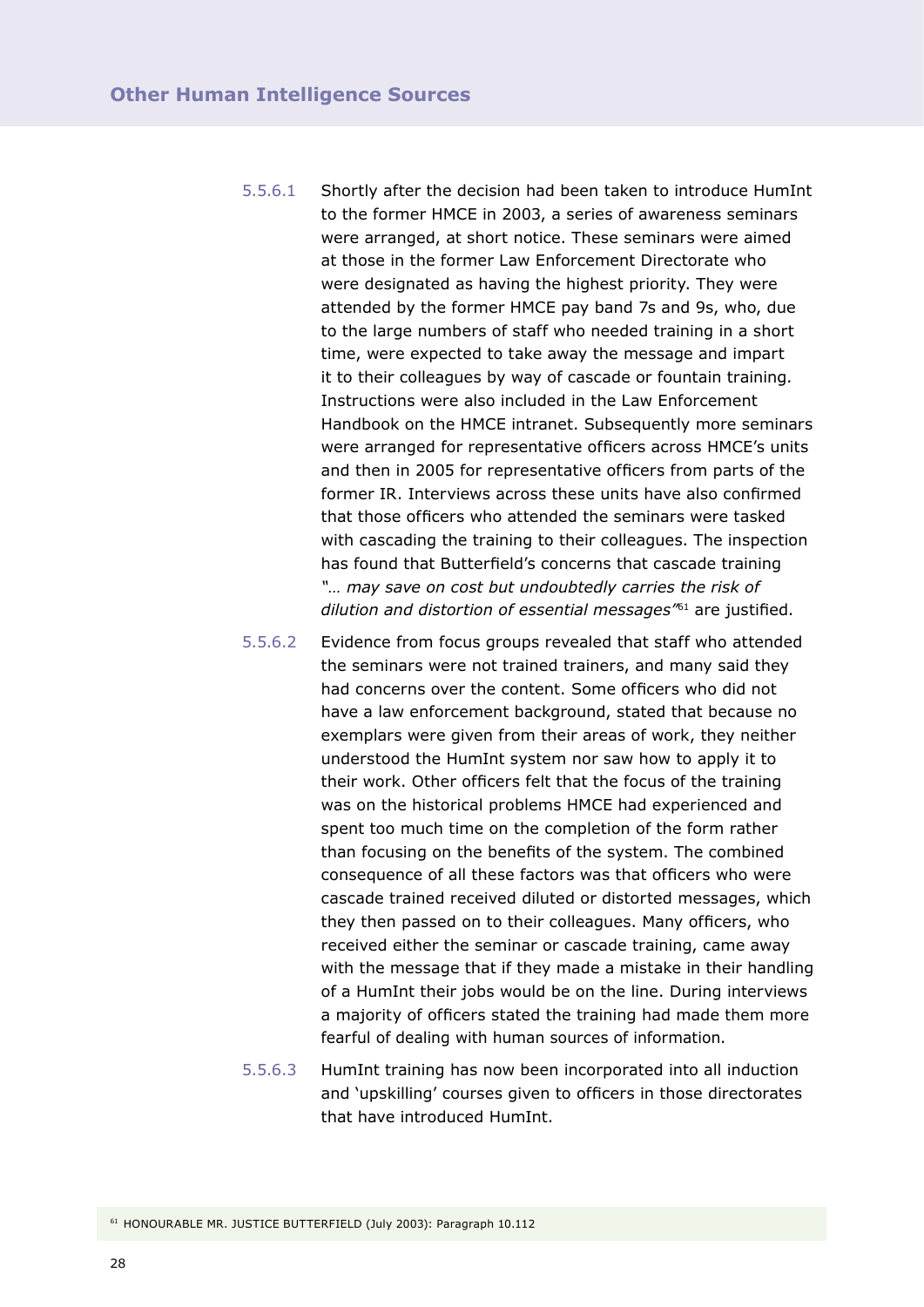5.5.6.1 Shortly after the decision had been taken to introduce HumInt to the former HMCE in 2003, a series of awareness seminars were arranged, at short notice. These seminars were aimed at those in the former Law Enforcement Directorate who were designated as having the highest priority. They were attended by the former HMCE pay band 7s and 9s, who, due to the large numbers of staff who needed training in a short time, were expected to take away the message and impart it to their colleagues by way of cascade or fountain training. Instructions were also included in the Law Enforcement Handbook on the HMCE intranet. Subsequently more seminars were arranged for representative officers across HMCE's units and then in 2005 for representative officers from parts of the former IR. Interviews across these units have also confirmed that those officers who attended the seminars were tasked with cascading the training to their colleagues. The inspection has found that Butterfield's concerns that cascade training *"… may save on cost but undoubtedly carries the risk of dilution and distortion of essential messages"*[61] are justified.

5.5.6.2 Evidence from focus groups revealed that staff who attended the seminars were not trained trainers, and many said they had concerns over the content. Some officers who did not have a law enforcement background, stated that because no exemplars were given from their areas of work, they neither understood the HumInt system nor saw how to apply it to their work. Other officers felt that the focus of the training was on the historical problems HMCE had experienced and spent too much time on the completion of the form rather than focusing on the benefits of the system. The combined consequence of all these factors was that officers who were cascade trained received diluted or distorted messages, which they then passed on to their colleagues. Many officers, who received either the seminar or cascade training, came away with the message that if they made a mistake in their handling of a HumInt their jobs would be on the line. During interviews a majority of officers stated the training had made them more fearful of dealing with human sources of information.

5.5.6.3 HumInt training has now been incorporated into all induction and 'upskilling' courses given to officers in those directorates that have introduced HumInt.

[61] HONOURABLE MR. JUSTICE BUTTERFIELD (July 2003): Paragraph 10.112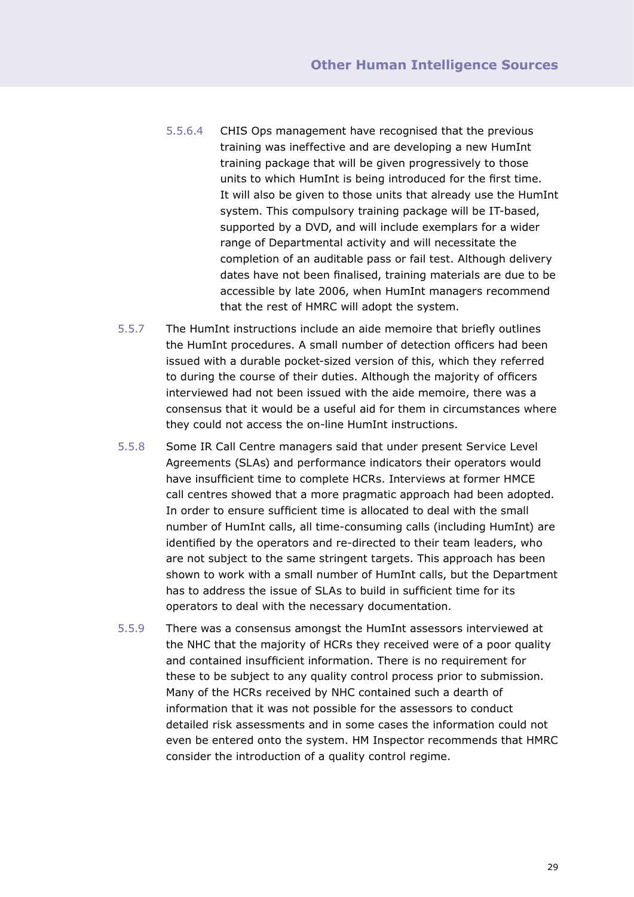5.5.6.4 CHIS Ops management have recognised that the previous training was ineffective and are developing a new HumInt training package that will be given progressively to those units to which HumInt is being introduced for the first time. It will also be given to those units that already use the HumInt system. This compulsory training package will be IT-based, supported by a DVD, and will include exemplars for a wider range of Departmental activity and will necessitate the completion of an auditable pass or fail test. Although delivery dates have not been finalised, training materials are due to be accessible by late 2006, when HumInt managers recommend that the rest of HMRC will adopt the system.

5.5.7 The HumInt instructions include an aide memoire that briefly outlines the HumInt procedures. A small number of detection officers had been issued with a durable pocket-sized version of this, which they referred to during the course of their duties. Although the majority of officers interviewed had not been issued with the aide memoire, there was a consensus that it would be a useful aid for them in circumstances where they could not access the on-line HumInt instructions.

5.5.8 Some IR Call Centre managers said that under present Service Level Agreements (SLAs) and performance indicators their operators would have insufficient time to complete HCRs. Interviews at former HMCE call centres showed that a more pragmatic approach had been adopted. In order to ensure sufficient time is allocated to deal with the small number of HumInt calls, all time-consuming calls (including HumInt) are identified by the operators and re-directed to their team leaders, who are not subject to the same stringent targets. This approach has been shown to work with a small number of HumInt calls, but the Department has to address the issue of SLAs to build in sufficient time for its operators to deal with the necessary documentation.

5.5.9 There was a consensus amongst the HumInt assessors interviewed at the NHC that the majority of HCRs they received were of a poor quality and contained insufficient information. There is no requirement for these to be subject to any quality control process prior to submission. Many of the HCRs received by NHC contained such a dearth of information that it was not possible for the assessors to conduct detailed risk assessments and in some cases the information could not even be entered onto the system. HM Inspector recommends that HMRC consider the introduction of a quality control regime.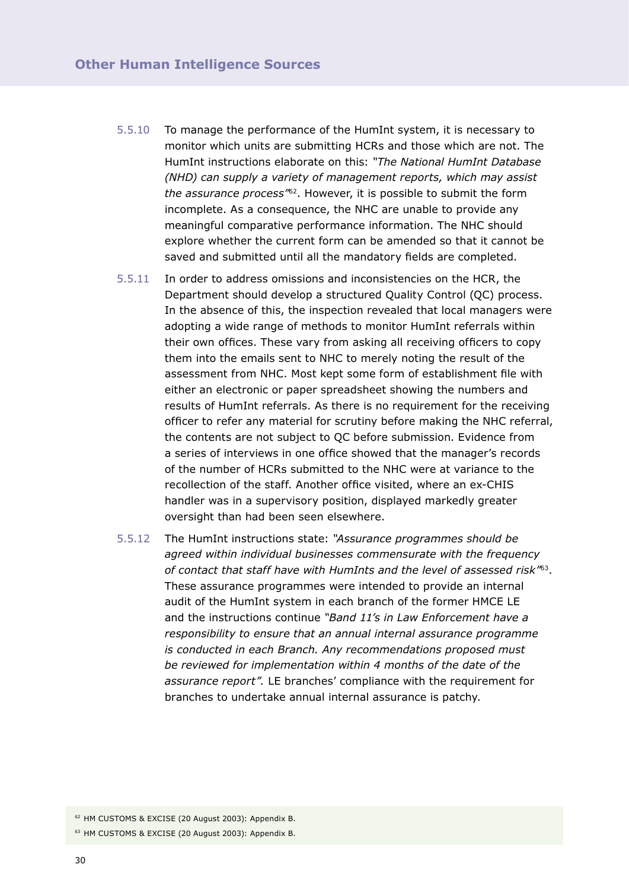5.5.10 To manage the performance of the HumInt system, it is necessary to monitor which units are submitting HCRs and those which are not. The HumInt instructions elaborate on this: *"The National HumInt Database (NHD) can supply a variety of management reports, which may assist the assurance process"*[62]. However, it is possible to submit the form incomplete. As a consequence, the NHC are unable to provide any meaningful comparative performance information. The NHC should explore whether the current form can be amended so that it cannot be saved and submitted until all the mandatory fields are completed.

5.5.11 In order to address omissions and inconsistencies on the HCR, the Department should develop a structured Quality Control (QC) process. In the absence of this, the inspection revealed that local managers were adopting a wide range of methods to monitor HumInt referrals within their own offices. These vary from asking all receiving officers to copy them into the emails sent to NHC to merely noting the result of the assessment from NHC. Most kept some form of establishment file with either an electronic or paper spreadsheet showing the numbers and results of HumInt referrals. As there is no requirement for the receiving officer to refer any material for scrutiny before making the NHC referral, the contents are not subject to QC before submission. Evidence from a series of interviews in one office showed that the manager's records of the number of HCRs submitted to the NHC were at variance to the recollection of the staff. Another office visited, where an ex-CHIS handler was in a supervisory position, displayed markedly greater oversight than had been seen elsewhere.

5.5.12 The HumInt instructions state: *"Assurance programmes should be agreed within individual businesses commensurate with the frequency of contact that staff have with HumInts and the level of assessed risk"*[63]. These assurance programmes were intended to provide an internal audit of the HumInt system in each branch of the former HMCE LE and the instructions continue *"Band 11's in Law Enforcement have a responsibility to ensure that an annual internal assurance programme is conducted in each Branch. Any recommendations proposed must be reviewed for implementation within 4 months of the date of the assurance report".* LE branches' compliance with the requirement for branches to undertake annual internal assurance is patchy.

[62] HM CUSTOMS & EXCISE (20 August 2003): Appendix B.

[63] HM CUSTOMS & EXCISE (20 August 2003): Appendix B.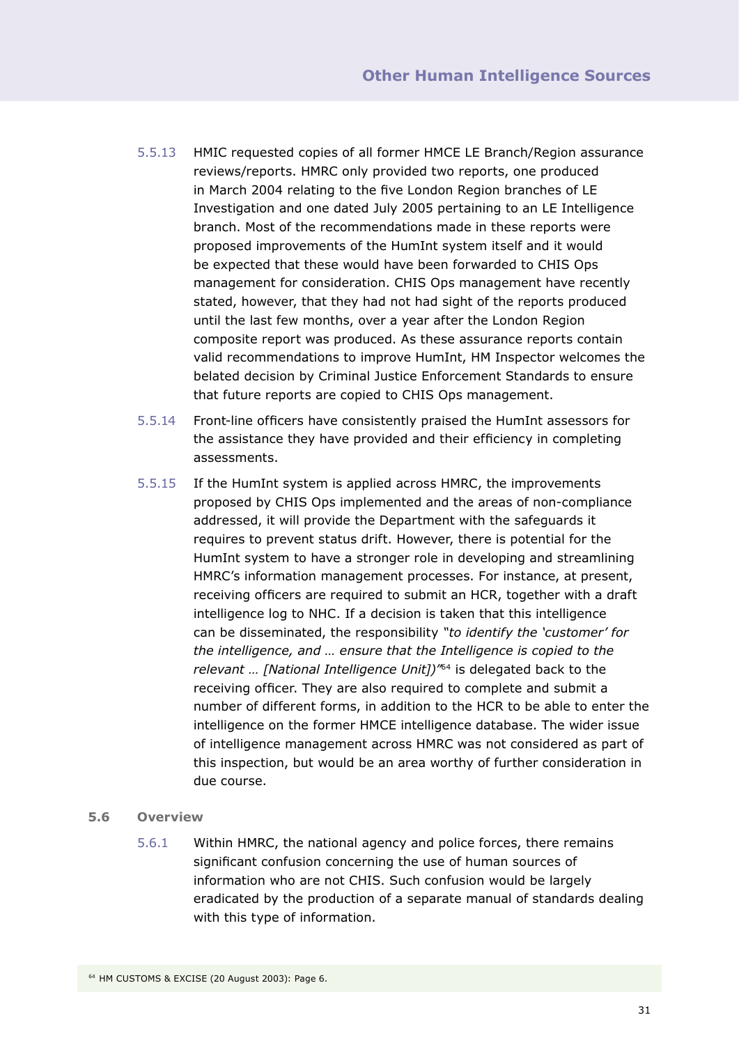5.5.13 HMIC requested copies of all former HMCE LE Branch/Region assurance reviews/reports. HMRC only provided two reports, one produced in March 2004 relating to the five London Region branches of LE Investigation and one dated July 2005 pertaining to an LE Intelligence branch. Most of the recommendations made in these reports were proposed improvements of the HumInt system itself and it would be expected that these would have been forwarded to CHIS Ops management for consideration. CHIS Ops management have recently stated, however, that they had not had sight of the reports produced until the last few months, over a year after the London Region composite report was produced. As these assurance reports contain valid recommendations to improve HumInt, HM Inspector welcomes the belated decision by Criminal Justice Enforcement Standards to ensure that future reports are copied to CHIS Ops management.

5.5.14 Front-line officers have consistently praised the HumInt assessors for the assistance they have provided and their efficiency in completing assessments.

5.5.15 If the HumInt system is applied across HMRC, the improvements proposed by CHIS Ops implemented and the areas of non-compliance addressed, it will provide the Department with the safeguards it requires to prevent status drift. However, there is potential for the HumInt system to have a stronger role in developing and streamlining HMRC's information management processes. For instance, at present, receiving officers are required to submit an HCR, together with a draft intelligence log to NHC. If a decision is taken that this intelligence can be disseminated, the responsibility *"to identify the 'customer' for the intelligence, and … ensure that the Intelligence is copied to the relevant … [National Intelligence Unit])"*[64] is delegated back to the receiving officer. They are also required to complete and submit a number of different forms, in addition to the HCR to be able to enter the intelligence on the former HMCE intelligence database. The wider issue of intelligence management across HMRC was not considered as part of this inspection, but would be an area worthy of further consideration in due course.

## 5.6 Overview

5.6.1 Within HMRC, the national agency and police forces, there remains significant confusion concerning the use of human sources of information who are not CHIS. Such confusion would be largely eradicated by the production of a separate manual of standards dealing with this type of information.

[64] HM CUSTOMS & EXCISE (20 August 2003): Page 6.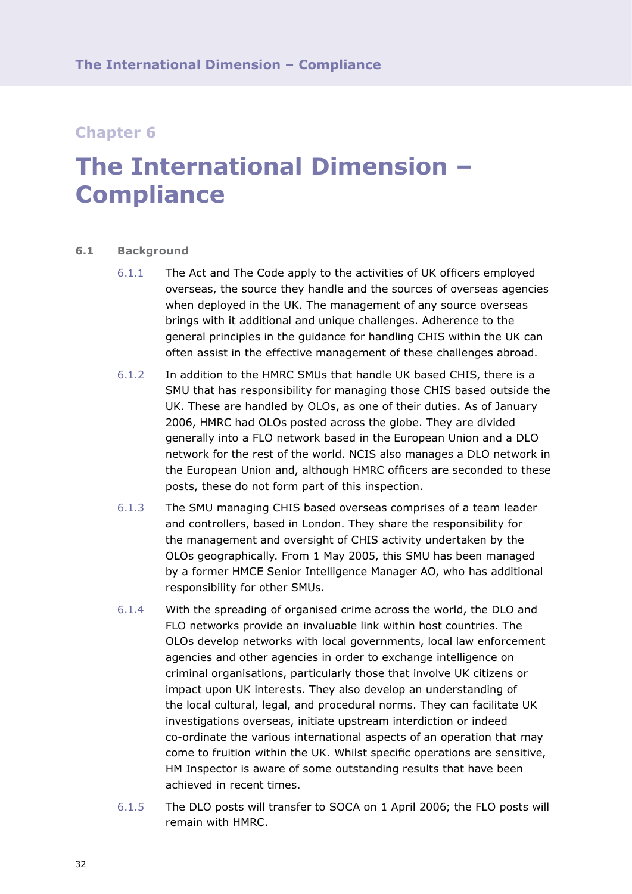## Chapter 6

# The International Dimension – Compliance

### 6.1 Background

6.1.1 The Act and The Code apply to the activities of UK officers employed overseas, the source they handle and the sources of overseas agencies when deployed in the UK. The management of any source overseas brings with it additional and unique challenges. Adherence to the general principles in the guidance for handling CHIS within the UK can often assist in the effective management of these challenges abroad.

6.1.2 In addition to the HMRC SMUs that handle UK based CHIS, there is a SMU that has responsibility for managing those CHIS based outside the UK. These are handled by OLOs, as one of their duties. As of January 2006, HMRC had OLOs posted across the globe. They are divided generally into a FLO network based in the European Union and a DLO network for the rest of the world. NCIS also manages a DLO network in the European Union and, although HMRC officers are seconded to these posts, these do not form part of this inspection.

6.1.3 The SMU managing CHIS based overseas comprises of a team leader and controllers, based in London. They share the responsibility for the management and oversight of CHIS activity undertaken by the OLOs geographically. From 1 May 2005, this SMU has been managed by a former HMCE Senior Intelligence Manager AO, who has additional responsibility for other SMUs.

6.1.4 With the spreading of organised crime across the world, the DLO and FLO networks provide an invaluable link within host countries. The OLOs develop networks with local governments, local law enforcement agencies and other agencies in order to exchange intelligence on criminal organisations, particularly those that involve UK citizens or impact upon UK interests. They also develop an understanding of the local cultural, legal, and procedural norms. They can facilitate UK investigations overseas, initiate upstream interdiction or indeed co-ordinate the various international aspects of an operation that may come to fruition within the UK. Whilst specific operations are sensitive, HM Inspector is aware of some outstanding results that have been achieved in recent times.

6.1.5 The DLO posts will transfer to SOCA on 1 April 2006; the FLO posts will remain with HMRC.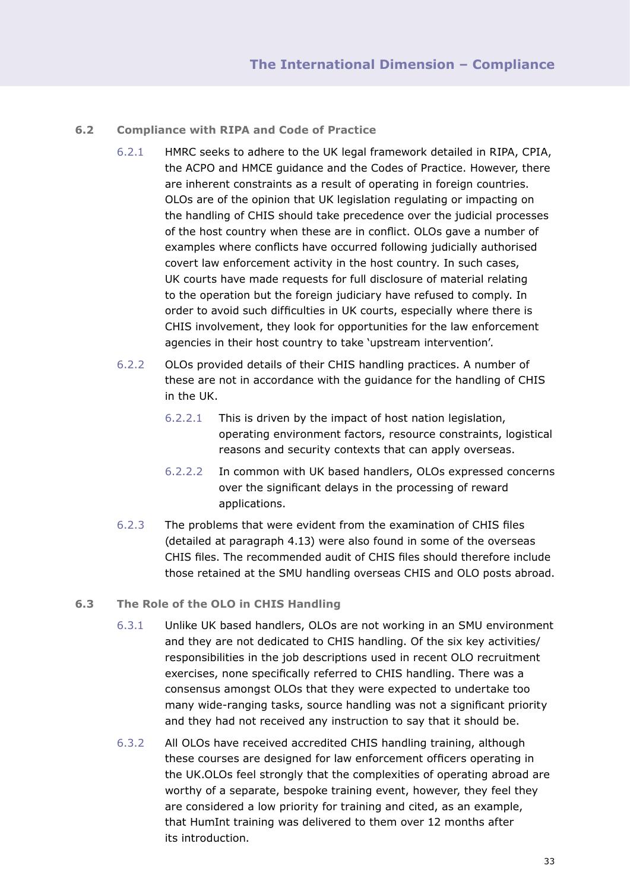### 6.2 Compliance with RIPA and Code of Practice

6.2.1 HMRC seeks to adhere to the UK legal framework detailed in RIPA, CPIA, the ACPO and HMCE guidance and the Codes of Practice. However, there are inherent constraints as a result of operating in foreign countries. OLOs are of the opinion that UK legislation regulating or impacting on the handling of CHIS should take precedence over the judicial processes of the host country when these are in conflict. OLOs gave a number of examples where conflicts have occurred following judicially authorised covert law enforcement activity in the host country. In such cases, UK courts have made requests for full disclosure of material relating to the operation but the foreign judiciary have refused to comply. In order to avoid such difficulties in UK courts, especially where there is CHIS involvement, they look for opportunities for the law enforcement agencies in their host country to take 'upstream intervention'.

6.2.2 OLOs provided details of their CHIS handling practices. A number of these are not in accordance with the guidance for the handling of CHIS in the UK.

6.2.2.1 This is driven by the impact of host nation legislation, operating environment factors, resource constraints, logistical reasons and security contexts that can apply overseas.

6.2.2.2 In common with UK based handlers, OLOs expressed concerns over the significant delays in the processing of reward applications.

6.2.3 The problems that were evident from the examination of CHIS files (detailed at paragraph 4.13) were also found in some of the overseas CHIS files. The recommended audit of CHIS files should therefore include those retained at the SMU handling overseas CHIS and OLO posts abroad.

### 6.3 The Role of the OLO in CHIS Handling

6.3.1 Unlike UK based handlers, OLOs are not working in an SMU environment and they are not dedicated to CHIS handling. Of the six key activities/ responsibilities in the job descriptions used in recent OLO recruitment exercises, none specifically referred to CHIS handling. There was a consensus amongst OLOs that they were expected to undertake too many wide-ranging tasks, source handling was not a significant priority and they had not received any instruction to say that it should be.

6.3.2 All OLOs have received accredited CHIS handling training, although these courses are designed for law enforcement officers operating in the UK.OLOs feel strongly that the complexities of operating abroad are worthy of a separate, bespoke training event, however, they feel they are considered a low priority for training and cited, as an example, that HumInt training was delivered to them over 12 months after its introduction.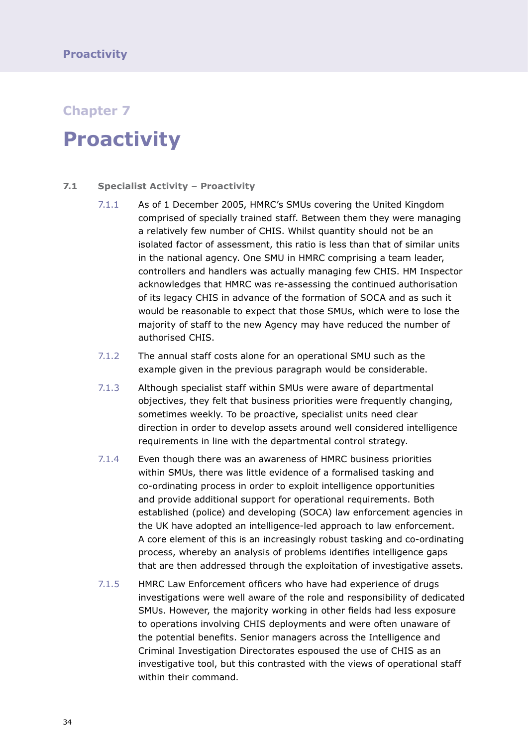## Chapter 7

# Proactivity

### 7.1 Specialist Activity – Proactivity

7.1.1 As of 1 December 2005, HMRC's SMUs covering the United Kingdom comprised of specially trained staff. Between them they were managing a relatively few number of CHIS. Whilst quantity should not be an isolated factor of assessment, this ratio is less than that of similar units in the national agency. One SMU in HMRC comprising a team leader, controllers and handlers was actually managing few CHIS. HM Inspector acknowledges that HMRC was re-assessing the continued authorisation of its legacy CHIS in advance of the formation of SOCA and as such it would be reasonable to expect that those SMUs, which were to lose the majority of staff to the new Agency may have reduced the number of authorised CHIS.

7.1.2 The annual staff costs alone for an operational SMU such as the example given in the previous paragraph would be considerable.

7.1.3 Although specialist staff within SMUs were aware of departmental objectives, they felt that business priorities were frequently changing, sometimes weekly. To be proactive, specialist units need clear direction in order to develop assets around well considered intelligence requirements in line with the departmental control strategy.

7.1.4 Even though there was an awareness of HMRC business priorities within SMUs, there was little evidence of a formalised tasking and co-ordinating process in order to exploit intelligence opportunities and provide additional support for operational requirements. Both established (police) and developing (SOCA) law enforcement agencies in the UK have adopted an intelligence-led approach to law enforcement. A core element of this is an increasingly robust tasking and co-ordinating process, whereby an analysis of problems identifies intelligence gaps that are then addressed through the exploitation of investigative assets.

7.1.5 HMRC Law Enforcement officers who have had experience of drugs investigations were well aware of the role and responsibility of dedicated SMUs. However, the majority working in other fields had less exposure to operations involving CHIS deployments and were often unaware of the potential benefits. Senior managers across the Intelligence and Criminal Investigation Directorates espoused the use of CHIS as an investigative tool, but this contrasted with the views of operational staff within their command.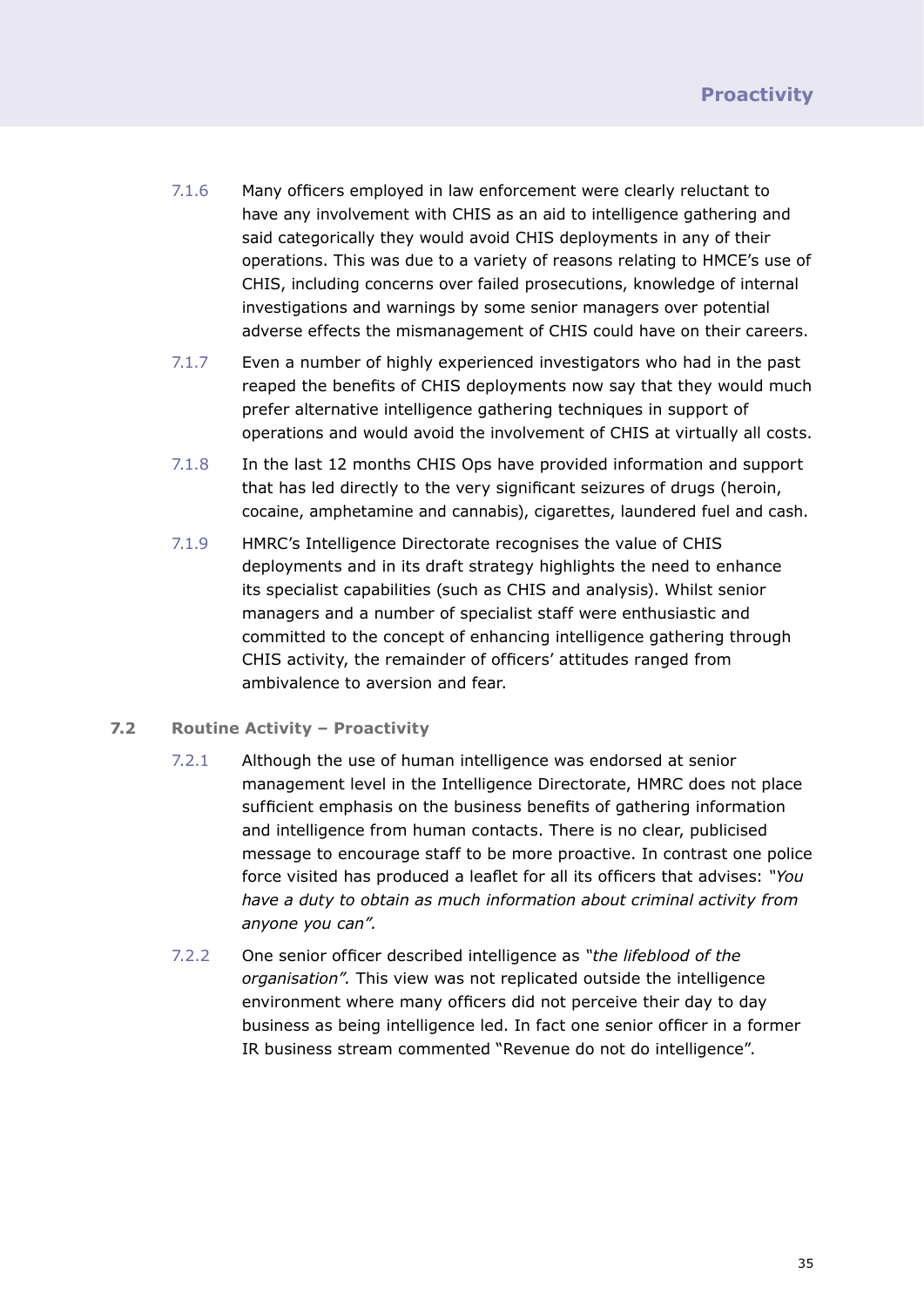7.1.6 Many officers employed in law enforcement were clearly reluctant to have any involvement with CHIS as an aid to intelligence gathering and said categorically they would avoid CHIS deployments in any of their operations. This was due to a variety of reasons relating to HMCE's use of CHIS, including concerns over failed prosecutions, knowledge of internal investigations and warnings by some senior managers over potential adverse effects the mismanagement of CHIS could have on their careers.

7.1.7 Even a number of highly experienced investigators who had in the past reaped the benefits of CHIS deployments now say that they would much prefer alternative intelligence gathering techniques in support of operations and would avoid the involvement of CHIS at virtually all costs.

7.1.8 In the last 12 months CHIS Ops have provided information and support that has led directly to the very significant seizures of drugs (heroin, cocaine, amphetamine and cannabis), cigarettes, laundered fuel and cash.

7.1.9 HMRC's Intelligence Directorate recognises the value of CHIS deployments and in its draft strategy highlights the need to enhance its specialist capabilities (such as CHIS and analysis). Whilst senior managers and a number of specialist staff were enthusiastic and committed to the concept of enhancing intelligence gathering through CHIS activity, the remainder of officers' attitudes ranged from ambivalence to aversion and fear.

## 7.2 Routine Activity – Proactivity

7.2.1 Although the use of human intelligence was endorsed at senior management level in the Intelligence Directorate, HMRC does not place sufficient emphasis on the business benefits of gathering information and intelligence from human contacts. There is no clear, publicised message to encourage staff to be more proactive. In contrast one police force visited has produced a leaflet for all its officers that advises: *"You have a duty to obtain as much information about criminal activity from anyone you can".*

7.2.2 One senior officer described intelligence as *"the lifeblood of the organisation".* This view was not replicated outside the intelligence environment where many officers did not perceive their day to day business as being intelligence led. In fact one senior officer in a former IR business stream commented "Revenue do not do intelligence".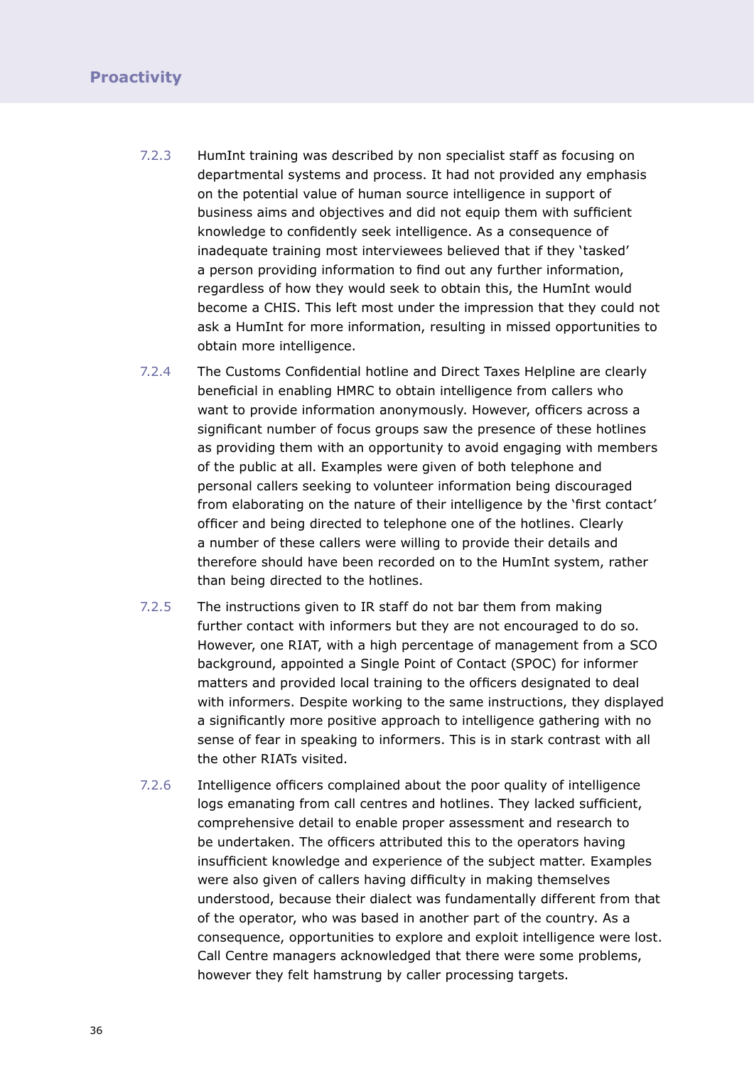7.2.3 HumInt training was described by non specialist staff as focusing on departmental systems and process. It had not provided any emphasis on the potential value of human source intelligence in support of business aims and objectives and did not equip them with sufficient knowledge to confidently seek intelligence. As a consequence of inadequate training most interviewees believed that if they 'tasked' a person providing information to find out any further information, regardless of how they would seek to obtain this, the HumInt would become a CHIS. This left most under the impression that they could not ask a HumInt for more information, resulting in missed opportunities to obtain more intelligence.

7.2.4 The Customs Confidential hotline and Direct Taxes Helpline are clearly beneficial in enabling HMRC to obtain intelligence from callers who want to provide information anonymously. However, officers across a significant number of focus groups saw the presence of these hotlines as providing them with an opportunity to avoid engaging with members of the public at all. Examples were given of both telephone and personal callers seeking to volunteer information being discouraged from elaborating on the nature of their intelligence by the 'first contact' officer and being directed to telephone one of the hotlines. Clearly a number of these callers were willing to provide their details and therefore should have been recorded on to the HumInt system, rather than being directed to the hotlines.

7.2.5 The instructions given to IR staff do not bar them from making further contact with informers but they are not encouraged to do so. However, one RIAT, with a high percentage of management from a SCO background, appointed a Single Point of Contact (SPOC) for informer matters and provided local training to the officers designated to deal with informers. Despite working to the same instructions, they displayed a significantly more positive approach to intelligence gathering with no sense of fear in speaking to informers. This is in stark contrast with all the other RIATs visited.

7.2.6 Intelligence officers complained about the poor quality of intelligence logs emanating from call centres and hotlines. They lacked sufficient, comprehensive detail to enable proper assessment and research to be undertaken. The officers attributed this to the operators having insufficient knowledge and experience of the subject matter. Examples were also given of callers having difficulty in making themselves understood, because their dialect was fundamentally different from that of the operator, who was based in another part of the country. As a consequence, opportunities to explore and exploit intelligence were lost. Call Centre managers acknowledged that there were some problems, however they felt hamstrung by caller processing targets.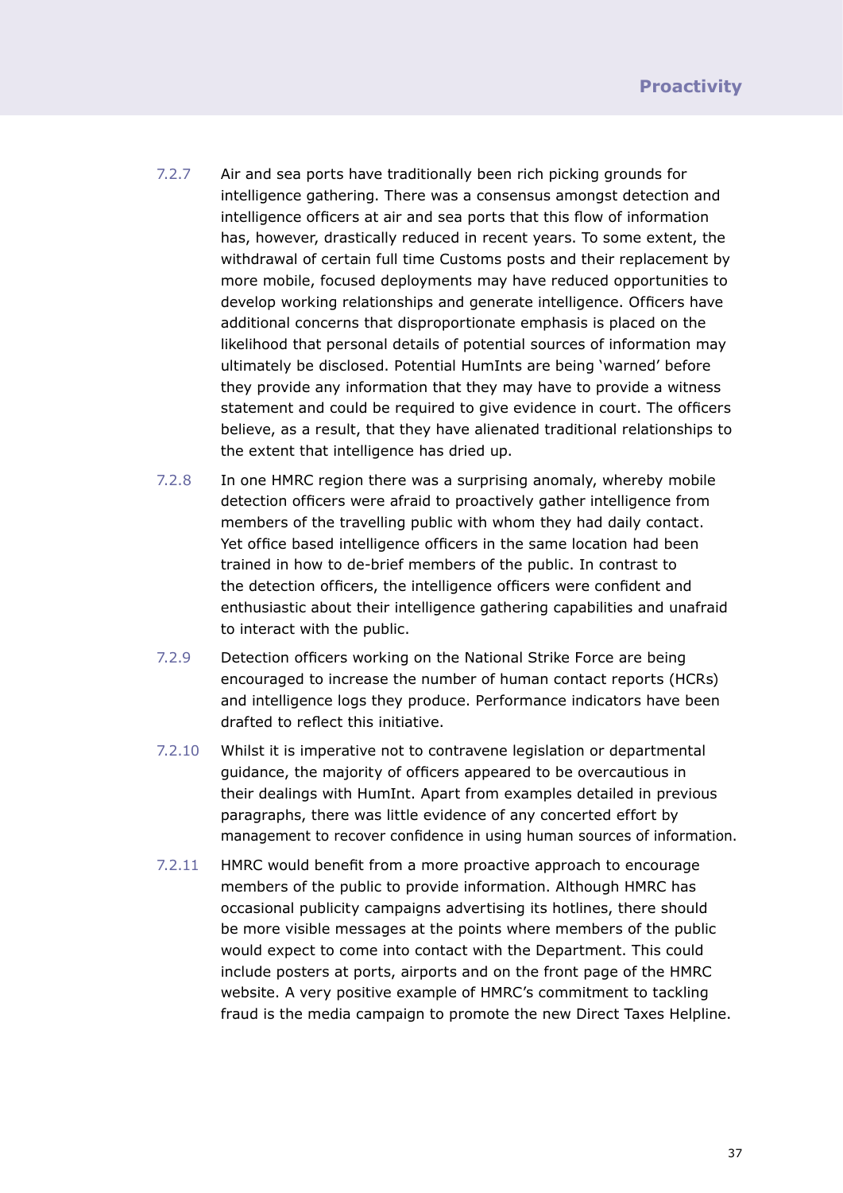7.2.7 Air and sea ports have traditionally been rich picking grounds for intelligence gathering. There was a consensus amongst detection and intelligence officers at air and sea ports that this flow of information has, however, drastically reduced in recent years. To some extent, the withdrawal of certain full time Customs posts and their replacement by more mobile, focused deployments may have reduced opportunities to develop working relationships and generate intelligence. Officers have additional concerns that disproportionate emphasis is placed on the likelihood that personal details of potential sources of information may ultimately be disclosed. Potential HumInts are being 'warned' before they provide any information that they may have to provide a witness statement and could be required to give evidence in court. The officers believe, as a result, that they have alienated traditional relationships to the extent that intelligence has dried up.

7.2.8 In one HMRC region there was a surprising anomaly, whereby mobile detection officers were afraid to proactively gather intelligence from members of the travelling public with whom they had daily contact. Yet office based intelligence officers in the same location had been trained in how to de-brief members of the public. In contrast to the detection officers, the intelligence officers were confident and enthusiastic about their intelligence gathering capabilities and unafraid to interact with the public.

7.2.9 Detection officers working on the National Strike Force are being encouraged to increase the number of human contact reports (HCRs) and intelligence logs they produce. Performance indicators have been drafted to reflect this initiative.

7.2.10 Whilst it is imperative not to contravene legislation or departmental guidance, the majority of officers appeared to be overcautious in their dealings with HumInt. Apart from examples detailed in previous paragraphs, there was little evidence of any concerted effort by management to recover confidence in using human sources of information.

7.2.11 HMRC would benefit from a more proactive approach to encourage members of the public to provide information. Although HMRC has occasional publicity campaigns advertising its hotlines, there should be more visible messages at the points where members of the public would expect to come into contact with the Department. This could include posters at ports, airports and on the front page of the HMRC website. A very positive example of HMRC's commitment to tackling fraud is the media campaign to promote the new Direct Taxes Helpline.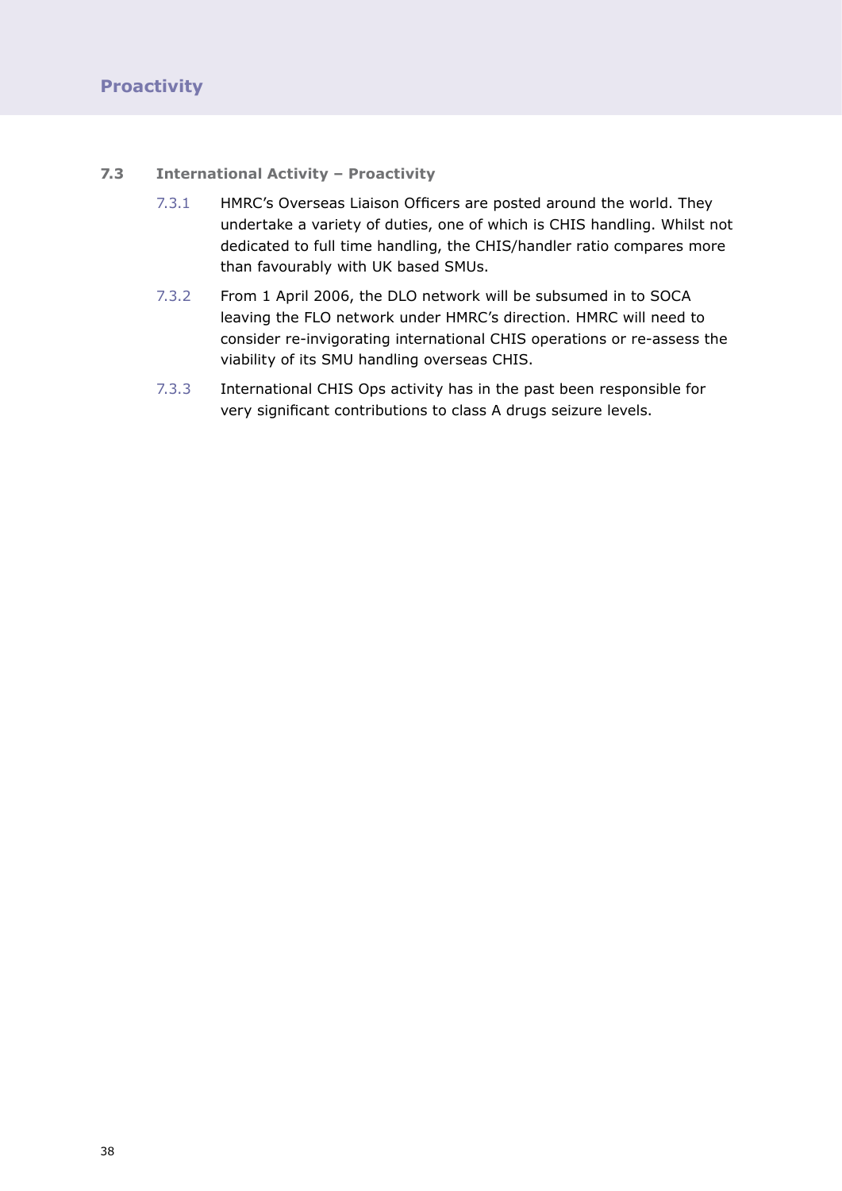### 7.3 International Activity – Proactivity

7.3.1 HMRC's Overseas Liaison Officers are posted around the world. They undertake a variety of duties, one of which is CHIS handling. Whilst not dedicated to full time handling, the CHIS/handler ratio compares more than favourably with UK based SMUs.

7.3.2 From 1 April 2006, the DLO network will be subsumed in to SOCA leaving the FLO network under HMRC's direction. HMRC will need to consider re-invigorating international CHIS operations or re-assess the viability of its SMU handling overseas CHIS.

7.3.3 International CHIS Ops activity has in the past been responsible for very significant contributions to class A drugs seizure levels.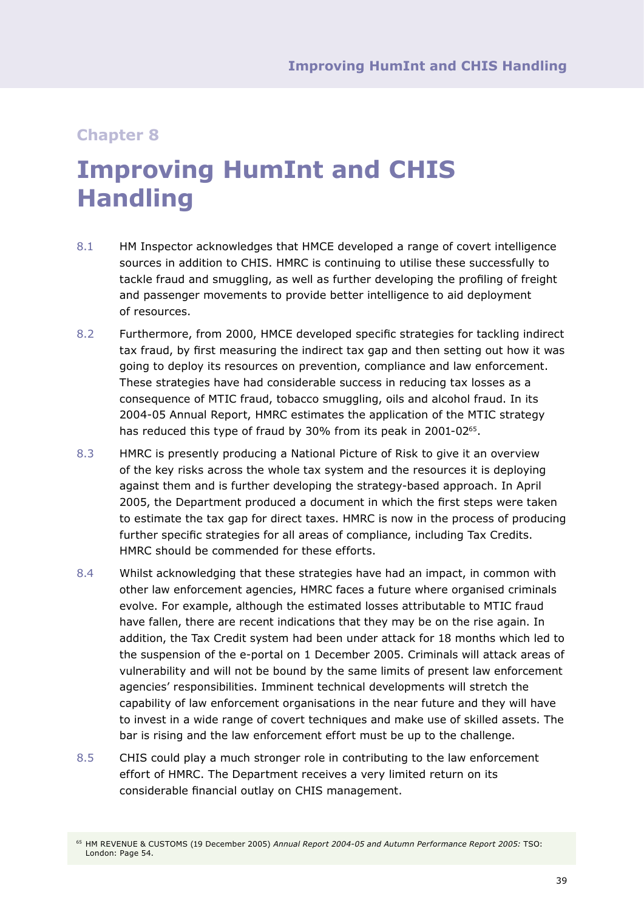## Chapter 8

# Improving HumInt and CHIS Handling

8.1 HM Inspector acknowledges that HMCE developed a range of covert intelligence sources in addition to CHIS. HMRC is continuing to utilise these successfully to tackle fraud and smuggling, as well as further developing the profiling of freight and passenger movements to provide better intelligence to aid deployment of resources.

8.2 Furthermore, from 2000, HMCE developed specific strategies for tackling indirect tax fraud, by first measuring the indirect tax gap and then setting out how it was going to deploy its resources on prevention, compliance and law enforcement. These strategies have had considerable success in reducing tax losses as a consequence of MTIC fraud, tobacco smuggling, oils and alcohol fraud. In its 2004-05 Annual Report, HMRC estimates the application of the MTIC strategy has reduced this type of fraud by 30% from its peak in 2001-02[65].

8.3 HMRC is presently producing a National Picture of Risk to give it an overview of the key risks across the whole tax system and the resources it is deploying against them and is further developing the strategy-based approach. In April 2005, the Department produced a document in which the first steps were taken to estimate the tax gap for direct taxes. HMRC is now in the process of producing further specific strategies for all areas of compliance, including Tax Credits. HMRC should be commended for these efforts.

8.4 Whilst acknowledging that these strategies have had an impact, in common with other law enforcement agencies, HMRC faces a future where organised criminals evolve. For example, although the estimated losses attributable to MTIC fraud have fallen, there are recent indications that they may be on the rise again. In addition, the Tax Credit system had been under attack for 18 months which led to the suspension of the e-portal on 1 December 2005. Criminals will attack areas of vulnerability and will not be bound by the same limits of present law enforcement agencies' responsibilities. Imminent technical developments will stretch the capability of law enforcement organisations in the near future and they will have to invest in a wide range of covert techniques and make use of skilled assets. The bar is rising and the law enforcement effort must be up to the challenge.

8.5 CHIS could play a much stronger role in contributing to the law enforcement effort of HMRC. The Department receives a very limited return on its considerable financial outlay on CHIS management.

[65] HM REVENUE & CUSTOMS (19 December 2005) *Annual Report 2004-05 and Autumn Performance Report 2005:* TSO: London: Page 54.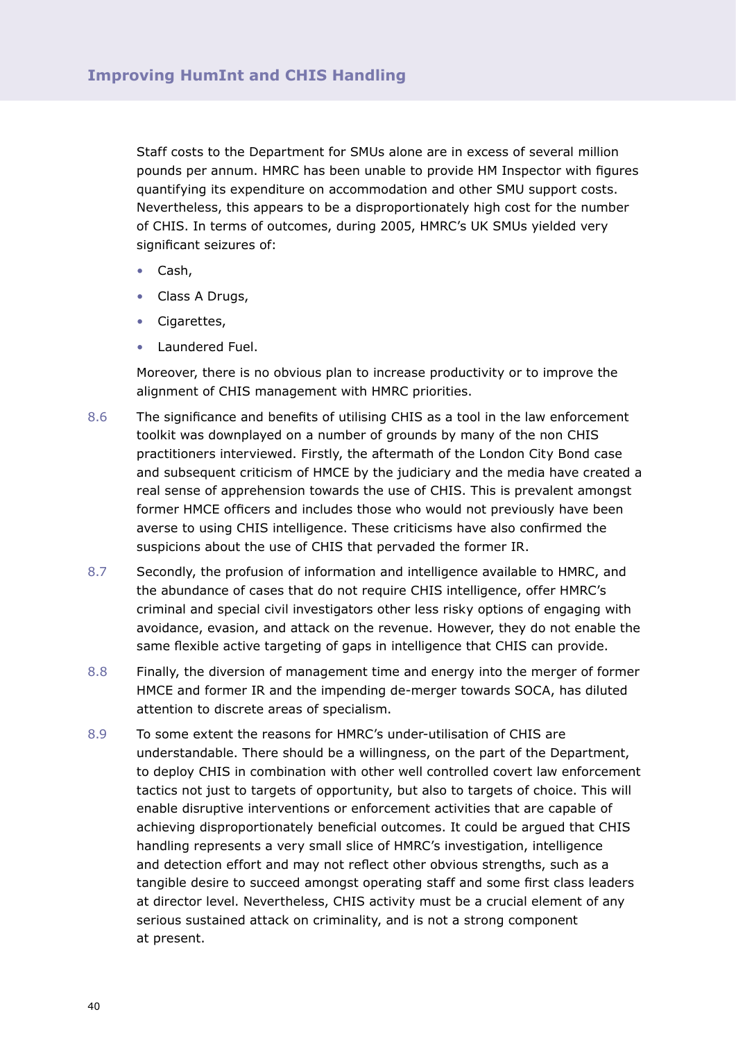Staff costs to the Department for SMUs alone are in excess of several million pounds per annum. HMRC has been unable to provide HM Inspector with figures quantifying its expenditure on accommodation and other SMU support costs. Nevertheless, this appears to be a disproportionately high cost for the number of CHIS. In terms of outcomes, during 2005, HMRC's UK SMUs yielded very significant seizures of:

- Cash,
- Class A Drugs,
- Cigarettes,
- Laundered Fuel.

Moreover, there is no obvious plan to increase productivity or to improve the alignment of CHIS management with HMRC priorities.

8.6 The significance and benefits of utilising CHIS as a tool in the law enforcement toolkit was downplayed on a number of grounds by many of the non CHIS practitioners interviewed. Firstly, the aftermath of the London City Bond case and subsequent criticism of HMCE by the judiciary and the media have created a real sense of apprehension towards the use of CHIS. This is prevalent amongst former HMCE officers and includes those who would not previously have been averse to using CHIS intelligence. These criticisms have also confirmed the suspicions about the use of CHIS that pervaded the former IR.

8.7 Secondly, the profusion of information and intelligence available to HMRC, and the abundance of cases that do not require CHIS intelligence, offer HMRC's criminal and special civil investigators other less risky options of engaging with avoidance, evasion, and attack on the revenue. However, they do not enable the same flexible active targeting of gaps in intelligence that CHIS can provide.

8.8 Finally, the diversion of management time and energy into the merger of former HMCE and former IR and the impending de-merger towards SOCA, has diluted attention to discrete areas of specialism.

8.9 To some extent the reasons for HMRC's under-utilisation of CHIS are understandable. There should be a willingness, on the part of the Department, to deploy CHIS in combination with other well controlled covert law enforcement tactics not just to targets of opportunity, but also to targets of choice. This will enable disruptive interventions or enforcement activities that are capable of achieving disproportionately beneficial outcomes. It could be argued that CHIS handling represents a very small slice of HMRC's investigation, intelligence and detection effort and may not reflect other obvious strengths, such as a tangible desire to succeed amongst operating staff and some first class leaders at director level. Nevertheless, CHIS activity must be a crucial element of any serious sustained attack on criminality, and is not a strong component at present.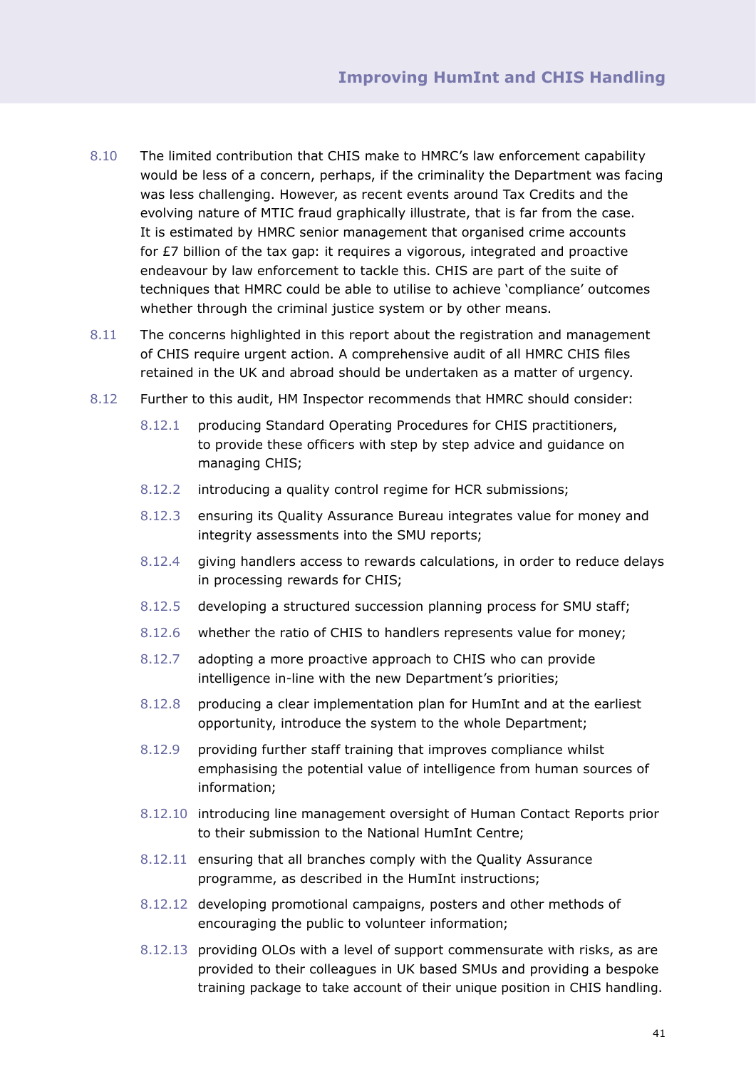8.10 The limited contribution that CHIS make to HMRC's law enforcement capability would be less of a concern, perhaps, if the criminality the Department was facing was less challenging. However, as recent events around Tax Credits and the evolving nature of MTIC fraud graphically illustrate, that is far from the case. It is estimated by HMRC senior management that organised crime accounts for £7 billion of the tax gap: it requires a vigorous, integrated and proactive endeavour by law enforcement to tackle this. CHIS are part of the suite of techniques that HMRC could be able to utilise to achieve 'compliance' outcomes whether through the criminal justice system or by other means.

8.11 The concerns highlighted in this report about the registration and management of CHIS require urgent action. A comprehensive audit of all HMRC CHIS files retained in the UK and abroad should be undertaken as a matter of urgency.

8.12 Further to this audit, HM Inspector recommends that HMRC should consider:

- 8.12.1 producing Standard Operating Procedures for CHIS practitioners, to provide these officers with step by step advice and guidance on managing CHIS;
- 8.12.2 introducing a quality control regime for HCR submissions;
- 8.12.3 ensuring its Quality Assurance Bureau integrates value for money and integrity assessments into the SMU reports;
- 8.12.4 giving handlers access to rewards calculations, in order to reduce delays in processing rewards for CHIS;
- 8.12.5 developing a structured succession planning process for SMU staff;
- 8.12.6 whether the ratio of CHIS to handlers represents value for money;
- 8.12.7 adopting a more proactive approach to CHIS who can provide intelligence in-line with the new Department's priorities;
- 8.12.8 producing a clear implementation plan for HumInt and at the earliest opportunity, introduce the system to the whole Department;
- 8.12.9 providing further staff training that improves compliance whilst emphasising the potential value of intelligence from human sources of information;
- 8.12.10 introducing line management oversight of Human Contact Reports prior to their submission to the National HumInt Centre;
- 8.12.11 ensuring that all branches comply with the Quality Assurance programme, as described in the HumInt instructions;
- 8.12.12 developing promotional campaigns, posters and other methods of encouraging the public to volunteer information;
- 8.12.13 providing OLOs with a level of support commensurate with risks, as are provided to their colleagues in UK based SMUs and providing a bespoke training package to take account of their unique position in CHIS handling.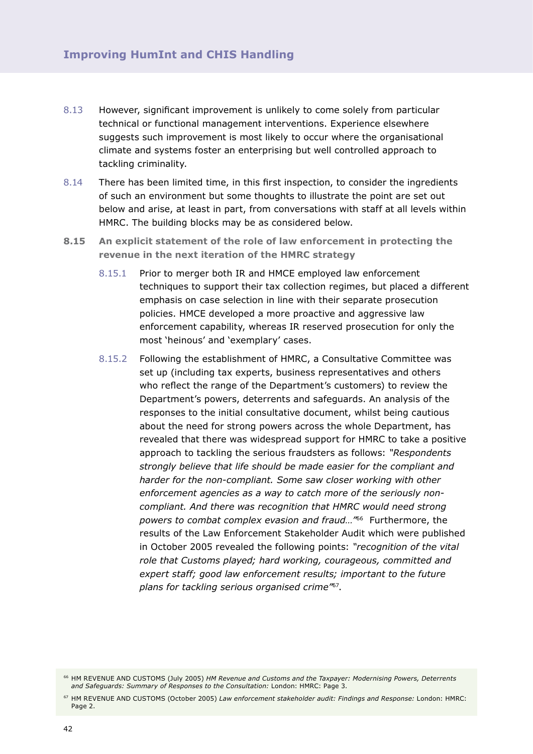8.13 However, significant improvement is unlikely to come solely from particular technical or functional management interventions. Experience elsewhere suggests such improvement is most likely to occur where the organisational climate and systems foster an enterprising but well controlled approach to tackling criminality.

8.14 There has been limited time, in this first inspection, to consider the ingredients of such an environment but some thoughts to illustrate the point are set out below and arise, at least in part, from conversations with staff at all levels within HMRC. The building blocks may be as considered below.

**8.15 An explicit statement of the role of law enforcement in protecting the revenue in the next iteration of the HMRC strategy**

8.15.1 Prior to merger both IR and HMCE employed law enforcement techniques to support their tax collection regimes, but placed a different emphasis on case selection in line with their separate prosecution policies. HMCE developed a more proactive and aggressive law enforcement capability, whereas IR reserved prosecution for only the most 'heinous' and 'exemplary' cases.

8.15.2 Following the establishment of HMRC, a Consultative Committee was set up (including tax experts, business representatives and others who reflect the range of the Department's customers) to review the Department's powers, deterrents and safeguards. An analysis of the responses to the initial consultative document, whilst being cautious about the need for strong powers across the whole Department, has revealed that there was widespread support for HMRC to take a positive approach to tackling the serious fraudsters as follows: *"Respondents strongly believe that life should be made easier for the compliant and harder for the non-compliant. Some saw closer working with other enforcement agencies as a way to catch more of the seriously non-compliant. And there was recognition that HMRC would need strong powers to combat complex evasion and fraud…"*[66] Furthermore, the results of the Law Enforcement Stakeholder Audit which were published in October 2005 revealed the following points: *"recognition of the vital role that Customs played; hard working, courageous, committed and expert staff; good law enforcement results; important to the future plans for tackling serious organised crime"*[67].

[66] HM REVENUE AND CUSTOMS (July 2005) *HM Revenue and Customs and the Taxpayer: Modernising Powers, Deterrents and Safeguards: Summary of Responses to the Consultation:* London: HMRC: Page 3.

[67] HM REVENUE AND CUSTOMS (October 2005) *Law enforcement stakeholder audit: Findings and Response:* London: HMRC: Page 2.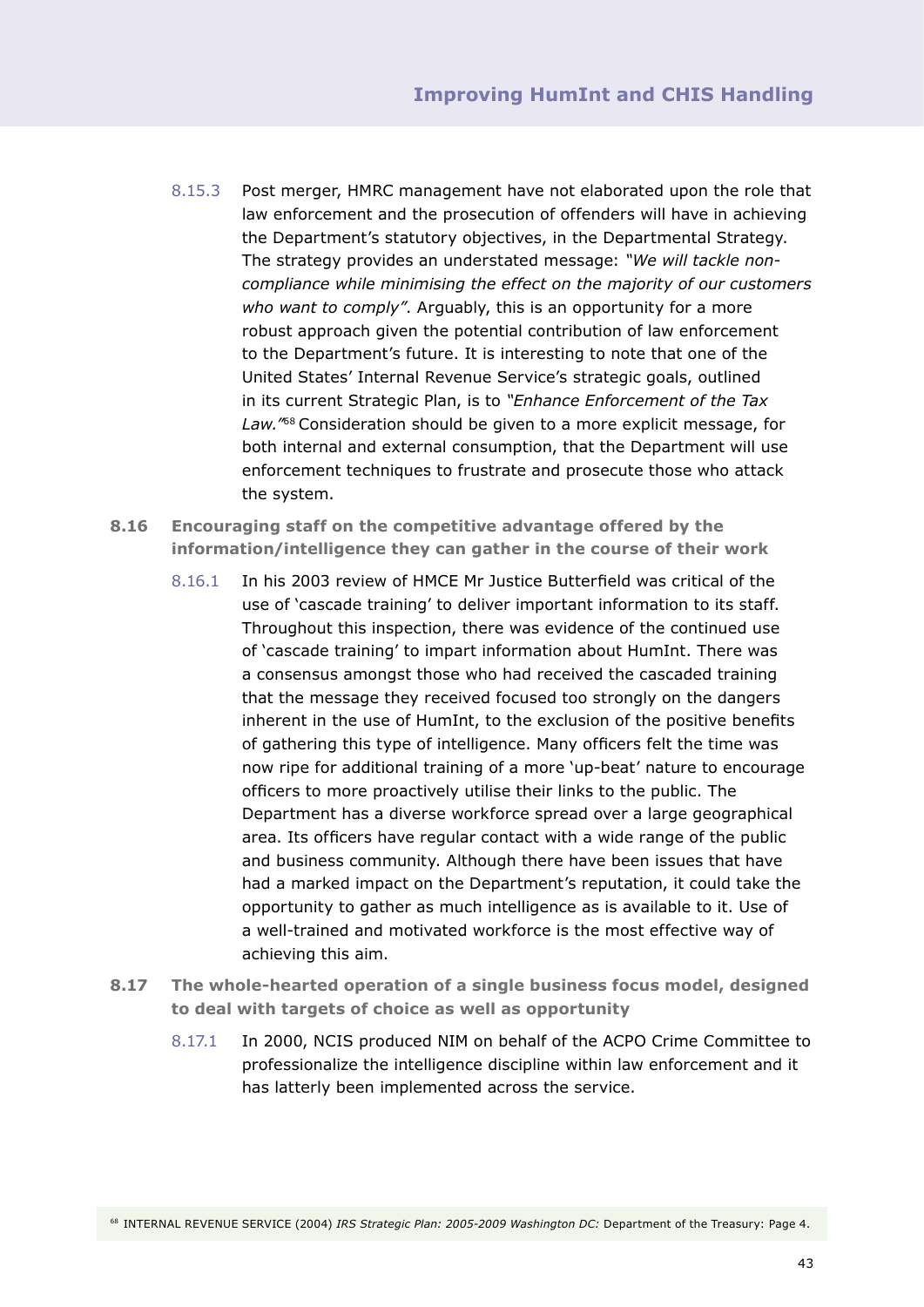8.15.3 Post merger, HMRC management have not elaborated upon the role that law enforcement and the prosecution of offenders will have in achieving the Department's statutory objectives, in the Departmental Strategy. The strategy provides an understated message: *"We will tackle non-compliance while minimising the effect on the majority of our customers who want to comply"*. Arguably, this is an opportunity for a more robust approach given the potential contribution of law enforcement to the Department's future. It is interesting to note that one of the United States' Internal Revenue Service's strategic goals, outlined in its current Strategic Plan, is to *"Enhance Enforcement of the Tax Law."*[68] Consideration should be given to a more explicit message, for both internal and external consumption, that the Department will use enforcement techniques to frustrate and prosecute those who attack the system.

### 8.16 Encouraging staff on the competitive advantage offered by the information/intelligence they can gather in the course of their work

8.16.1 In his 2003 review of HMCE Mr Justice Butterfield was critical of the use of 'cascade training' to deliver important information to its staff. Throughout this inspection, there was evidence of the continued use of 'cascade training' to impart information about HumInt. There was a consensus amongst those who had received the cascaded training that the message they received focused too strongly on the dangers inherent in the use of HumInt, to the exclusion of the positive benefits of gathering this type of intelligence. Many officers felt the time was now ripe for additional training of a more 'up-beat' nature to encourage officers to more proactively utilise their links to the public. The Department has a diverse workforce spread over a large geographical area. Its officers have regular contact with a wide range of the public and business community. Although there have been issues that have had a marked impact on the Department's reputation, it could take the opportunity to gather as much intelligence as is available to it. Use of a well-trained and motivated workforce is the most effective way of achieving this aim.

### 8.17 The whole-hearted operation of a single business focus model, designed to deal with targets of choice as well as opportunity

8.17.1 In 2000, NCIS produced NIM on behalf of the ACPO Crime Committee to professionalize the intelligence discipline within law enforcement and it has latterly been implemented across the service.

[68] INTERNAL REVENUE SERVICE (2004) *IRS Strategic Plan: 2005-2009 Washington DC:* Department of the Treasury: Page 4.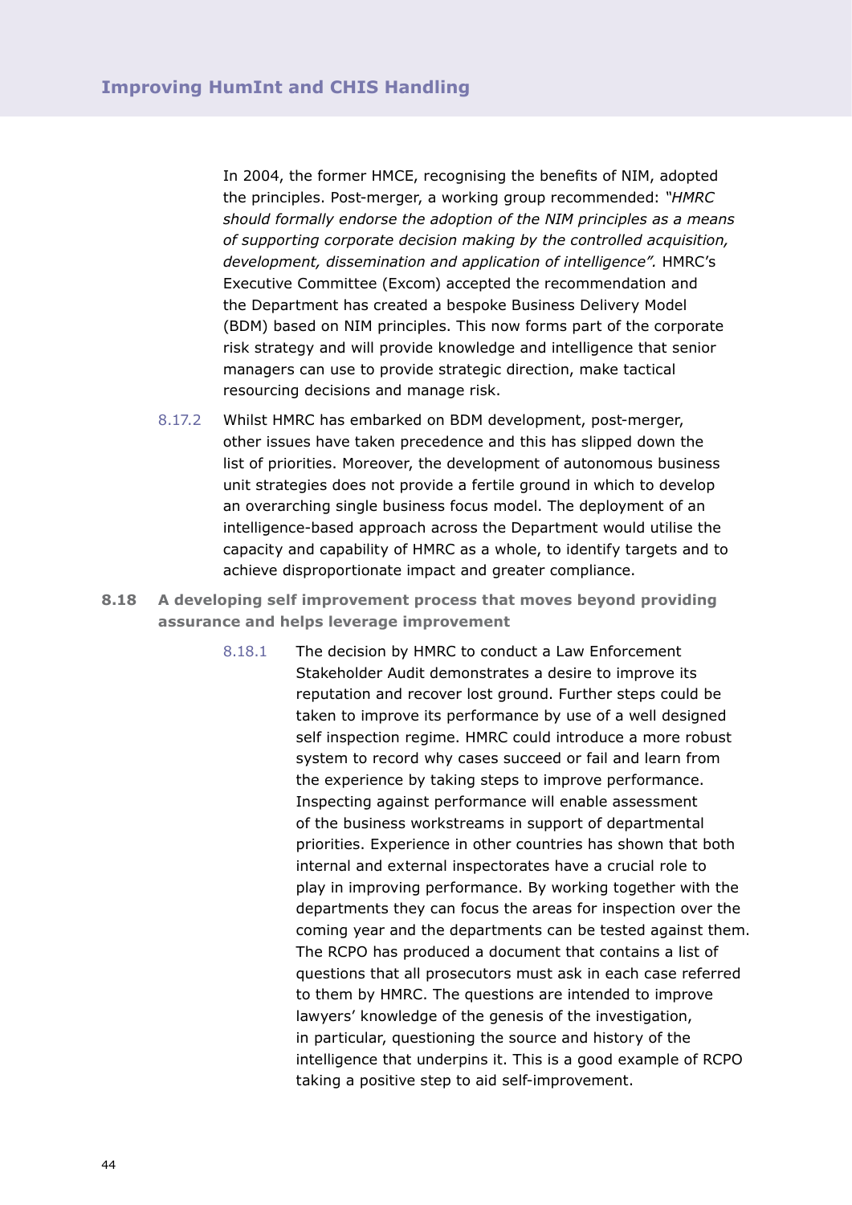In 2004, the former HMCE, recognising the benefits of NIM, adopted the principles. Post-merger, a working group recommended: *"HMRC should formally endorse the adoption of the NIM principles as a means of supporting corporate decision making by the controlled acquisition, development, dissemination and application of intelligence".* HMRC's Executive Committee (Excom) accepted the recommendation and the Department has created a bespoke Business Delivery Model (BDM) based on NIM principles. This now forms part of the corporate risk strategy and will provide knowledge and intelligence that senior managers can use to provide strategic direction, make tactical resourcing decisions and manage risk.

8.17.2 Whilst HMRC has embarked on BDM development, post-merger, other issues have taken precedence and this has slipped down the list of priorities. Moreover, the development of autonomous business unit strategies does not provide a fertile ground in which to develop an overarching single business focus model. The deployment of an intelligence-based approach across the Department would utilise the capacity and capability of HMRC as a whole, to identify targets and to achieve disproportionate impact and greater compliance.

### 8.18 A developing self improvement process that moves beyond providing assurance and helps leverage improvement

8.18.1 The decision by HMRC to conduct a Law Enforcement Stakeholder Audit demonstrates a desire to improve its reputation and recover lost ground. Further steps could be taken to improve its performance by use of a well designed self inspection regime. HMRC could introduce a more robust system to record why cases succeed or fail and learn from the experience by taking steps to improve performance. Inspecting against performance will enable assessment of the business workstreams in support of departmental priorities. Experience in other countries has shown that both internal and external inspectorates have a crucial role to play in improving performance. By working together with the departments they can focus the areas for inspection over the coming year and the departments can be tested against them. The RCPO has produced a document that contains a list of questions that all prosecutors must ask in each case referred to them by HMRC. The questions are intended to improve lawyers' knowledge of the genesis of the investigation, in particular, questioning the source and history of the intelligence that underpins it. This is a good example of RCPO taking a positive step to aid self-improvement.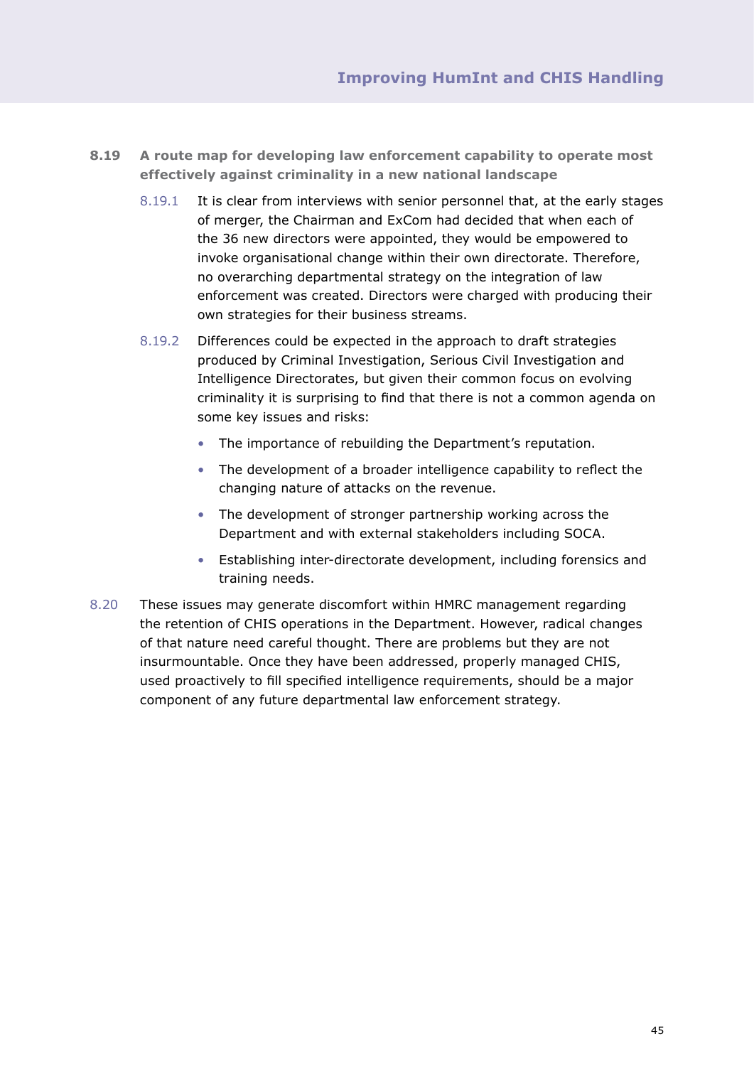**8.19 A route map for developing law enforcement capability to operate most effectively against criminality in a new national landscape**

8.19.1 It is clear from interviews with senior personnel that, at the early stages of merger, the Chairman and ExCom had decided that when each of the 36 new directors were appointed, they would be empowered to invoke organisational change within their own directorate. Therefore, no overarching departmental strategy on the integration of law enforcement was created. Directors were charged with producing their own strategies for their business streams.

8.19.2 Differences could be expected in the approach to draft strategies produced by Criminal Investigation, Serious Civil Investigation and Intelligence Directorates, but given their common focus on evolving criminality it is surprising to find that there is not a common agenda on some key issues and risks:

- The importance of rebuilding the Department's reputation.
- The development of a broader intelligence capability to reflect the changing nature of attacks on the revenue.
- The development of stronger partnership working across the Department and with external stakeholders including SOCA.
- Establishing inter-directorate development, including forensics and training needs.

8.20 These issues may generate discomfort within HMRC management regarding the retention of CHIS operations in the Department. However, radical changes of that nature need careful thought. There are problems but they are not insurmountable. Once they have been addressed, properly managed CHIS, used proactively to fill specified intelligence requirements, should be a major component of any future departmental law enforcement strategy.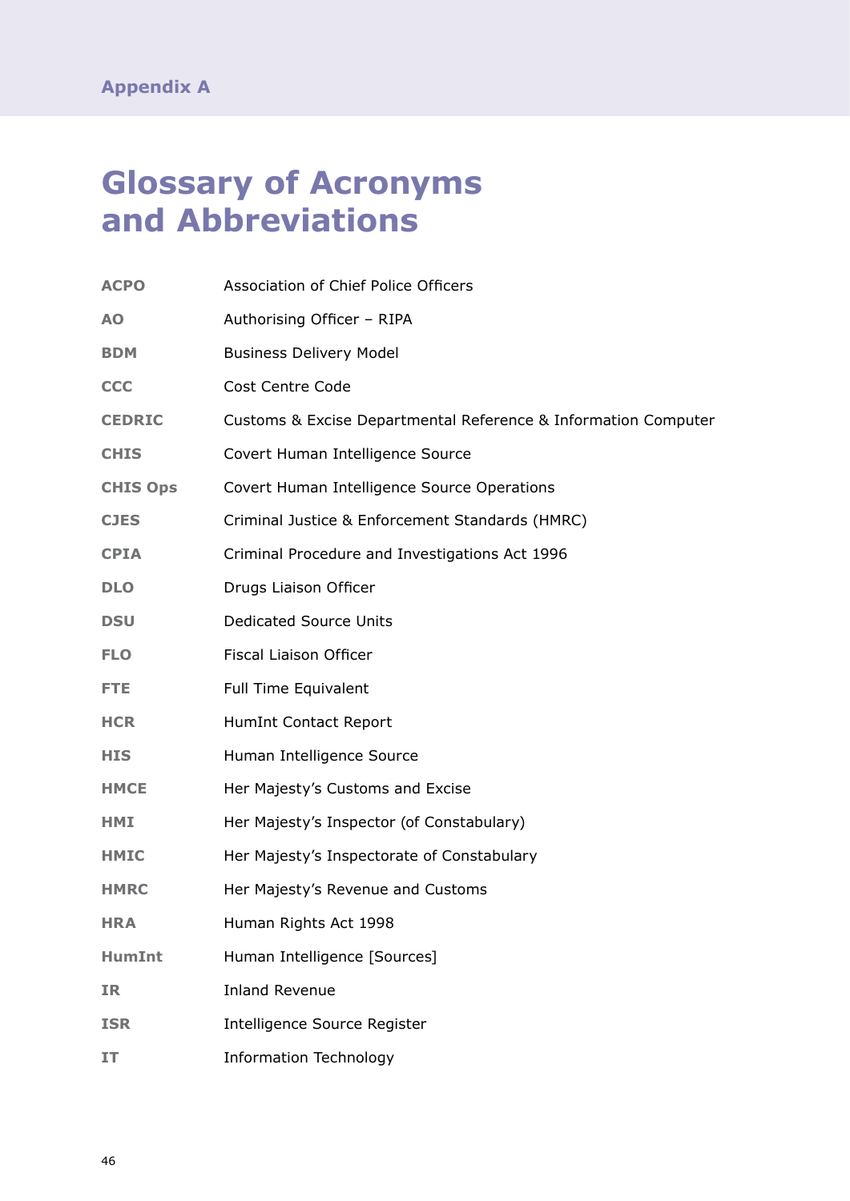Appendix A

# Glossary of Acronyms and Abbreviations

| | |
|---|---|
| **ACPO** | Association of Chief Police Officers |
| **AO** | Authorising Officer – RIPA |
| **BDM** | Business Delivery Model |
| **CCC** | Cost Centre Code |
| **CEDRIC** | Customs & Excise Departmental Reference & Information Computer |
| **CHIS** | Covert Human Intelligence Source |
| **CHIS Ops** | Covert Human Intelligence Source Operations |
| **CJES** | Criminal Justice & Enforcement Standards (HMRC) |
| **CPIA** | Criminal Procedure and Investigations Act 1996 |
| **DLO** | Drugs Liaison Officer |
| **DSU** | Dedicated Source Units |
| **FLO** | Fiscal Liaison Officer |
| **FTE** | Full Time Equivalent |
| **HCR** | HumInt Contact Report |
| **HIS** | Human Intelligence Source |
| **HMCE** | Her Majesty's Customs and Excise |
| **HMI** | Her Majesty's Inspector (of Constabulary) |
| **HMIC** | Her Majesty's Inspectorate of Constabulary |
| **HMRC** | Her Majesty's Revenue and Customs |
| **HRA** | Human Rights Act 1998 |
| **HumInt** | Human Intelligence [Sources] |
| **IR** | Inland Revenue |
| **ISR** | Intelligence Source Register |
| **IT** | Information Technology |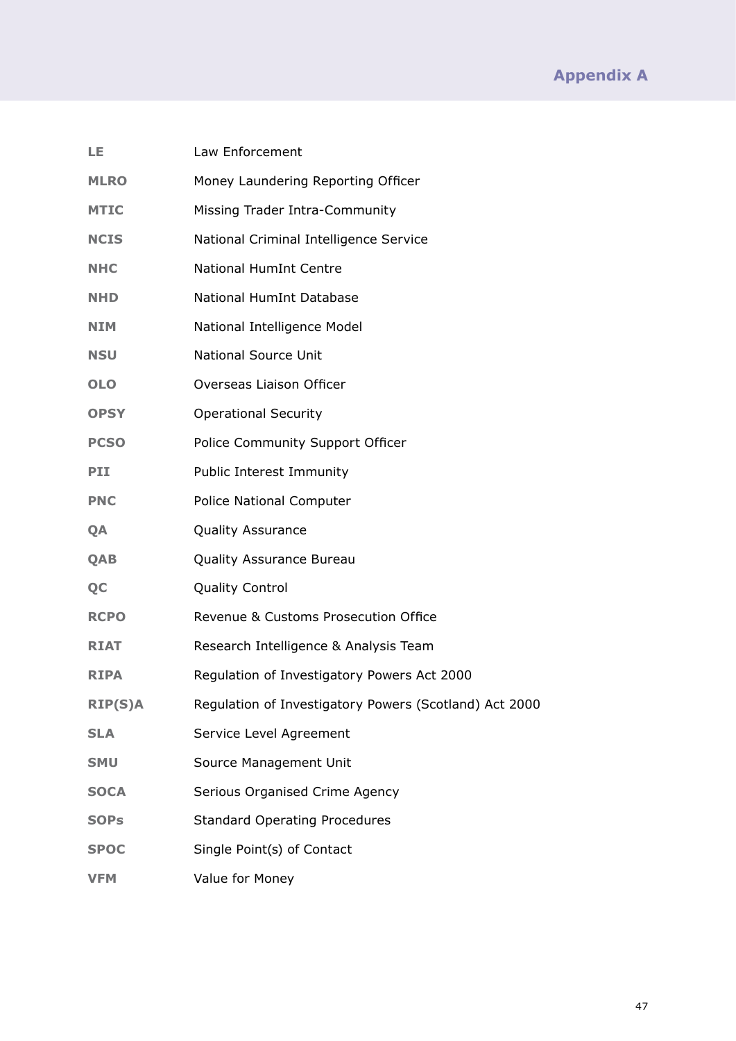| | |
|---|---|
| **LE** | Law Enforcement |
| **MLRO** | Money Laundering Reporting Officer |
| **MTIC** | Missing Trader Intra-Community |
| **NCIS** | National Criminal Intelligence Service |
| **NHC** | National HumInt Centre |
| **NHD** | National HumInt Database |
| **NIM** | National Intelligence Model |
| **NSU** | National Source Unit |
| **OLO** | Overseas Liaison Officer |
| **OPSY** | Operational Security |
| **PCSO** | Police Community Support Officer |
| **PII** | Public Interest Immunity |
| **PNC** | Police National Computer |
| **QA** | Quality Assurance |
| **QAB** | Quality Assurance Bureau |
| **QC** | Quality Control |
| **RCPO** | Revenue & Customs Prosecution Office |
| **RIAT** | Research Intelligence & Analysis Team |
| **RIPA** | Regulation of Investigatory Powers Act 2000 |
| **RIP(S)A** | Regulation of Investigatory Powers (Scotland) Act 2000 |
| **SLA** | Service Level Agreement |
| **SMU** | Source Management Unit |
| **SOCA** | Serious Organised Crime Agency |
| **SOPs** | Standard Operating Procedures |
| **SPOC** | Single Point(s) of Contact |
| **VFM** | Value for Money |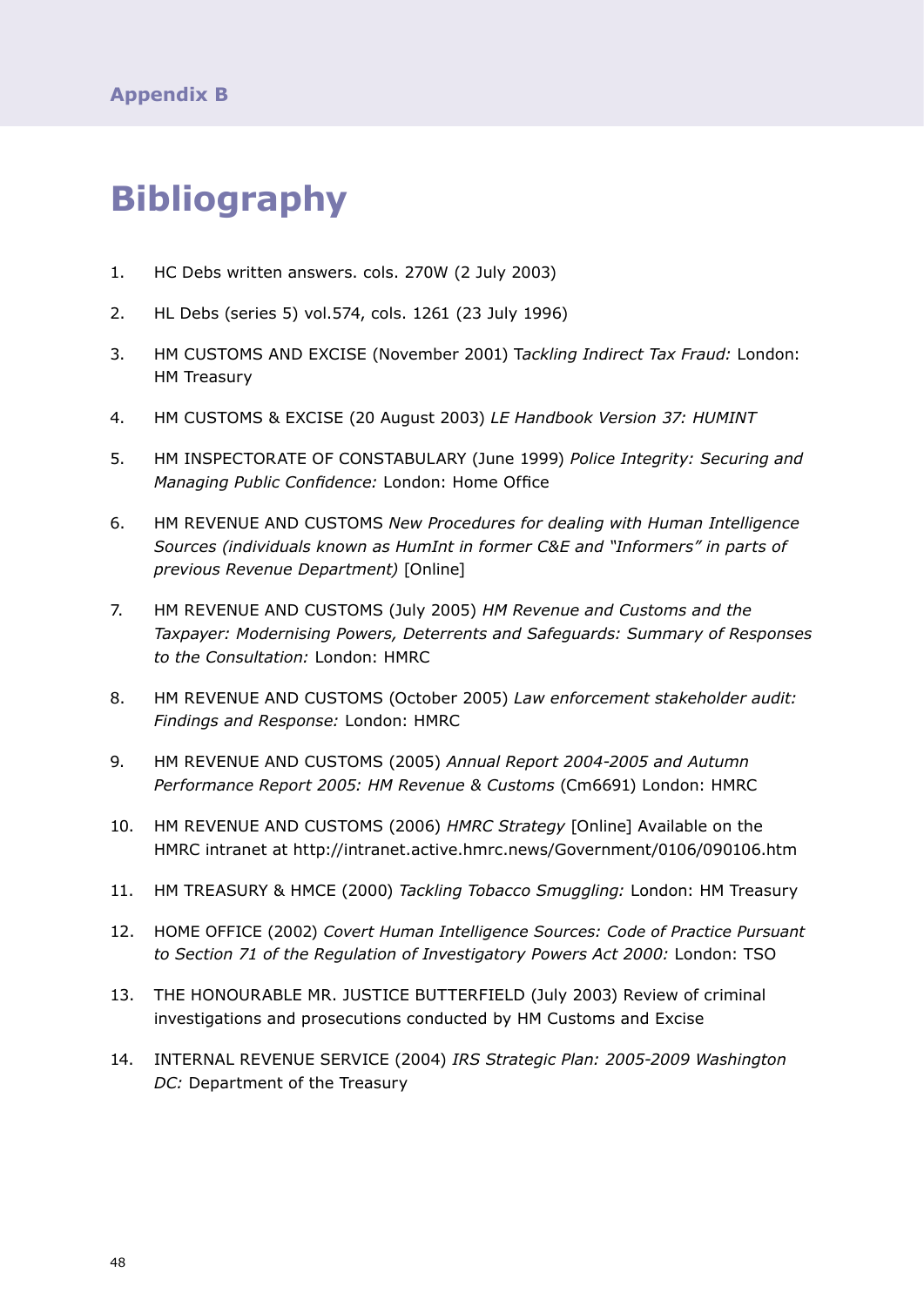Appendix B

# Bibliography

1. HC Debs written answers. cols. 270W (2 July 2003)

2. HL Debs (series 5) vol.574, cols. 1261 (23 July 1996)

3. HM CUSTOMS AND EXCISE (November 2001) T*ackling Indirect Tax Fraud:* London: HM Treasury

4. HM CUSTOMS & EXCISE (20 August 2003) *LE Handbook Version 37: HUMINT*

5. HM INSPECTORATE OF CONSTABULARY (June 1999) *Police Integrity: Securing and Managing Public Confidence:* London: Home Office

6. HM REVENUE AND CUSTOMS *New Procedures for dealing with Human Intelligence Sources (individuals known as HumInt in former C&E and "Informers" in parts of previous Revenue Department)* [Online]

7. HM REVENUE AND CUSTOMS (July 2005) *HM Revenue and Customs and the Taxpayer: Modernising Powers, Deterrents and Safeguards: Summary of Responses to the Consultation:* London: HMRC

8. HM REVENUE AND CUSTOMS (October 2005) *Law enforcement stakeholder audit: Findings and Response:* London: HMRC

9. HM REVENUE AND CUSTOMS (2005) *Annual Report 2004-2005 and Autumn Performance Report 2005: HM Revenue & Customs* (Cm6691) London: HMRC

10. HM REVENUE AND CUSTOMS (2006) *HMRC Strategy* [Online] Available on the HMRC intranet at http://intranet.active.hmrc.news/Government/0106/090106.htm

11. HM TREASURY & HMCE (2000) *Tackling Tobacco Smuggling:* London: HM Treasury

12. HOME OFFICE (2002) *Covert Human Intelligence Sources: Code of Practice Pursuant to Section 71 of the Regulation of Investigatory Powers Act 2000:* London: TSO

13. THE HONOURABLE MR. JUSTICE BUTTERFIELD (July 2003) Review of criminal investigations and prosecutions conducted by HM Customs and Excise

14. INTERNAL REVENUE SERVICE (2004) *IRS Strategic Plan: 2005-2009 Washington DC:* Department of the Treasury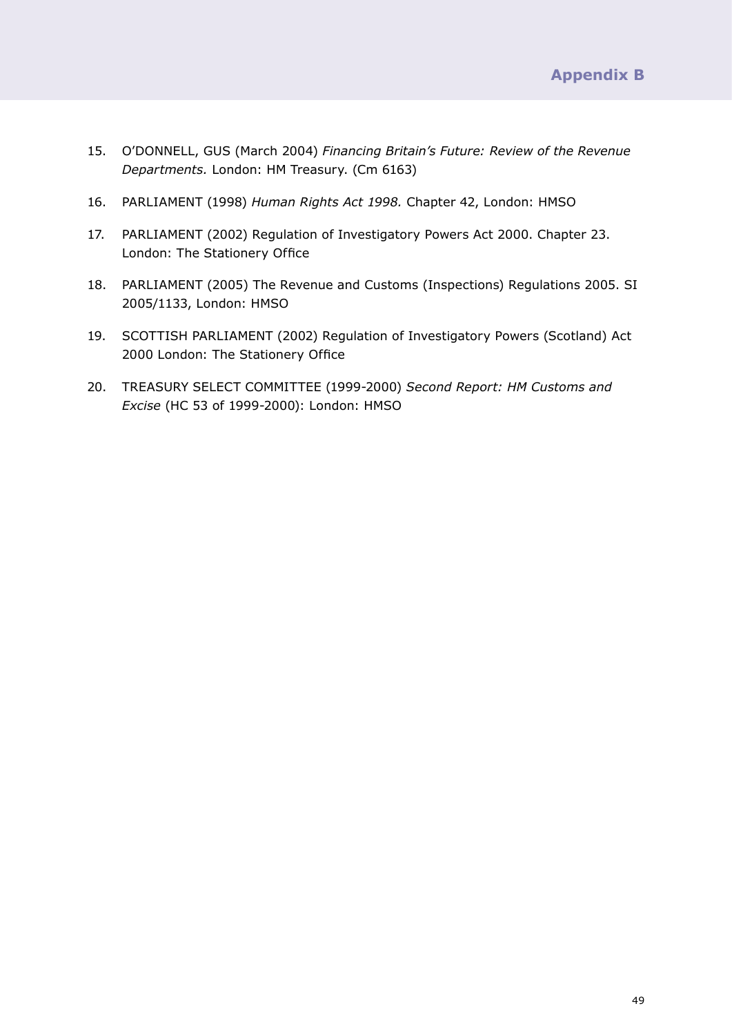15. O'DONNELL, GUS (March 2004) *Financing Britain's Future: Review of the Revenue Departments.* London: HM Treasury. (Cm 6163)

16. PARLIAMENT (1998) *Human Rights Act 1998.* Chapter 42, London: HMSO

17. PARLIAMENT (2002) Regulation of Investigatory Powers Act 2000. Chapter 23. London: The Stationery Office

18. PARLIAMENT (2005) The Revenue and Customs (Inspections) Regulations 2005. SI 2005/1133, London: HMSO

19. SCOTTISH PARLIAMENT (2002) Regulation of Investigatory Powers (Scotland) Act 2000 London: The Stationery Office

20. TREASURY SELECT COMMITTEE (1999-2000) *Second Report: HM Customs and Excise* (HC 53 of 1999-2000): London: HMSO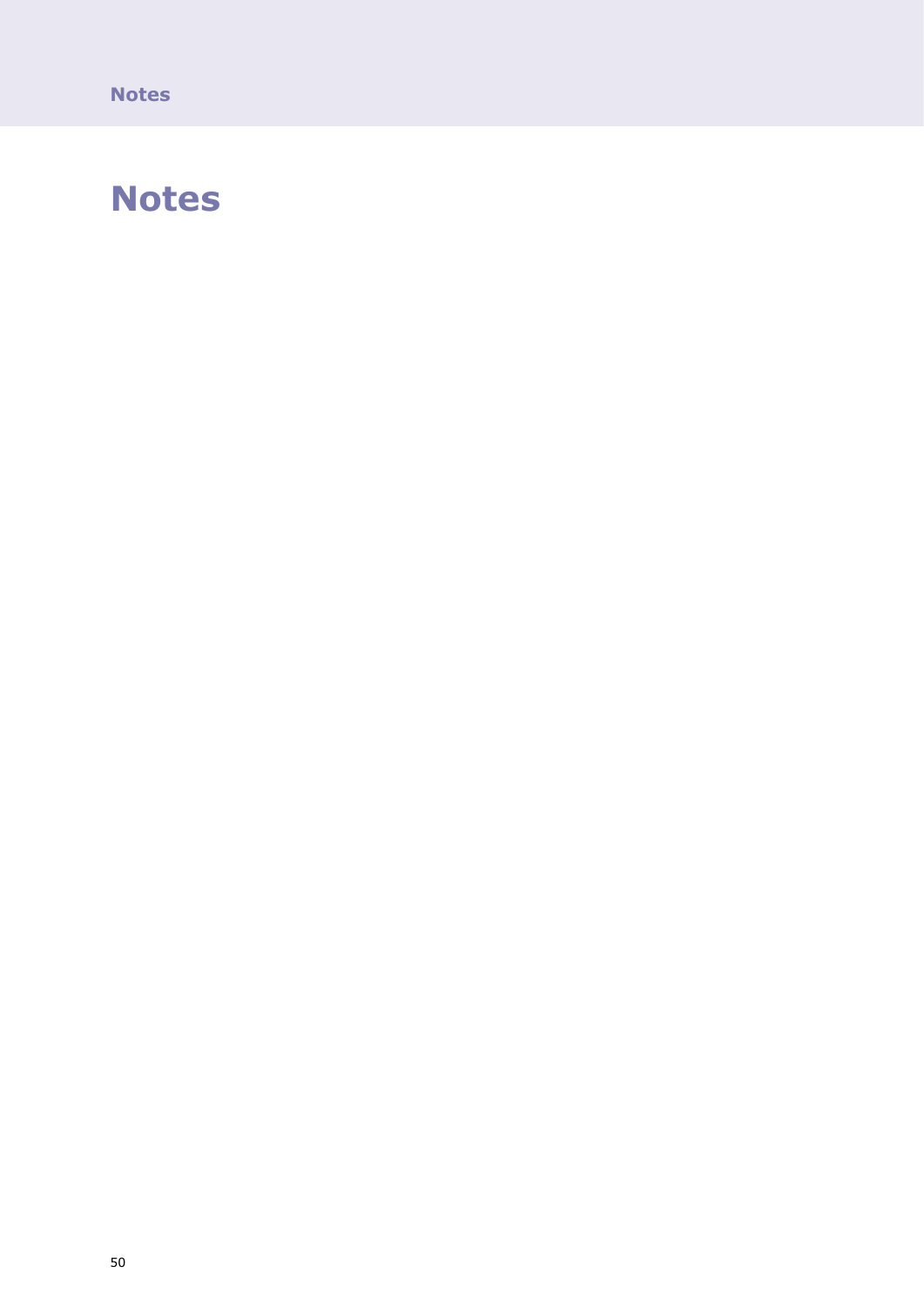# Notes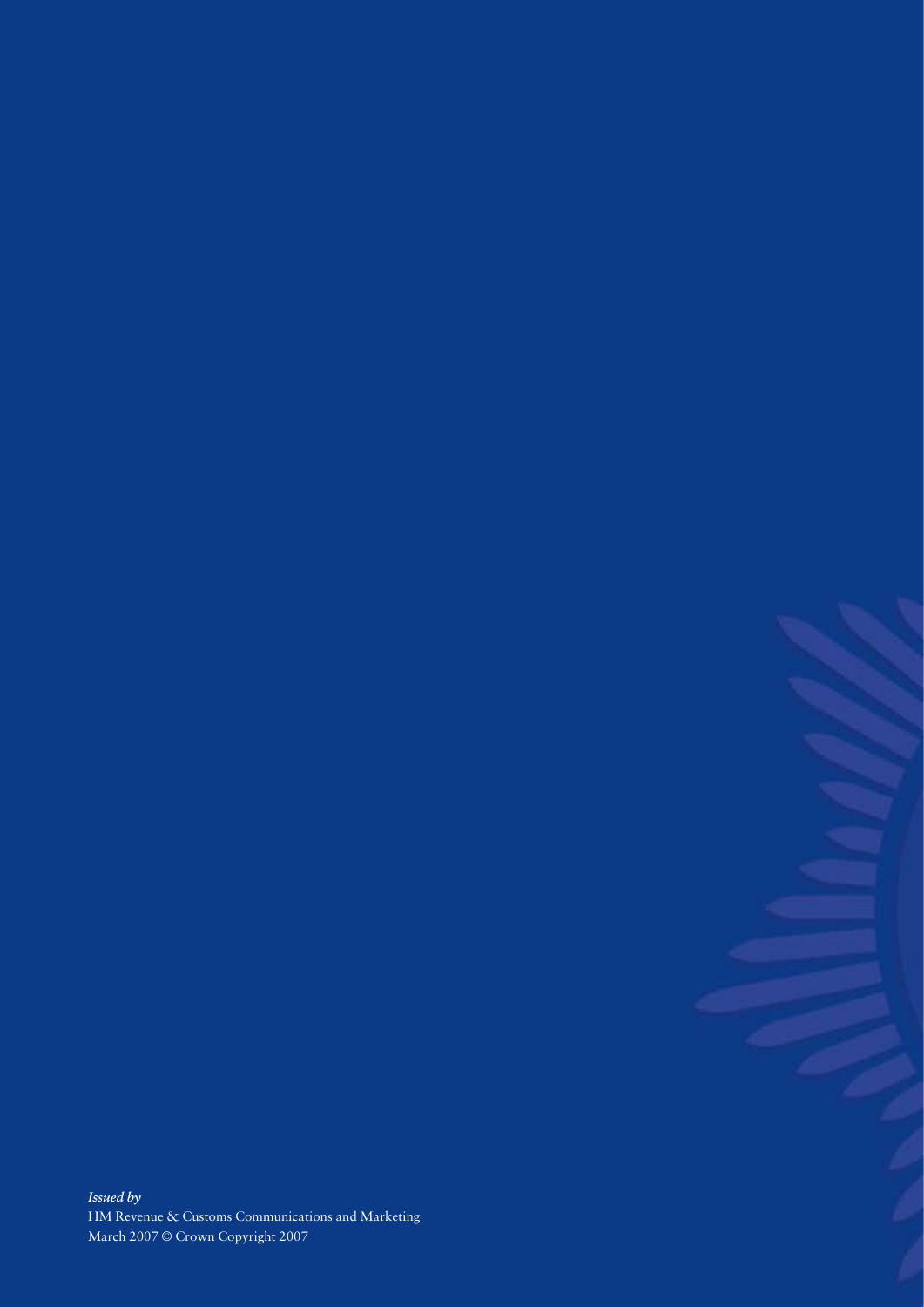*Issued by*
HM Revenue & Customs Communications and Marketing
March 2007 © Crown Copyright 2007